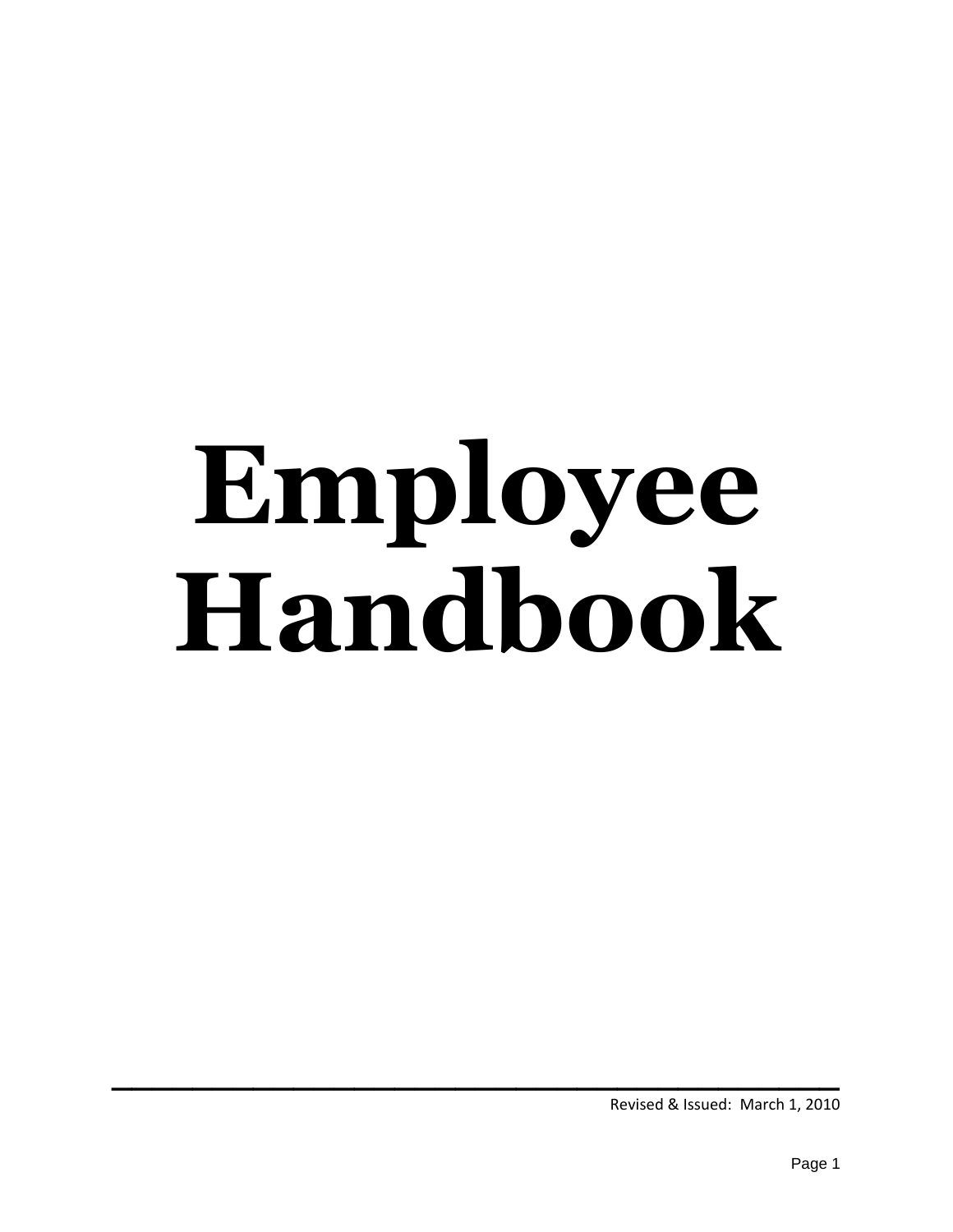# Employee Handbook

Revised & Issued: March 1, 2010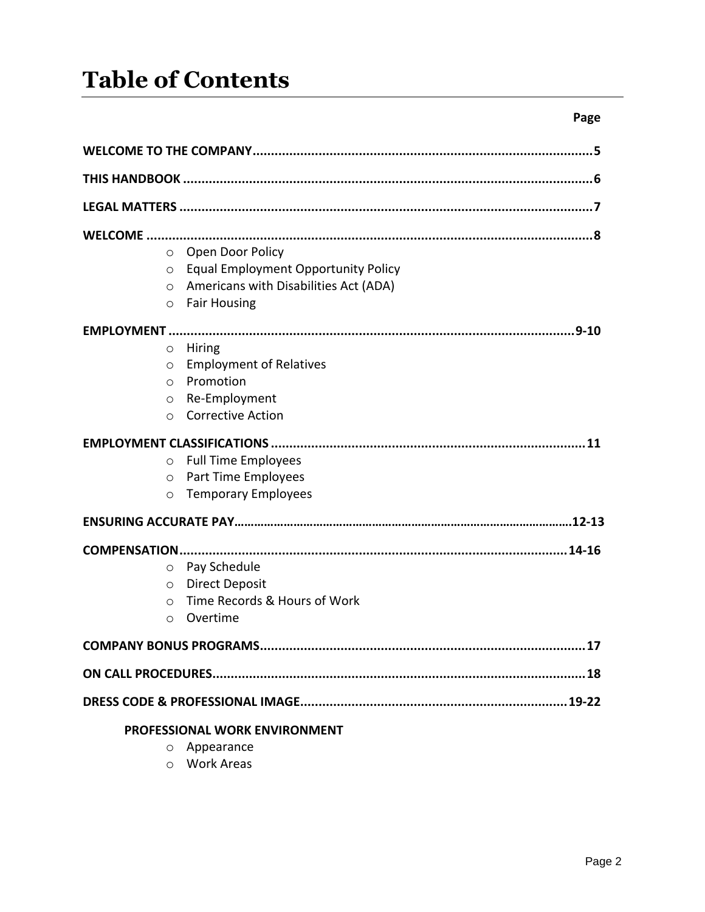# Table of Contents

**Page**

**WELCOME TO THE COMPANY.............................................................................................5**

**THIS HANDBOOK ...............................................................................................................6**

**LEGAL MATTERS ................................................................................................................7**

**WELCOME .........................................................................................................................8**

- Open Door Policy
- Equal Employment Opportunity Policy
- Americans with Disabilities Act (ADA)
- Fair Housing

**EMPLOYMENT ..............................................................................................................9-10**

- Hiring
- Employment of Relatives
- Promotion
- Re-Employment
- Corrective Action

**EMPLOYMENT CLASSIFICATIONS ....................................................................................11**

- Full Time Employees
- Part Time Employees
- Temporary Employees

**ENSURING ACCURATE PAY....................................................................................................12-13**

**COMPENSATION.........................................................................................................14-16**

- Pay Schedule
- Direct Deposit
- Time Records & Hours of Work
- Overtime

**COMPANY BONUS PROGRAMS........................................................................................17**

**ON CALL PROCEDURES.....................................................................................................18**

**DRESS CODE & PROFESSIONAL IMAGE.........................................................................19-22**

**PROFESSIONAL WORK ENVIRONMENT**

- Appearance
- Work Areas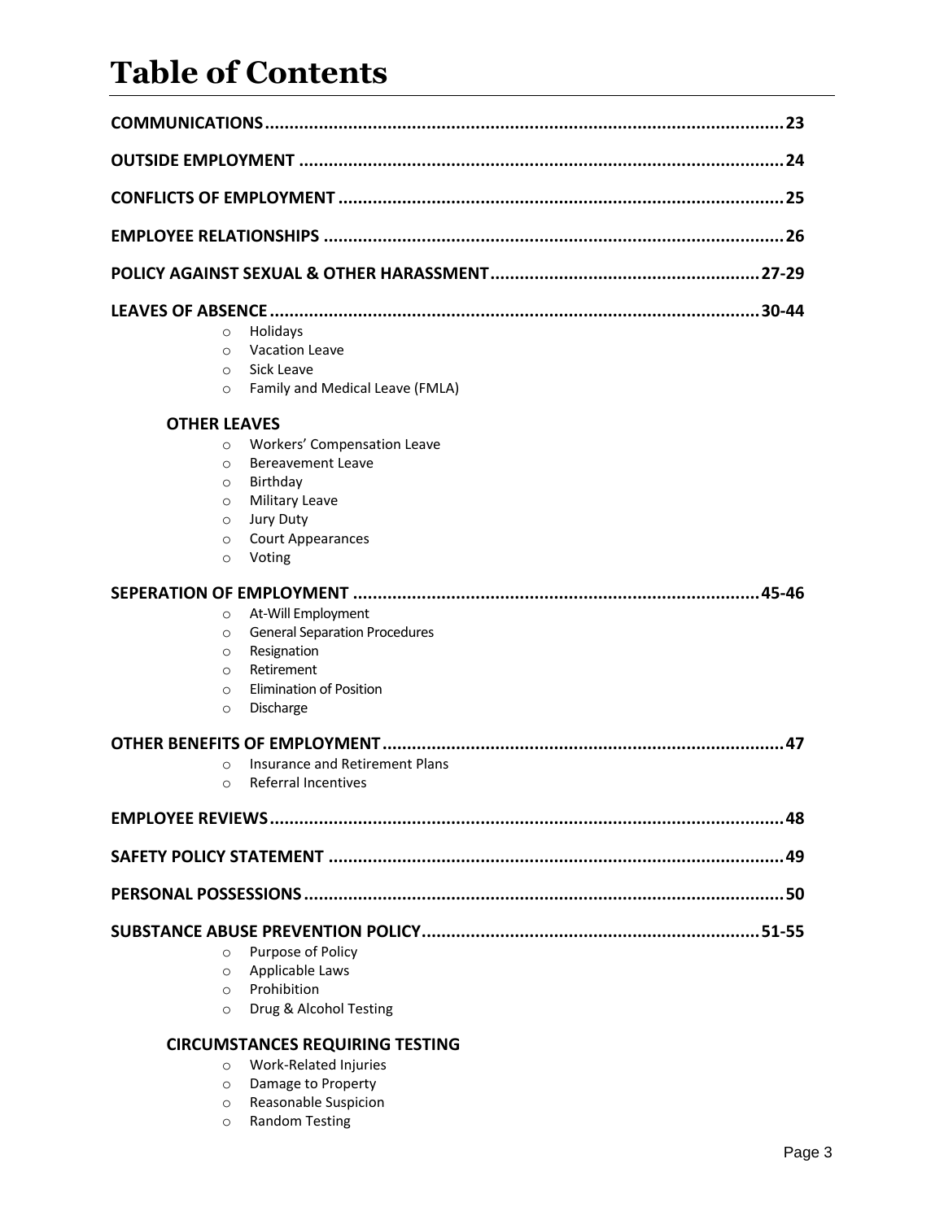# Table of Contents

**COMMUNICATIONS** ..... 23

**OUTSIDE EMPLOYMENT** ..... 24

**CONFLICTS OF EMPLOYMENT** ..... 25

**EMPLOYEE RELATIONSHIPS** ..... 26

**POLICY AGAINST SEXUAL & OTHER HARASSMENT** ..... 27-29

**LEAVES OF ABSENCE** ..... 30-44

- Holidays
- Vacation Leave
- Sick Leave
- Family and Medical Leave (FMLA)

**OTHER LEAVES**

- Workers' Compensation Leave
- Bereavement Leave
- Birthday
- Military Leave
- Jury Duty
- Court Appearances
- Voting

**SEPERATION OF EMPLOYMENT** ..... 45-46

- At-Will Employment
- General Separation Procedures
- Resignation
- Retirement
- Elimination of Position
- Discharge

**OTHER BENEFITS OF EMPLOYMENT** ..... 47

- Insurance and Retirement Plans
- Referral Incentives

**EMPLOYEE REVIEWS** ..... 48

**SAFETY POLICY STATEMENT** ..... 49

**PERSONAL POSSESSIONS** ..... 50

**SUBSTANCE ABUSE PREVENTION POLICY** ..... 51-55

- Purpose of Policy
- Applicable Laws
- Prohibition
- Drug & Alcohol Testing

**CIRCUMSTANCES REQUIRING TESTING**

- Work-Related Injuries
- Damage to Property
- Reasonable Suspicion
- Random Testing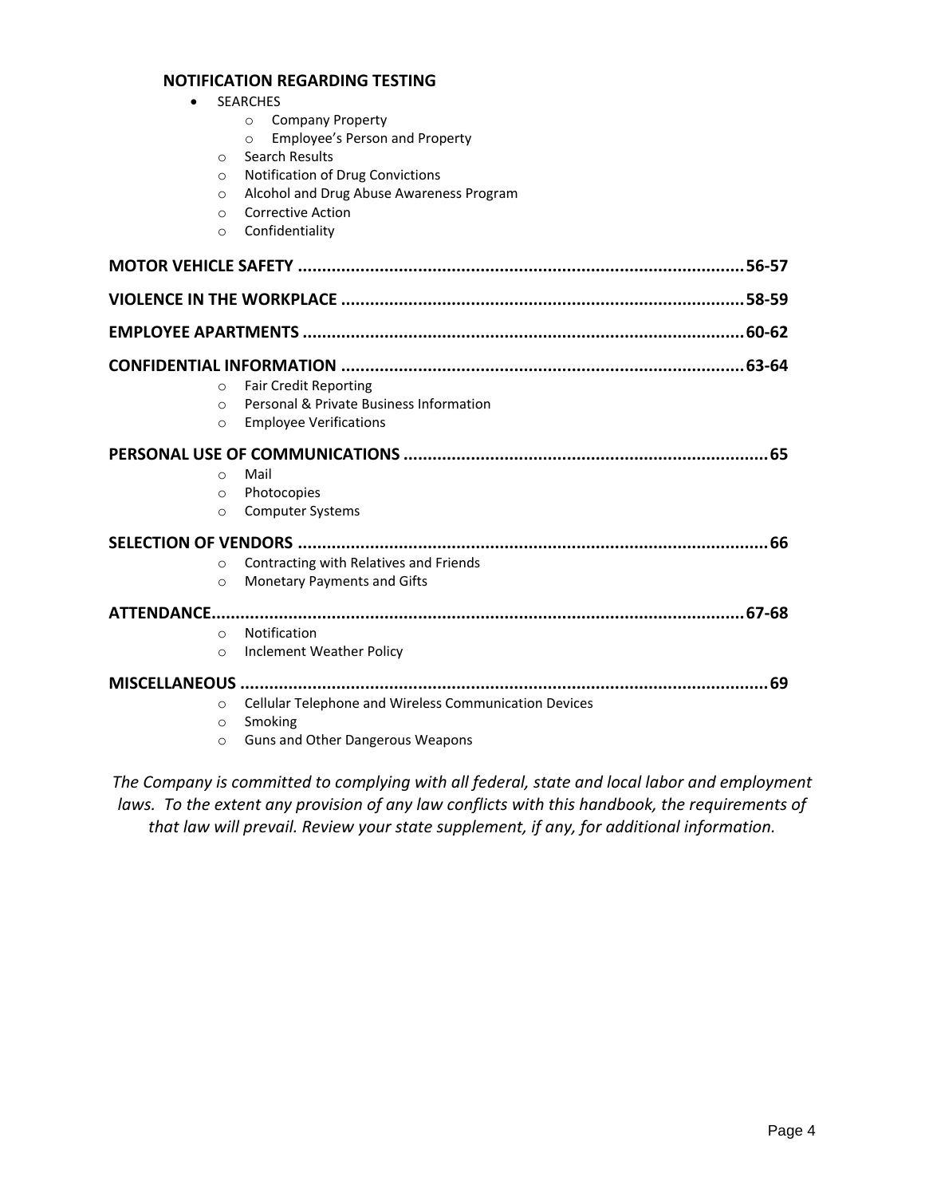**NOTIFICATION REGARDING TESTING**

- SEARCHES
  - Company Property
  - Employee's Person and Property
- Search Results
- Notification of Drug Convictions
- Alcohol and Drug Abuse Awareness Program
- Corrective Action
- Confidentiality

**MOTOR VEHICLE SAFETY ............................................................................................ 56-57**

**VIOLENCE IN THE WORKPLACE ................................................................................... 58-59**

**EMPLOYEE APARTMENTS ............................................................................................ 60-62**

**CONFIDENTIAL INFORMATION .................................................................................... 63-64**

- Fair Credit Reporting
- Personal & Private Business Information
- Employee Verifications

**PERSONAL USE OF COMMUNICATIONS ........................................................................... 65**

- Mail
- Photocopies
- Computer Systems

**SELECTION OF VENDORS ................................................................................................ 66**

- Contracting with Relatives and Friends
- Monetary Payments and Gifts

**ATTENDANCE............................................................................................................ 67-68**

- Notification
- Inclement Weather Policy

**MISCELLANEOUS ........................................................................................................... 69**

- Cellular Telephone and Wireless Communication Devices
- Smoking
- Guns and Other Dangerous Weapons

*The Company is committed to complying with all federal, state and local labor and employment laws. To the extent any provision of any law conflicts with this handbook, the requirements of that law will prevail. Review your state supplement, if any, for additional information.*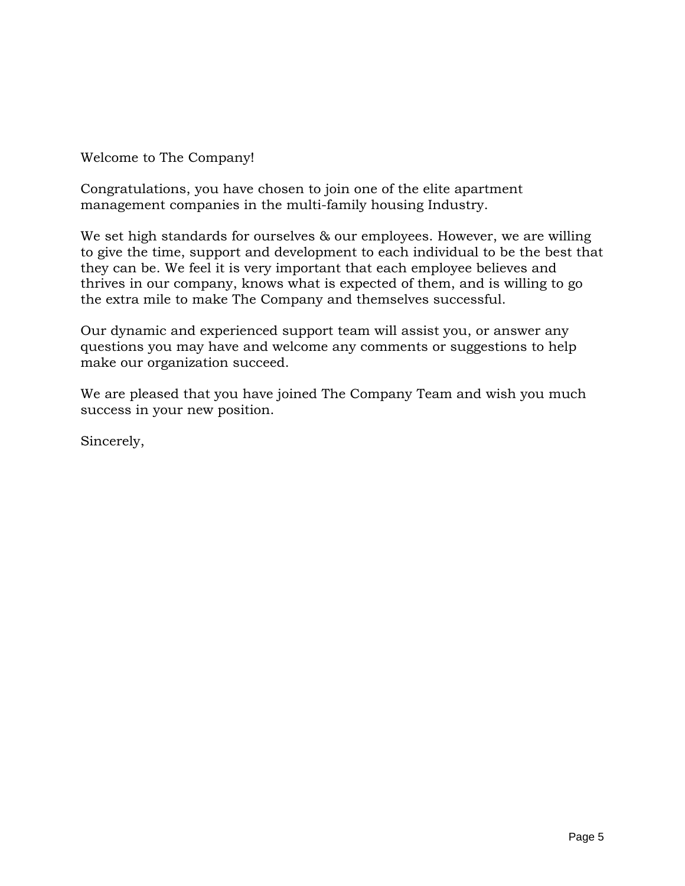Welcome to The Company!

Congratulations, you have chosen to join one of the elite apartment management companies in the multi-family housing Industry.

We set high standards for ourselves & our employees. However, we are willing to give the time, support and development to each individual to be the best that they can be. We feel it is very important that each employee believes and thrives in our company, knows what is expected of them, and is willing to go the extra mile to make The Company and themselves successful.

Our dynamic and experienced support team will assist you, or answer any questions you may have and welcome any comments or suggestions to help make our organization succeed.

We are pleased that you have joined The Company Team and wish you much success in your new position.

Sincerely,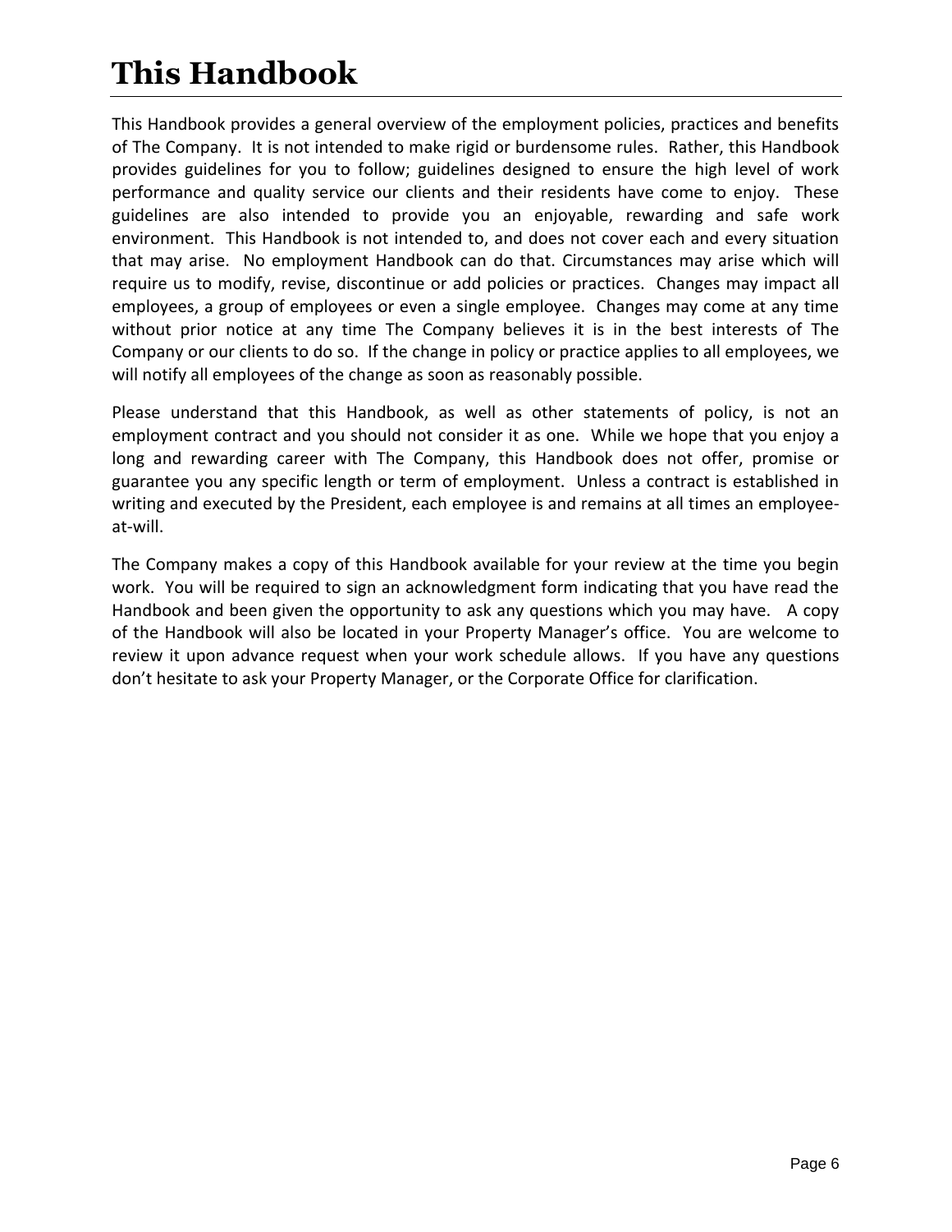# This Handbook

This Handbook provides a general overview of the employment policies, practices and benefits of The Company. It is not intended to make rigid or burdensome rules. Rather, this Handbook provides guidelines for you to follow; guidelines designed to ensure the high level of work performance and quality service our clients and their residents have come to enjoy. These guidelines are also intended to provide you an enjoyable, rewarding and safe work environment. This Handbook is not intended to, and does not cover each and every situation that may arise. No employment Handbook can do that. Circumstances may arise which will require us to modify, revise, discontinue or add policies or practices. Changes may impact all employees, a group of employees or even a single employee. Changes may come at any time without prior notice at any time The Company believes it is in the best interests of The Company or our clients to do so. If the change in policy or practice applies to all employees, we will notify all employees of the change as soon as reasonably possible.

Please understand that this Handbook, as well as other statements of policy, is not an employment contract and you should not consider it as one. While we hope that you enjoy a long and rewarding career with The Company, this Handbook does not offer, promise or guarantee you any specific length or term of employment. Unless a contract is established in writing and executed by the President, each employee is and remains at all times an employee-at-will.

The Company makes a copy of this Handbook available for your review at the time you begin work. You will be required to sign an acknowledgment form indicating that you have read the Handbook and been given the opportunity to ask any questions which you may have. A copy of the Handbook will also be located in your Property Manager's office. You are welcome to review it upon advance request when your work schedule allows. If you have any questions don't hesitate to ask your Property Manager, or the Corporate Office for clarification.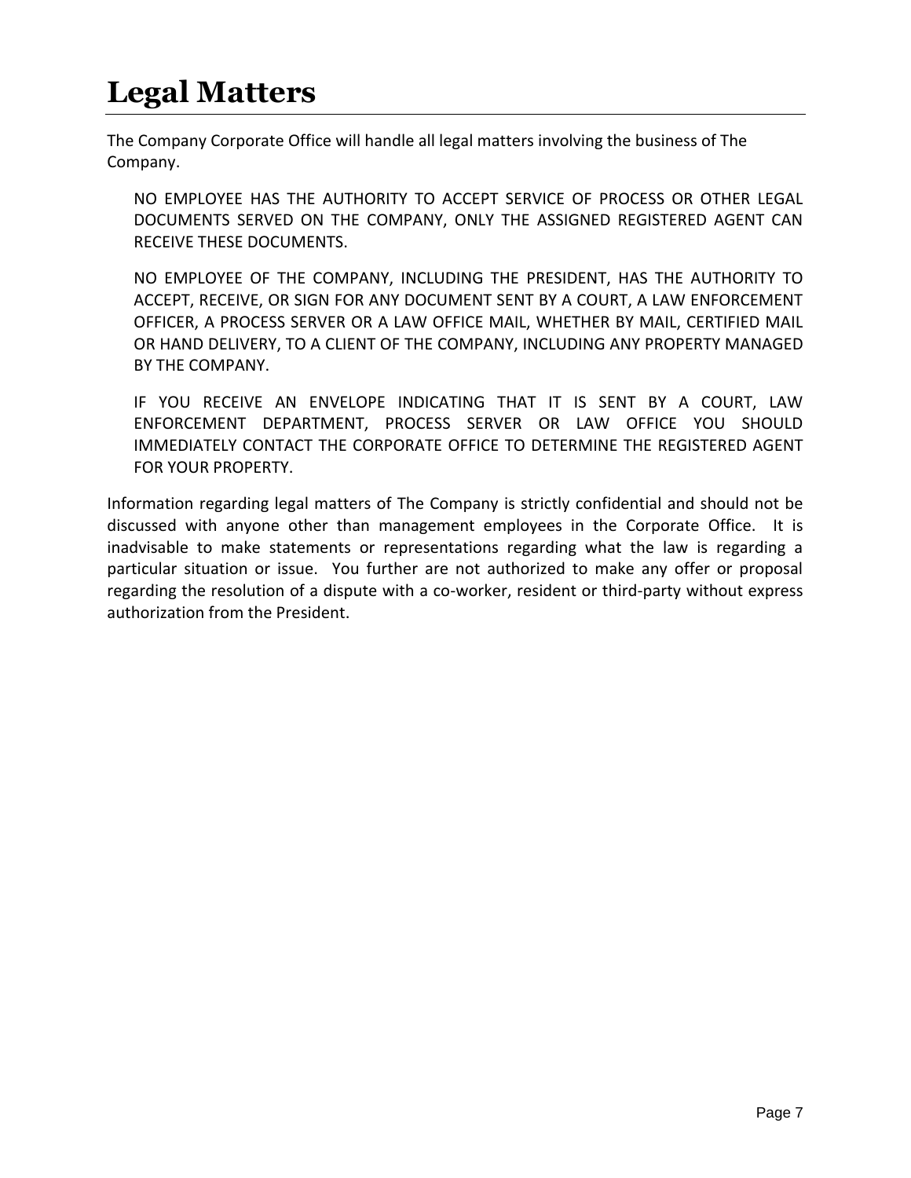# Legal Matters

The Company Corporate Office will handle all legal matters involving the business of The Company.

> NO EMPLOYEE HAS THE AUTHORITY TO ACCEPT SERVICE OF PROCESS OR OTHER LEGAL DOCUMENTS SERVED ON THE COMPANY, ONLY THE ASSIGNED REGISTERED AGENT CAN RECEIVE THESE DOCUMENTS.
>
> NO EMPLOYEE OF THE COMPANY, INCLUDING THE PRESIDENT, HAS THE AUTHORITY TO ACCEPT, RECEIVE, OR SIGN FOR ANY DOCUMENT SENT BY A COURT, A LAW ENFORCEMENT OFFICER, A PROCESS SERVER OR A LAW OFFICE MAIL, WHETHER BY MAIL, CERTIFIED MAIL OR HAND DELIVERY, TO A CLIENT OF THE COMPANY, INCLUDING ANY PROPERTY MANAGED BY THE COMPANY.
>
> IF YOU RECEIVE AN ENVELOPE INDICATING THAT IT IS SENT BY A COURT, LAW ENFORCEMENT DEPARTMENT, PROCESS SERVER OR LAW OFFICE YOU SHOULD IMMEDIATELY CONTACT THE CORPORATE OFFICE TO DETERMINE THE REGISTERED AGENT FOR YOUR PROPERTY.

Information regarding legal matters of The Company is strictly confidential and should not be discussed with anyone other than management employees in the Corporate Office. It is inadvisable to make statements or representations regarding what the law is regarding a particular situation or issue. You further are not authorized to make any offer or proposal regarding the resolution of a dispute with a co-worker, resident or third-party without express authorization from the President.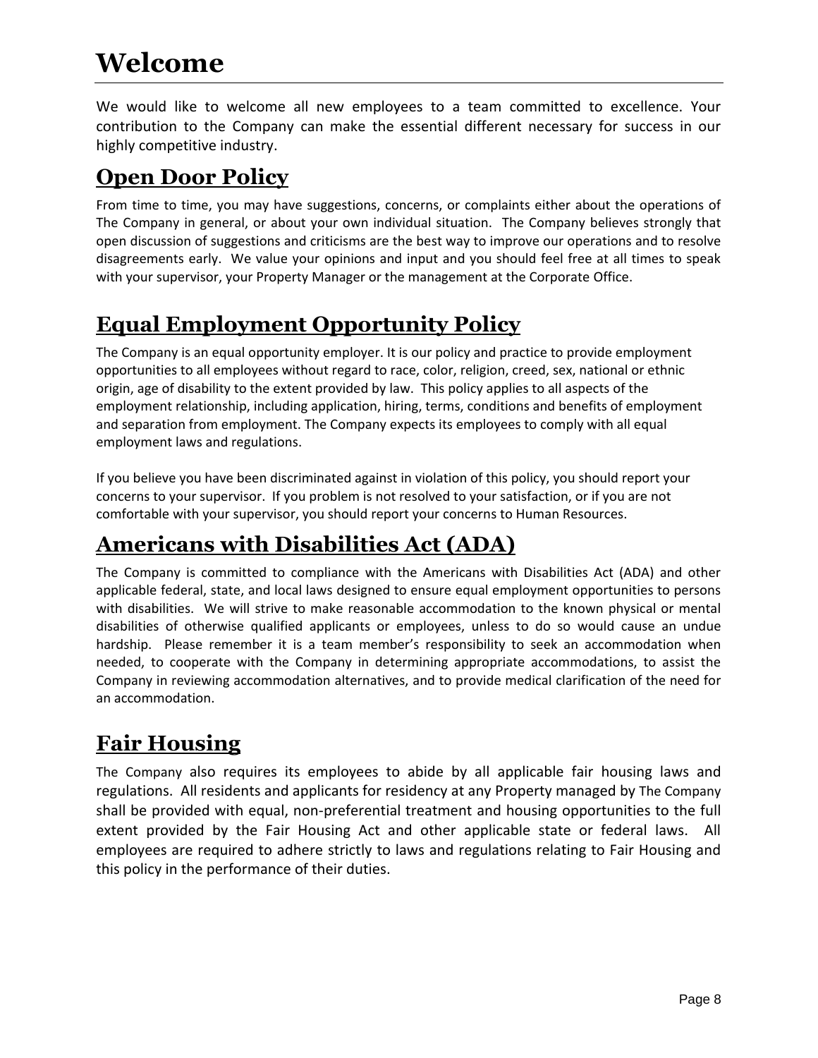# Welcome

We would like to welcome all new employees to a team committed to excellence. Your contribution to the Company can make the essential different necessary for success in our highly competitive industry.

## Open Door Policy

From time to time, you may have suggestions, concerns, or complaints either about the operations of The Company in general, or about your own individual situation. The Company believes strongly that open discussion of suggestions and criticisms are the best way to improve our operations and to resolve disagreements early. We value your opinions and input and you should feel free at all times to speak with your supervisor, your Property Manager or the management at the Corporate Office.

## Equal Employment Opportunity Policy

The Company is an equal opportunity employer. It is our policy and practice to provide employment opportunities to all employees without regard to race, color, religion, creed, sex, national or ethnic origin, age of disability to the extent provided by law. This policy applies to all aspects of the employment relationship, including application, hiring, terms, conditions and benefits of employment and separation from employment. The Company expects its employees to comply with all equal employment laws and regulations.

If you believe you have been discriminated against in violation of this policy, you should report your concerns to your supervisor. If you problem is not resolved to your satisfaction, or if you are not comfortable with your supervisor, you should report your concerns to Human Resources.

## Americans with Disabilities Act (ADA)

The Company is committed to compliance with the Americans with Disabilities Act (ADA) and other applicable federal, state, and local laws designed to ensure equal employment opportunities to persons with disabilities. We will strive to make reasonable accommodation to the known physical or mental disabilities of otherwise qualified applicants or employees, unless to do so would cause an undue hardship. Please remember it is a team member's responsibility to seek an accommodation when needed, to cooperate with the Company in determining appropriate accommodations, to assist the Company in reviewing accommodation alternatives, and to provide medical clarification of the need for an accommodation.

## Fair Housing

The Company also requires its employees to abide by all applicable fair housing laws and regulations. All residents and applicants for residency at any Property managed by The Company shall be provided with equal, non-preferential treatment and housing opportunities to the full extent provided by the Fair Housing Act and other applicable state or federal laws. All employees are required to adhere strictly to laws and regulations relating to Fair Housing and this policy in the performance of their duties.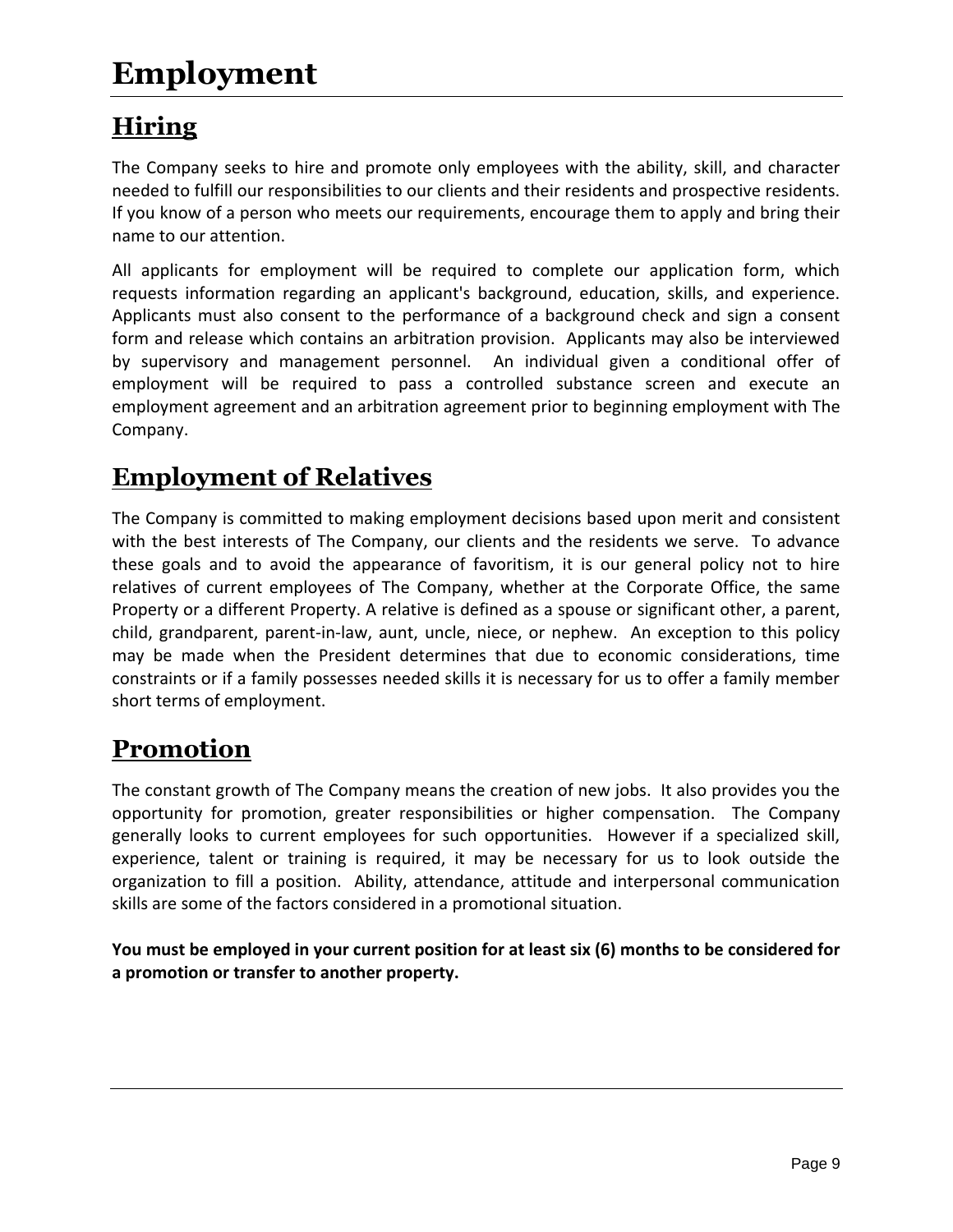# Employment

## Hiring

The Company seeks to hire and promote only employees with the ability, skill, and character needed to fulfill our responsibilities to our clients and their residents and prospective residents. If you know of a person who meets our requirements, encourage them to apply and bring their name to our attention.

All applicants for employment will be required to complete our application form, which requests information regarding an applicant's background, education, skills, and experience. Applicants must also consent to the performance of a background check and sign a consent form and release which contains an arbitration provision. Applicants may also be interviewed by supervisory and management personnel. An individual given a conditional offer of employment will be required to pass a controlled substance screen and execute an employment agreement and an arbitration agreement prior to beginning employment with The Company.

## Employment of Relatives

The Company is committed to making employment decisions based upon merit and consistent with the best interests of The Company, our clients and the residents we serve. To advance these goals and to avoid the appearance of favoritism, it is our general policy not to hire relatives of current employees of The Company, whether at the Corporate Office, the same Property or a different Property. A relative is defined as a spouse or significant other, a parent, child, grandparent, parent-in-law, aunt, uncle, niece, or nephew. An exception to this policy may be made when the President determines that due to economic considerations, time constraints or if a family possesses needed skills it is necessary for us to offer a family member short terms of employment.

## Promotion

The constant growth of The Company means the creation of new jobs. It also provides you the opportunity for promotion, greater responsibilities or higher compensation. The Company generally looks to current employees for such opportunities. However if a specialized skill, experience, talent or training is required, it may be necessary for us to look outside the organization to fill a position. Ability, attendance, attitude and interpersonal communication skills are some of the factors considered in a promotional situation.

**You must be employed in your current position for at least six (6) months to be considered for a promotion or transfer to another property.**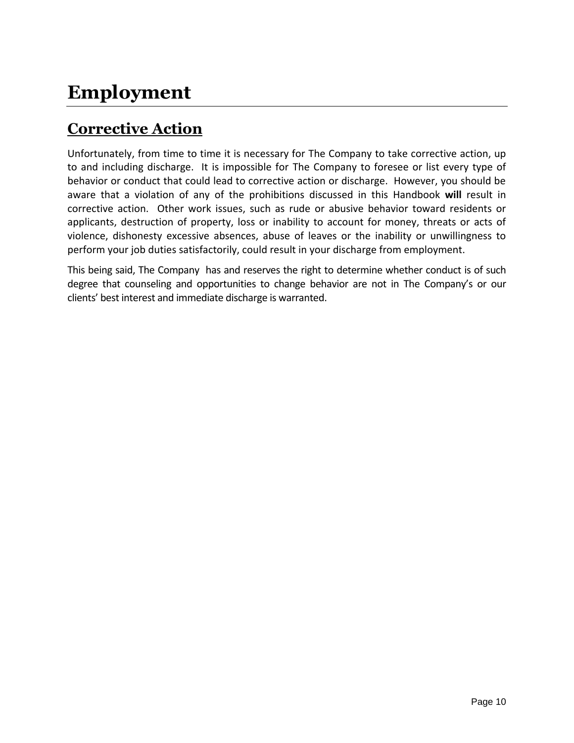# Employment

## Corrective Action

Unfortunately, from time to time it is necessary for The Company to take corrective action, up to and including discharge. It is impossible for The Company to foresee or list every type of behavior or conduct that could lead to corrective action or discharge. However, you should be aware that a violation of any of the prohibitions discussed in this Handbook **will** result in corrective action. Other work issues, such as rude or abusive behavior toward residents or applicants, destruction of property, loss or inability to account for money, threats or acts of violence, dishonesty excessive absences, abuse of leaves or the inability or unwillingness to perform your job duties satisfactorily, could result in your discharge from employment.

This being said, The Company has and reserves the right to determine whether conduct is of such degree that counseling and opportunities to change behavior are not in The Company's or our clients' best interest and immediate discharge is warranted.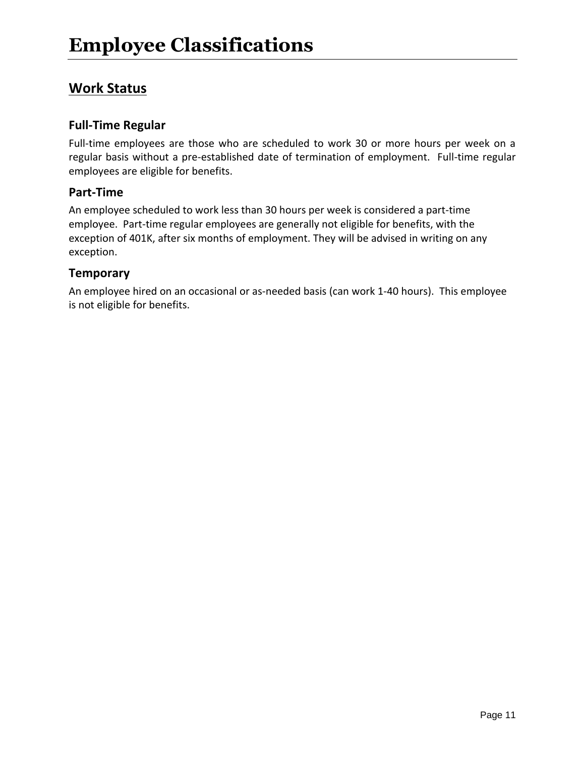# Employee Classifications

## Work Status

### Full-Time Regular

Full-time employees are those who are scheduled to work 30 or more hours per week on a regular basis without a pre-established date of termination of employment. Full-time regular employees are eligible for benefits.

### Part-Time

An employee scheduled to work less than 30 hours per week is considered a part-time employee. Part-time regular employees are generally not eligible for benefits, with the exception of 401K, after six months of employment. They will be advised in writing on any exception.

### Temporary

An employee hired on an occasional or as-needed basis (can work 1-40 hours). This employee is not eligible for benefits.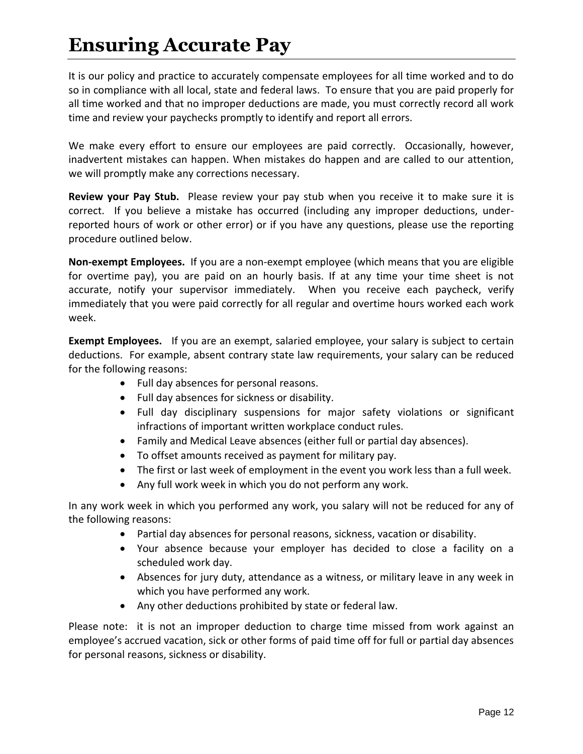# Ensuring Accurate Pay

It is our policy and practice to accurately compensate employees for all time worked and to do so in compliance with all local, state and federal laws. To ensure that you are paid properly for all time worked and that no improper deductions are made, you must correctly record all work time and review your paychecks promptly to identify and report all errors.

We make every effort to ensure our employees are paid correctly. Occasionally, however, inadvertent mistakes can happen. When mistakes do happen and are called to our attention, we will promptly make any corrections necessary.

**Review your Pay Stub.** Please review your pay stub when you receive it to make sure it is correct. If you believe a mistake has occurred (including any improper deductions, under-reported hours of work or other error) or if you have any questions, please use the reporting procedure outlined below.

**Non-exempt Employees.** If you are a non-exempt employee (which means that you are eligible for overtime pay), you are paid on an hourly basis. If at any time your time sheet is not accurate, notify your supervisor immediately. When you receive each paycheck, verify immediately that you were paid correctly for all regular and overtime hours worked each work week.

**Exempt Employees.** If you are an exempt, salaried employee, your salary is subject to certain deductions. For example, absent contrary state law requirements, your salary can be reduced for the following reasons:

- Full day absences for personal reasons.
- Full day absences for sickness or disability.
- Full day disciplinary suspensions for major safety violations or significant infractions of important written workplace conduct rules.
- Family and Medical Leave absences (either full or partial day absences).
- To offset amounts received as payment for military pay.
- The first or last week of employment in the event you work less than a full week.
- Any full work week in which you do not perform any work.

In any work week in which you performed any work, you salary will not be reduced for any of the following reasons:

- Partial day absences for personal reasons, sickness, vacation or disability.
- Your absence because your employer has decided to close a facility on a scheduled work day.
- Absences for jury duty, attendance as a witness, or military leave in any week in which you have performed any work.
- Any other deductions prohibited by state or federal law.

Please note: it is not an improper deduction to charge time missed from work against an employee's accrued vacation, sick or other forms of paid time off for full or partial day absences for personal reasons, sickness or disability.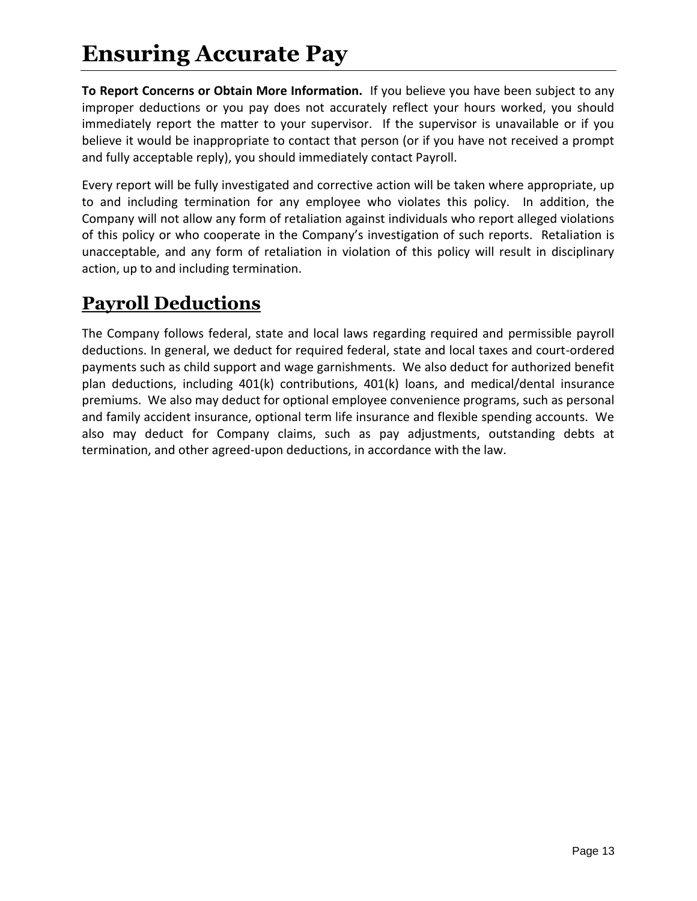# Ensuring Accurate Pay

**To Report Concerns or Obtain More Information.** If you believe you have been subject to any improper deductions or you pay does not accurately reflect your hours worked, you should immediately report the matter to your supervisor. If the supervisor is unavailable or if you believe it would be inappropriate to contact that person (or if you have not received a prompt and fully acceptable reply), you should immediately contact Payroll.

Every report will be fully investigated and corrective action will be taken where appropriate, up to and including termination for any employee who violates this policy. In addition, the Company will not allow any form of retaliation against individuals who report alleged violations of this policy or who cooperate in the Company's investigation of such reports. Retaliation is unacceptable, and any form of retaliation in violation of this policy will result in disciplinary action, up to and including termination.

## Payroll Deductions

The Company follows federal, state and local laws regarding required and permissible payroll deductions. In general, we deduct for required federal, state and local taxes and court-ordered payments such as child support and wage garnishments. We also deduct for authorized benefit plan deductions, including 401(k) contributions, 401(k) loans, and medical/dental insurance premiums. We also may deduct for optional employee convenience programs, such as personal and family accident insurance, optional term life insurance and flexible spending accounts. We also may deduct for Company claims, such as pay adjustments, outstanding debts at termination, and other agreed-upon deductions, in accordance with the law.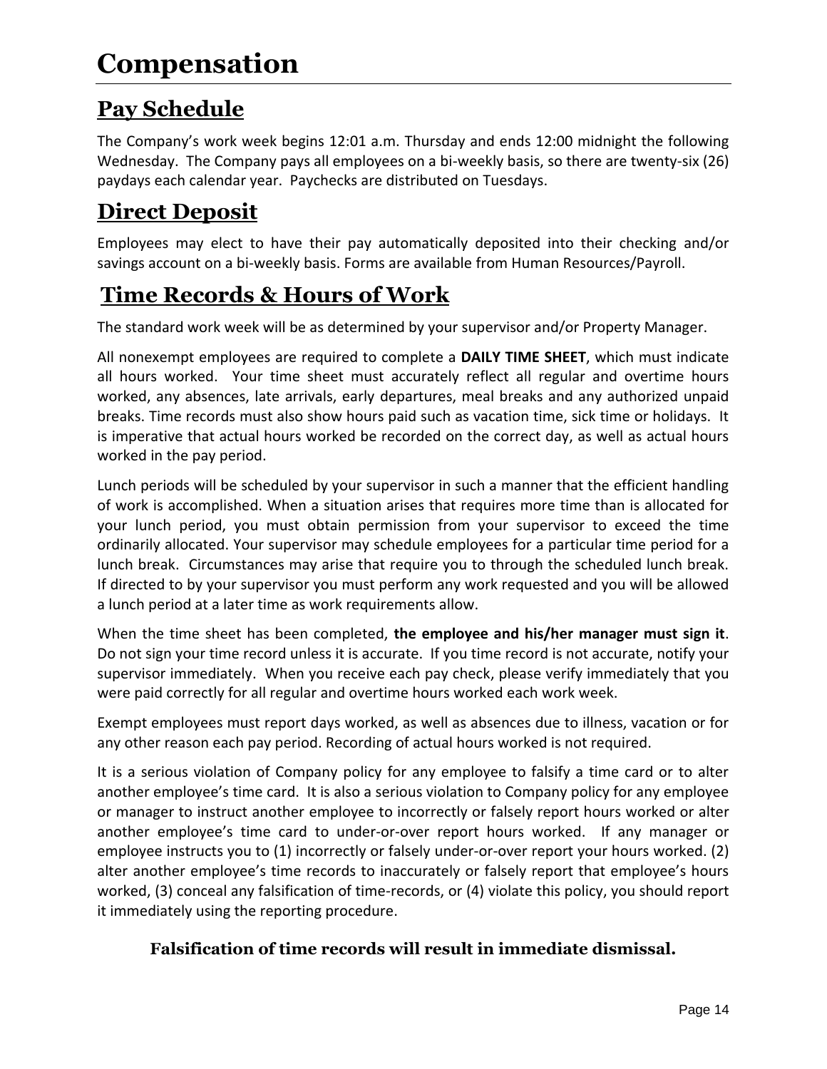# Compensation

## Pay Schedule

The Company's work week begins 12:01 a.m. Thursday and ends 12:00 midnight the following Wednesday. The Company pays all employees on a bi-weekly basis, so there are twenty-six (26) paydays each calendar year. Paychecks are distributed on Tuesdays.

## Direct Deposit

Employees may elect to have their pay automatically deposited into their checking and/or savings account on a bi-weekly basis. Forms are available from Human Resources/Payroll.

## Time Records & Hours of Work

The standard work week will be as determined by your supervisor and/or Property Manager.

All nonexempt employees are required to complete a **DAILY TIME SHEET**, which must indicate all hours worked. Your time sheet must accurately reflect all regular and overtime hours worked, any absences, late arrivals, early departures, meal breaks and any authorized unpaid breaks. Time records must also show hours paid such as vacation time, sick time or holidays. It is imperative that actual hours worked be recorded on the correct day, as well as actual hours worked in the pay period.

Lunch periods will be scheduled by your supervisor in such a manner that the efficient handling of work is accomplished. When a situation arises that requires more time than is allocated for your lunch period, you must obtain permission from your supervisor to exceed the time ordinarily allocated. Your supervisor may schedule employees for a particular time period for a lunch break. Circumstances may arise that require you to through the scheduled lunch break. If directed to by your supervisor you must perform any work requested and you will be allowed a lunch period at a later time as work requirements allow.

When the time sheet has been completed, **the employee and his/her manager must sign it**. Do not sign your time record unless it is accurate. If you time record is not accurate, notify your supervisor immediately. When you receive each pay check, please verify immediately that you were paid correctly for all regular and overtime hours worked each work week.

Exempt employees must report days worked, as well as absences due to illness, vacation or for any other reason each pay period. Recording of actual hours worked is not required.

It is a serious violation of Company policy for any employee to falsify a time card or to alter another employee's time card. It is also a serious violation to Company policy for any employee or manager to instruct another employee to incorrectly or falsely report hours worked or alter another employee's time card to under-or-over report hours worked. If any manager or employee instructs you to (1) incorrectly or falsely under-or-over report your hours worked. (2) alter another employee's time records to inaccurately or falsely report that employee's hours worked, (3) conceal any falsification of time-records, or (4) violate this policy, you should report it immediately using the reporting procedure.

**Falsification of time records will result in immediate dismissal.**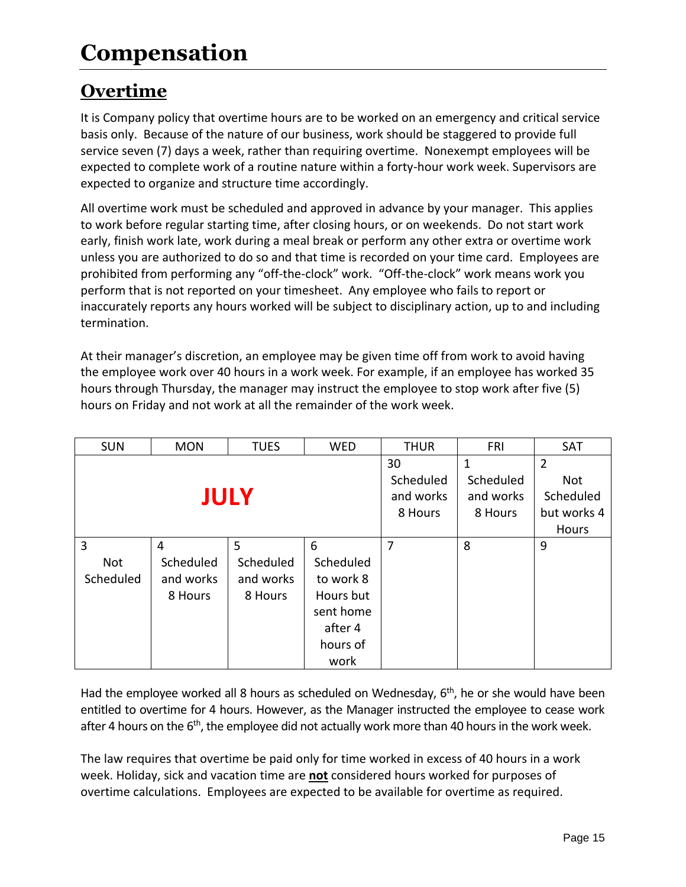# Compensation

## Overtime

It is Company policy that overtime hours are to be worked on an emergency and critical service basis only. Because of the nature of our business, work should be staggered to provide full service seven (7) days a week, rather than requiring overtime. Nonexempt employees will be expected to complete work of a routine nature within a forty-hour work week. Supervisors are expected to organize and structure time accordingly.

All overtime work must be scheduled and approved in advance by your manager. This applies to work before regular starting time, after closing hours, or on weekends. Do not start work early, finish work late, work during a meal break or perform any other extra or overtime work unless you are authorized to do so and that time is recorded on your time card. Employees are prohibited from performing any "off-the-clock" work. "Off-the-clock" work means work you perform that is not reported on your timesheet. Any employee who fails to report or inaccurately reports any hours worked will be subject to disciplinary action, up to and including termination.

At their manager's discretion, an employee may be given time off from work to avoid having the employee work over 40 hours in a work week. For example, if an employee has worked 35 hours through Thursday, the manager may instruct the employee to stop work after five (5) hours on Friday and not work at all the remainder of the work week.

| SUN | MON | TUES | WED | THUR | FRI | SAT |
|---|---|---|---|---|---|---|
| **JULY** | | | | 30 Scheduled and works 8 Hours | 1 Scheduled and works 8 Hours | 2 Not Scheduled but works 4 Hours |
| 3 Not Scheduled | 4 Scheduled and works 8 Hours | 5 Scheduled and works 8 Hours | 6 Scheduled to work 8 Hours but sent home after 4 hours of work | 7 | 8 | 9 |

Had the employee worked all 8 hours as scheduled on Wednesday, 6th, he or she would have been entitled to overtime for 4 hours. However, as the Manager instructed the employee to cease work after 4 hours on the 6th, the employee did not actually work more than 40 hours in the work week.

The law requires that overtime be paid only for time worked in excess of 40 hours in a work week. Holiday, sick and vacation time are **not** considered hours worked for purposes of overtime calculations. Employees are expected to be available for overtime as required.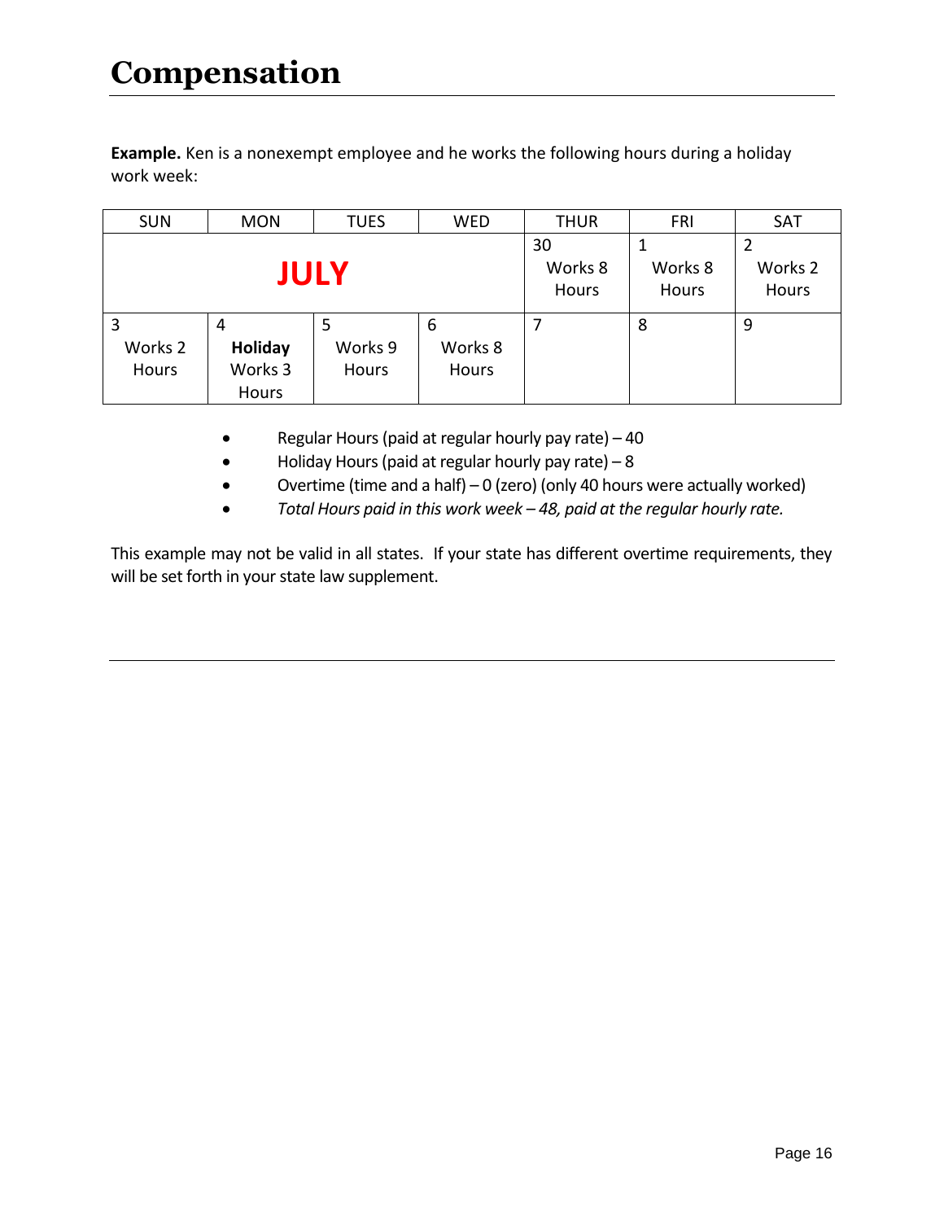# Compensation

**Example.** Ken is a nonexempt employee and he works the following hours during a holiday work week:

| SUN | MON | TUES | WED | THUR | FRI | SAT |
|---|---|---|---|---|---|---|
| **JULY** | | | | 30 Works 8 Hours | 1 Works 8 Hours | 2 Works 2 Hours |
| 3 Works 2 Hours | 4 **Holiday** Works 3 Hours | 5 Works 9 Hours | 6 Works 8 Hours | 7 | 8 | 9 |

- Regular Hours (paid at regular hourly pay rate) – 40
- Holiday Hours (paid at regular hourly pay rate) – 8
- Overtime (time and a half) – 0 (zero) (only 40 hours were actually worked)
- *Total Hours paid in this work week – 48, paid at the regular hourly rate.*

This example may not be valid in all states. If your state has different overtime requirements, they will be set forth in your state law supplement.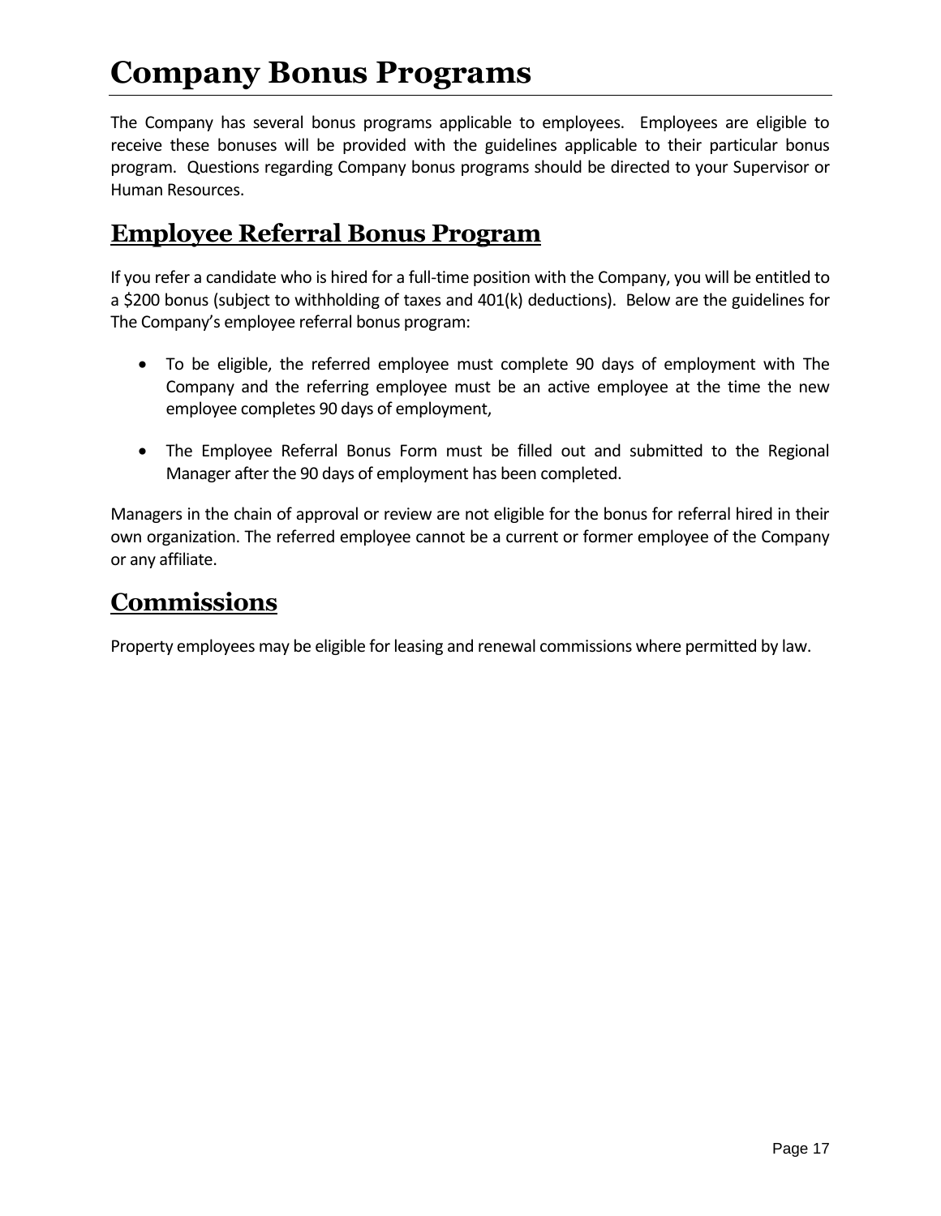# Company Bonus Programs

The Company has several bonus programs applicable to employees. Employees are eligible to receive these bonuses will be provided with the guidelines applicable to their particular bonus program. Questions regarding Company bonus programs should be directed to your Supervisor or Human Resources.

## Employee Referral Bonus Program

If you refer a candidate who is hired for a full-time position with the Company, you will be entitled to a $200 bonus (subject to withholding of taxes and 401(k) deductions). Below are the guidelines for The Company's employee referral bonus program:

- To be eligible, the referred employee must complete 90 days of employment with The Company and the referring employee must be an active employee at the time the new employee completes 90 days of employment,
- The Employee Referral Bonus Form must be filled out and submitted to the Regional Manager after the 90 days of employment has been completed.

Managers in the chain of approval or review are not eligible for the bonus for referral hired in their own organization. The referred employee cannot be a current or former employee of the Company or any affiliate.

## Commissions

Property employees may be eligible for leasing and renewal commissions where permitted by law.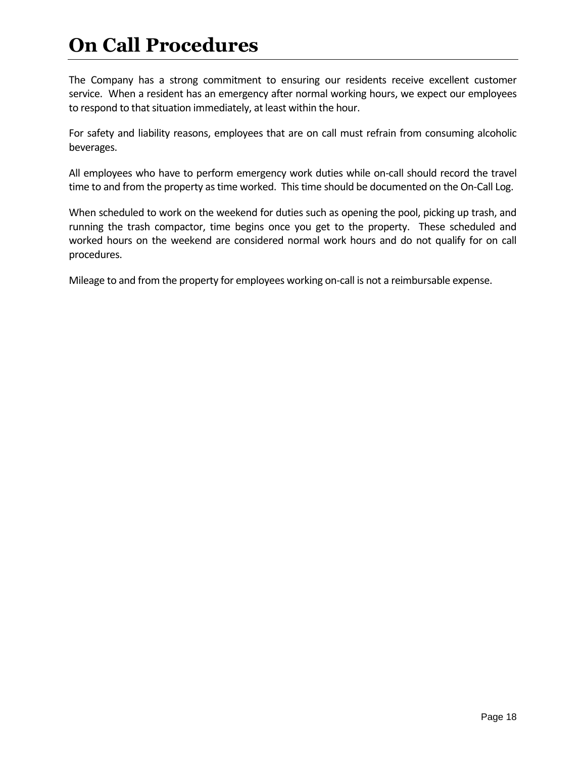# On Call Procedures

The Company has a strong commitment to ensuring our residents receive excellent customer service. When a resident has an emergency after normal working hours, we expect our employees to respond to that situation immediately, at least within the hour.

For safety and liability reasons, employees that are on call must refrain from consuming alcoholic beverages.

All employees who have to perform emergency work duties while on-call should record the travel time to and from the property as time worked. This time should be documented on the On-Call Log.

When scheduled to work on the weekend for duties such as opening the pool, picking up trash, and running the trash compactor, time begins once you get to the property. These scheduled and worked hours on the weekend are considered normal work hours and do not qualify for on call procedures.

Mileage to and from the property for employees working on-call is not a reimbursable expense.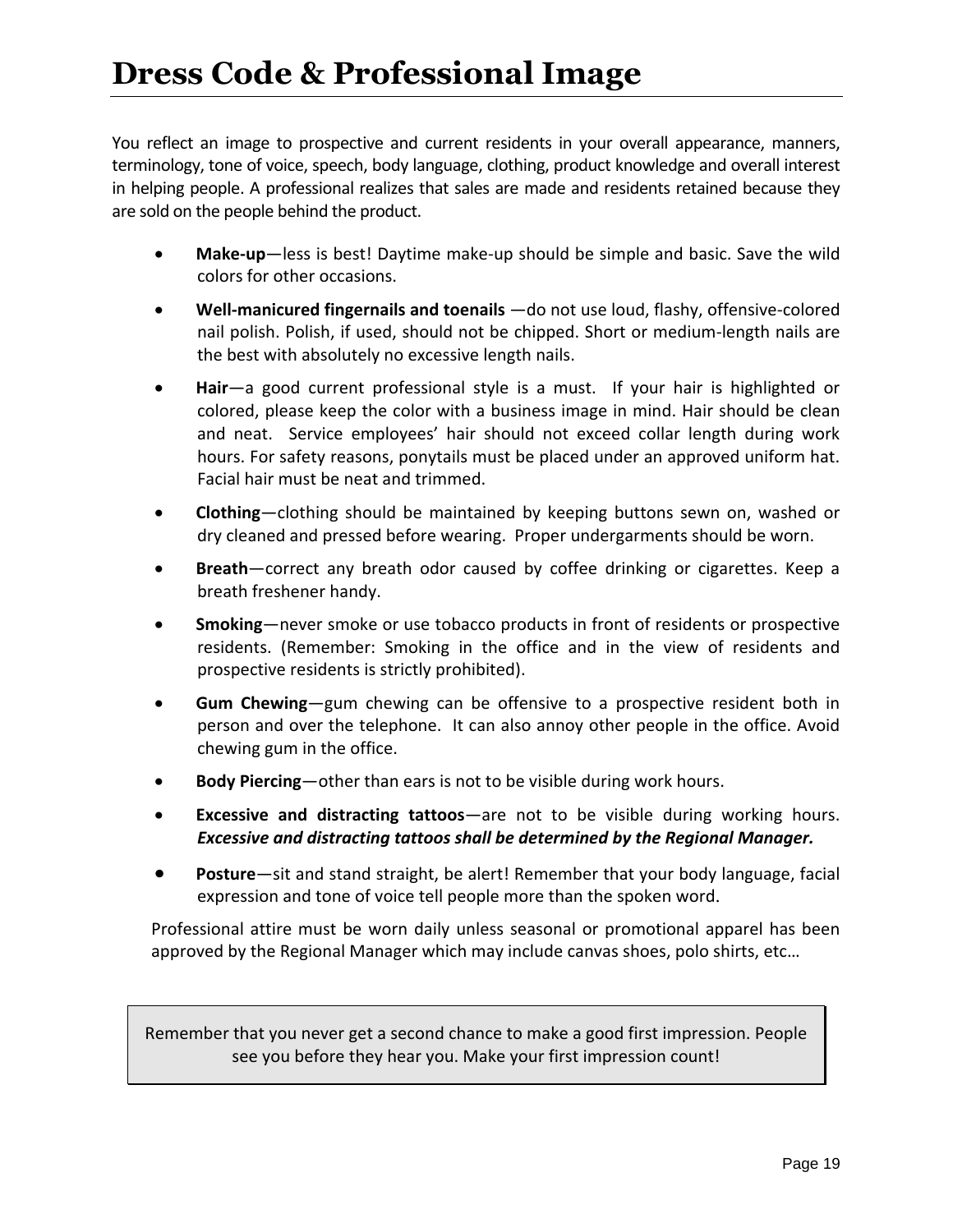# Dress Code & Professional Image

You reflect an image to prospective and current residents in your overall appearance, manners, terminology, tone of voice, speech, body language, clothing, product knowledge and overall interest in helping people. A professional realizes that sales are made and residents retained because they are sold on the people behind the product.

- **Make-up**—less is best! Daytime make-up should be simple and basic. Save the wild colors for other occasions.
- **Well-manicured fingernails and toenails** —do not use loud, flashy, offensive-colored nail polish. Polish, if used, should not be chipped. Short or medium-length nails are the best with absolutely no excessive length nails.
- **Hair**—a good current professional style is a must. If your hair is highlighted or colored, please keep the color with a business image in mind. Hair should be clean and neat. Service employees' hair should not exceed collar length during work hours. For safety reasons, ponytails must be placed under an approved uniform hat. Facial hair must be neat and trimmed.
- **Clothing**—clothing should be maintained by keeping buttons sewn on, washed or dry cleaned and pressed before wearing. Proper undergarments should be worn.
- **Breath**—correct any breath odor caused by coffee drinking or cigarettes. Keep a breath freshener handy.
- **Smoking**—never smoke or use tobacco products in front of residents or prospective residents. (Remember: Smoking in the office and in the view of residents and prospective residents is strictly prohibited).
- **Gum Chewing**—gum chewing can be offensive to a prospective resident both in person and over the telephone. It can also annoy other people in the office. Avoid chewing gum in the office.
- **Body Piercing**—other than ears is not to be visible during work hours.
- **Excessive and distracting tattoos**—are not to be visible during working hours. ***Excessive and distracting tattoos shall be determined by the Regional Manager.***
- **Posture**—sit and stand straight, be alert! Remember that your body language, facial expression and tone of voice tell people more than the spoken word.

Professional attire must be worn daily unless seasonal or promotional apparel has been approved by the Regional Manager which may include canvas shoes, polo shirts, etc…

> Remember that you never get a second chance to make a good first impression. People see you before they hear you. Make your first impression count!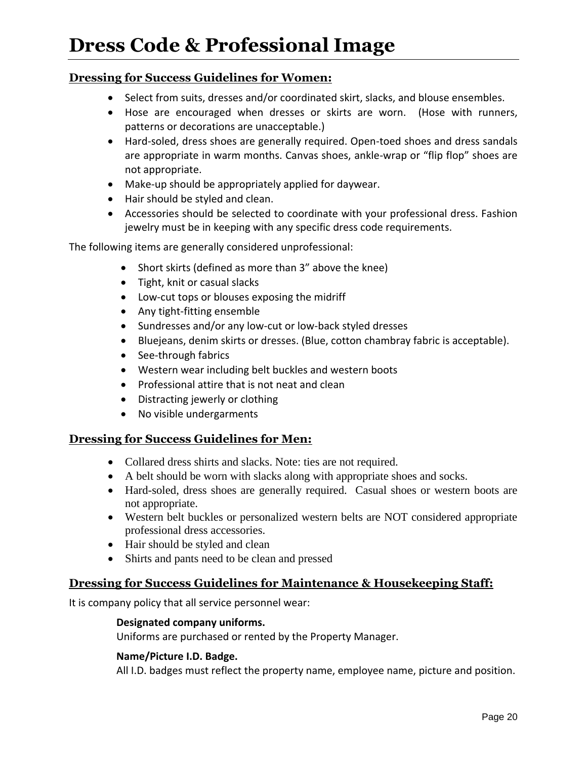# Dress Code & Professional Image

## Dressing for Success Guidelines for Women:

- Select from suits, dresses and/or coordinated skirt, slacks, and blouse ensembles.
- Hose are encouraged when dresses or skirts are worn. (Hose with runners, patterns or decorations are unacceptable.)
- Hard-soled, dress shoes are generally required. Open-toed shoes and dress sandals are appropriate in warm months. Canvas shoes, ankle-wrap or "flip flop" shoes are not appropriate.
- Make-up should be appropriately applied for daywear.
- Hair should be styled and clean.
- Accessories should be selected to coordinate with your professional dress. Fashion jewelry must be in keeping with any specific dress code requirements.

The following items are generally considered unprofessional:

- Short skirts (defined as more than 3" above the knee)
- Tight, knit or casual slacks
- Low-cut tops or blouses exposing the midriff
- Any tight-fitting ensemble
- Sundresses and/or any low-cut or low-back styled dresses
- Bluejeans, denim skirts or dresses. (Blue, cotton chambray fabric is acceptable).
- See-through fabrics
- Western wear including belt buckles and western boots
- Professional attire that is not neat and clean
- Distracting jewerly or clothing
- No visible undergarments

## Dressing for Success Guidelines for Men:

- Collared dress shirts and slacks. Note: ties are not required.
- A belt should be worn with slacks along with appropriate shoes and socks.
- Hard-soled, dress shoes are generally required. Casual shoes or western boots are not appropriate.
- Western belt buckles or personalized western belts are NOT considered appropriate professional dress accessories.
- Hair should be styled and clean
- Shirts and pants need to be clean and pressed

## Dressing for Success Guidelines for Maintenance & Housekeeping Staff:

It is company policy that all service personnel wear:

**Designated company uniforms.**
Uniforms are purchased or rented by the Property Manager.

**Name/Picture I.D. Badge.**
All I.D. badges must reflect the property name, employee name, picture and position.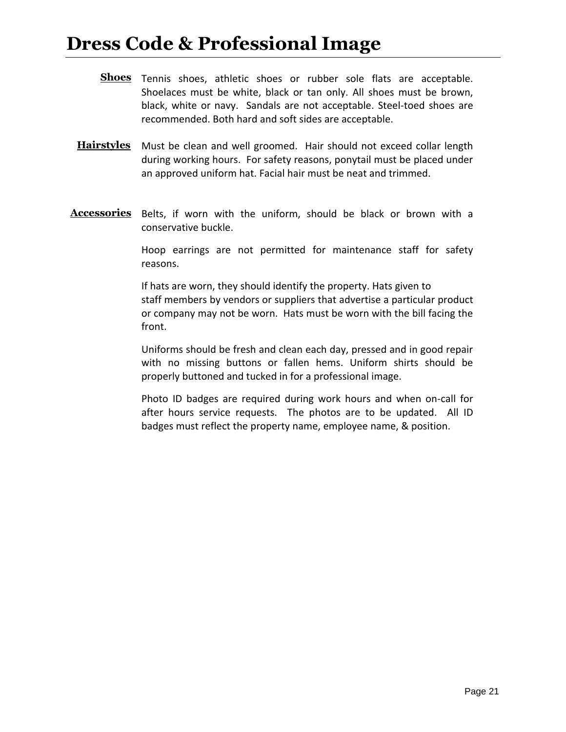# Dress Code & Professional Image

**Shoes**

Tennis shoes, athletic shoes or rubber sole flats are acceptable. Shoelaces must be white, black or tan only. All shoes must be brown, black, white or navy. Sandals are not acceptable. Steel-toed shoes are recommended. Both hard and soft sides are acceptable.

**Hairstyles**

Must be clean and well groomed. Hair should not exceed collar length during working hours. For safety reasons, ponytail must be placed under an approved uniform hat. Facial hair must be neat and trimmed.

**Accessories**

Belts, if worn with the uniform, should be black or brown with a conservative buckle.

Hoop earrings are not permitted for maintenance staff for safety reasons.

If hats are worn, they should identify the property. Hats given to staff members by vendors or suppliers that advertise a particular product or company may not be worn. Hats must be worn with the bill facing the front.

Uniforms should be fresh and clean each day, pressed and in good repair with no missing buttons or fallen hems. Uniform shirts should be properly buttoned and tucked in for a professional image.

Photo ID badges are required during work hours and when on-call for after hours service requests. The photos are to be updated. All ID badges must reflect the property name, employee name, & position.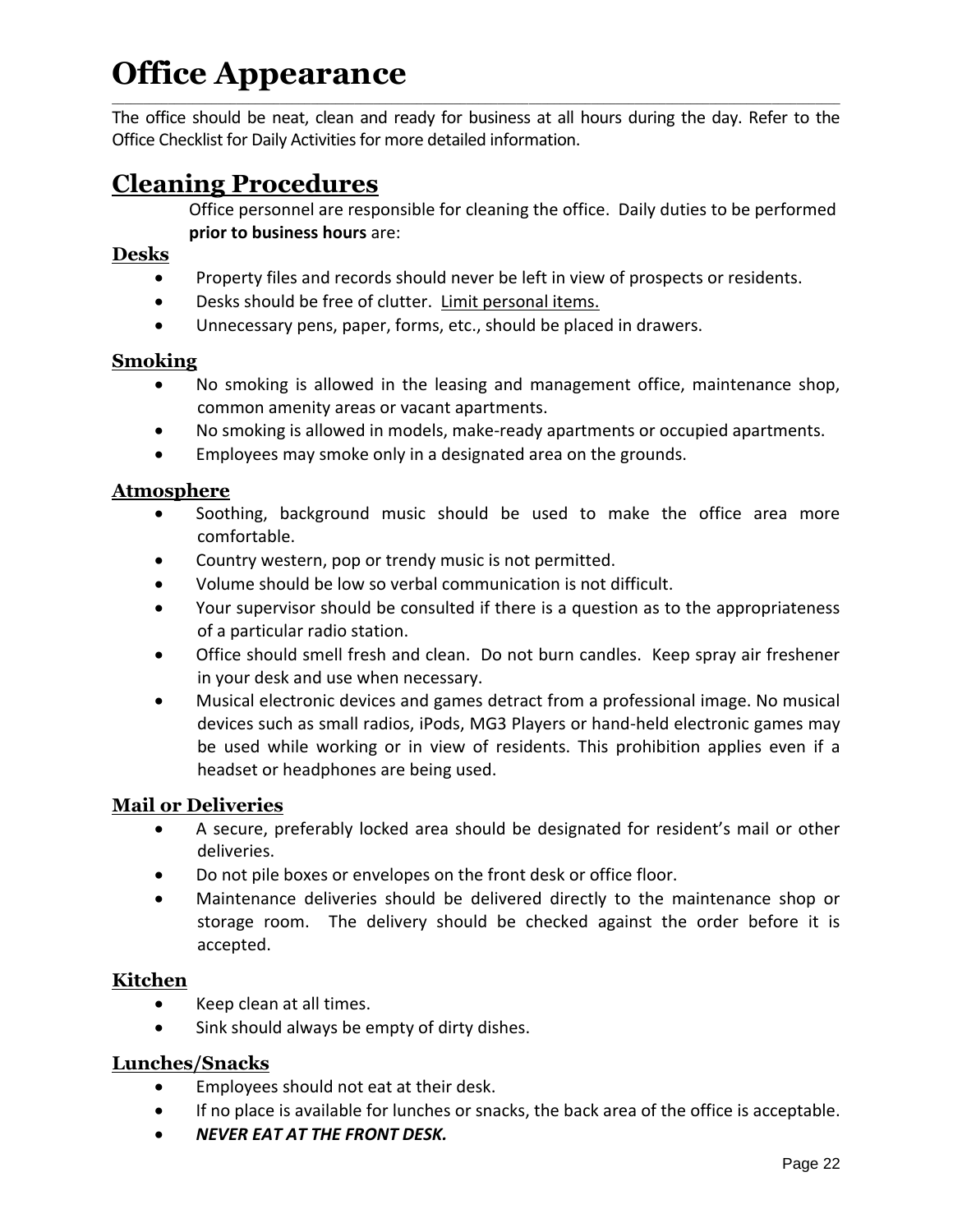# Office Appearance

The office should be neat, clean and ready for business at all hours during the day. Refer to the Office Checklist for Daily Activities for more detailed information.

## Cleaning Procedures

Office personnel are responsible for cleaning the office. Daily duties to be performed **prior to business hours** are:

### Desks

- Property files and records should never be left in view of prospects or residents.
- Desks should be free of clutter. Limit personal items.
- Unnecessary pens, paper, forms, etc., should be placed in drawers.

### Smoking

- No smoking is allowed in the leasing and management office, maintenance shop, common amenity areas or vacant apartments.
- No smoking is allowed in models, make-ready apartments or occupied apartments.
- Employees may smoke only in a designated area on the grounds.

### Atmosphere

- Soothing, background music should be used to make the office area more comfortable.
- Country western, pop or trendy music is not permitted.
- Volume should be low so verbal communication is not difficult.
- Your supervisor should be consulted if there is a question as to the appropriateness of a particular radio station.
- Office should smell fresh and clean. Do not burn candles. Keep spray air freshener in your desk and use when necessary.
- Musical electronic devices and games detract from a professional image. No musical devices such as small radios, iPods, MG3 Players or hand-held electronic games may be used while working or in view of residents. This prohibition applies even if a headset or headphones are being used.

### Mail or Deliveries

- A secure, preferably locked area should be designated for resident's mail or other deliveries.
- Do not pile boxes or envelopes on the front desk or office floor.
- Maintenance deliveries should be delivered directly to the maintenance shop or storage room. The delivery should be checked against the order before it is accepted.

### Kitchen

- Keep clean at all times.
- Sink should always be empty of dirty dishes.

### Lunches/Snacks

- Employees should not eat at their desk.
- If no place is available for lunches or snacks, the back area of the office is acceptable.
- ***NEVER EAT AT THE FRONT DESK.***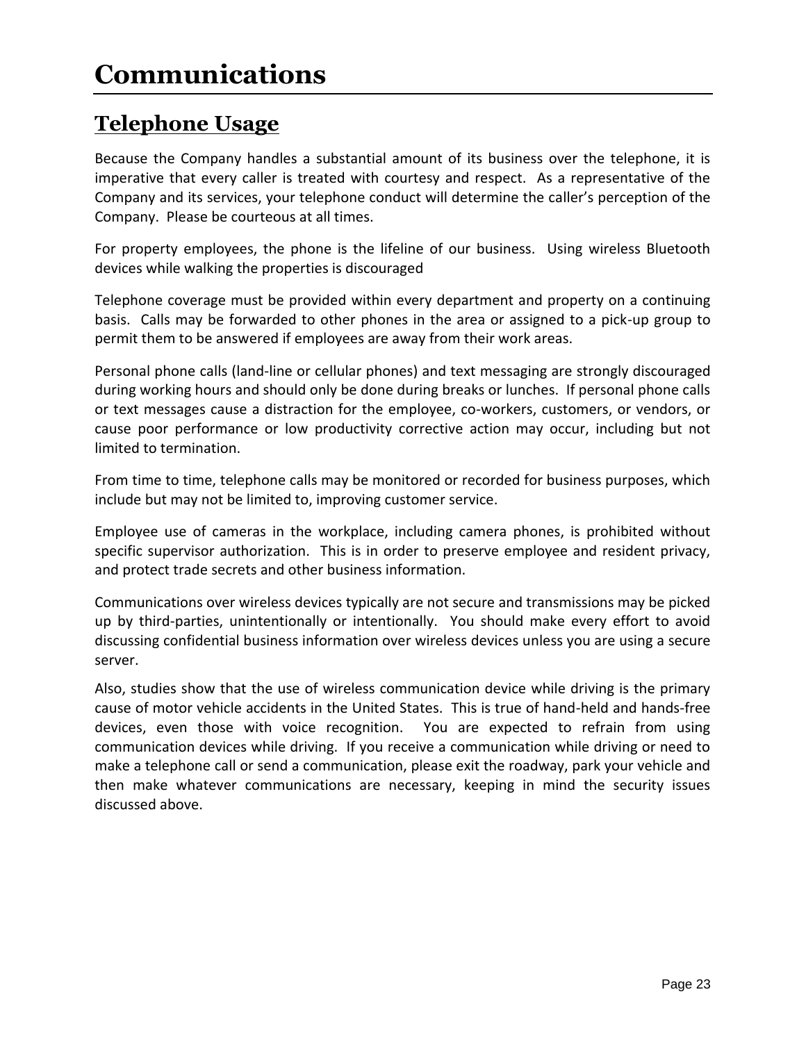# Communications

## Telephone Usage

Because the Company handles a substantial amount of its business over the telephone, it is imperative that every caller is treated with courtesy and respect. As a representative of the Company and its services, your telephone conduct will determine the caller's perception of the Company. Please be courteous at all times.

For property employees, the phone is the lifeline of our business. Using wireless Bluetooth devices while walking the properties is discouraged

Telephone coverage must be provided within every department and property on a continuing basis. Calls may be forwarded to other phones in the area or assigned to a pick-up group to permit them to be answered if employees are away from their work areas.

Personal phone calls (land-line or cellular phones) and text messaging are strongly discouraged during working hours and should only be done during breaks or lunches. If personal phone calls or text messages cause a distraction for the employee, co-workers, customers, or vendors, or cause poor performance or low productivity corrective action may occur, including but not limited to termination.

From time to time, telephone calls may be monitored or recorded for business purposes, which include but may not be limited to, improving customer service.

Employee use of cameras in the workplace, including camera phones, is prohibited without specific supervisor authorization. This is in order to preserve employee and resident privacy, and protect trade secrets and other business information.

Communications over wireless devices typically are not secure and transmissions may be picked up by third-parties, unintentionally or intentionally. You should make every effort to avoid discussing confidential business information over wireless devices unless you are using a secure server.

Also, studies show that the use of wireless communication device while driving is the primary cause of motor vehicle accidents in the United States. This is true of hand-held and hands-free devices, even those with voice recognition. You are expected to refrain from using communication devices while driving. If you receive a communication while driving or need to make a telephone call or send a communication, please exit the roadway, park your vehicle and then make whatever communications are necessary, keeping in mind the security issues discussed above.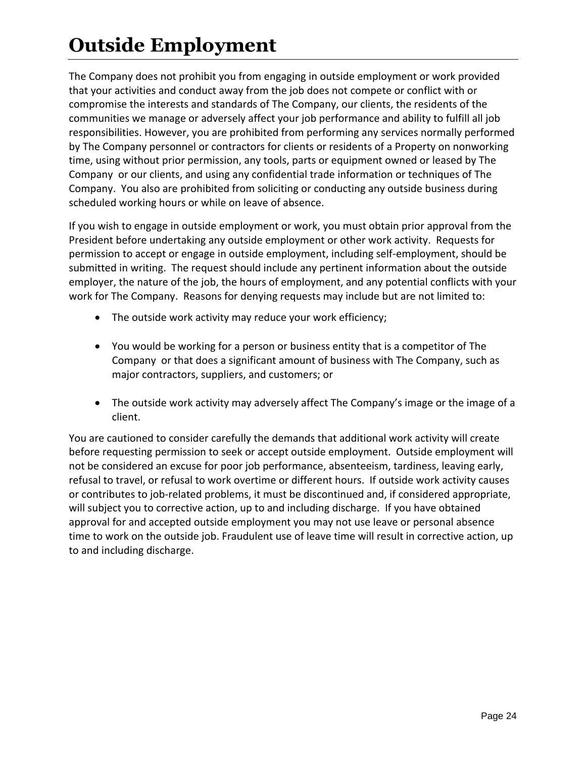# Outside Employment

The Company does not prohibit you from engaging in outside employment or work provided that your activities and conduct away from the job does not compete or conflict with or compromise the interests and standards of The Company, our clients, the residents of the communities we manage or adversely affect your job performance and ability to fulfill all job responsibilities. However, you are prohibited from performing any services normally performed by The Company personnel or contractors for clients or residents of a Property on nonworking time, using without prior permission, any tools, parts or equipment owned or leased by The Company or our clients, and using any confidential trade information or techniques of The Company. You also are prohibited from soliciting or conducting any outside business during scheduled working hours or while on leave of absence.

If you wish to engage in outside employment or work, you must obtain prior approval from the President before undertaking any outside employment or other work activity. Requests for permission to accept or engage in outside employment, including self-employment, should be submitted in writing. The request should include any pertinent information about the outside employer, the nature of the job, the hours of employment, and any potential conflicts with your work for The Company. Reasons for denying requests may include but are not limited to:

- The outside work activity may reduce your work efficiency;
- You would be working for a person or business entity that is a competitor of The Company or that does a significant amount of business with The Company, such as major contractors, suppliers, and customers; or
- The outside work activity may adversely affect The Company's image or the image of a client.

You are cautioned to consider carefully the demands that additional work activity will create before requesting permission to seek or accept outside employment. Outside employment will not be considered an excuse for poor job performance, absenteeism, tardiness, leaving early, refusal to travel, or refusal to work overtime or different hours. If outside work activity causes or contributes to job-related problems, it must be discontinued and, if considered appropriate, will subject you to corrective action, up to and including discharge. If you have obtained approval for and accepted outside employment you may not use leave or personal absence time to work on the outside job. Fraudulent use of leave time will result in corrective action, up to and including discharge.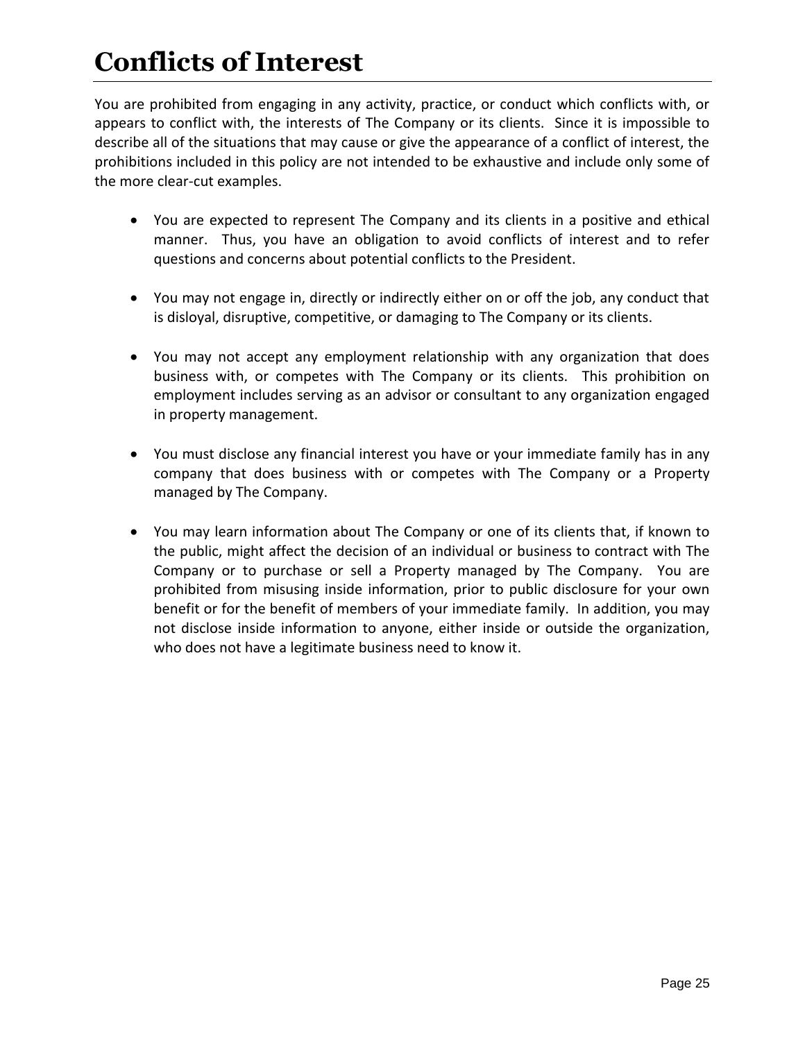# Conflicts of Interest

You are prohibited from engaging in any activity, practice, or conduct which conflicts with, or appears to conflict with, the interests of The Company or its clients. Since it is impossible to describe all of the situations that may cause or give the appearance of a conflict of interest, the prohibitions included in this policy are not intended to be exhaustive and include only some of the more clear-cut examples.

- You are expected to represent The Company and its clients in a positive and ethical manner. Thus, you have an obligation to avoid conflicts of interest and to refer questions and concerns about potential conflicts to the President.

- You may not engage in, directly or indirectly either on or off the job, any conduct that is disloyal, disruptive, competitive, or damaging to The Company or its clients.

- You may not accept any employment relationship with any organization that does business with, or competes with The Company or its clients. This prohibition on employment includes serving as an advisor or consultant to any organization engaged in property management.

- You must disclose any financial interest you have or your immediate family has in any company that does business with or competes with The Company or a Property managed by The Company.

- You may learn information about The Company or one of its clients that, if known to the public, might affect the decision of an individual or business to contract with The Company or to purchase or sell a Property managed by The Company. You are prohibited from misusing inside information, prior to public disclosure for your own benefit or for the benefit of members of your immediate family. In addition, you may not disclose inside information to anyone, either inside or outside the organization, who does not have a legitimate business need to know it.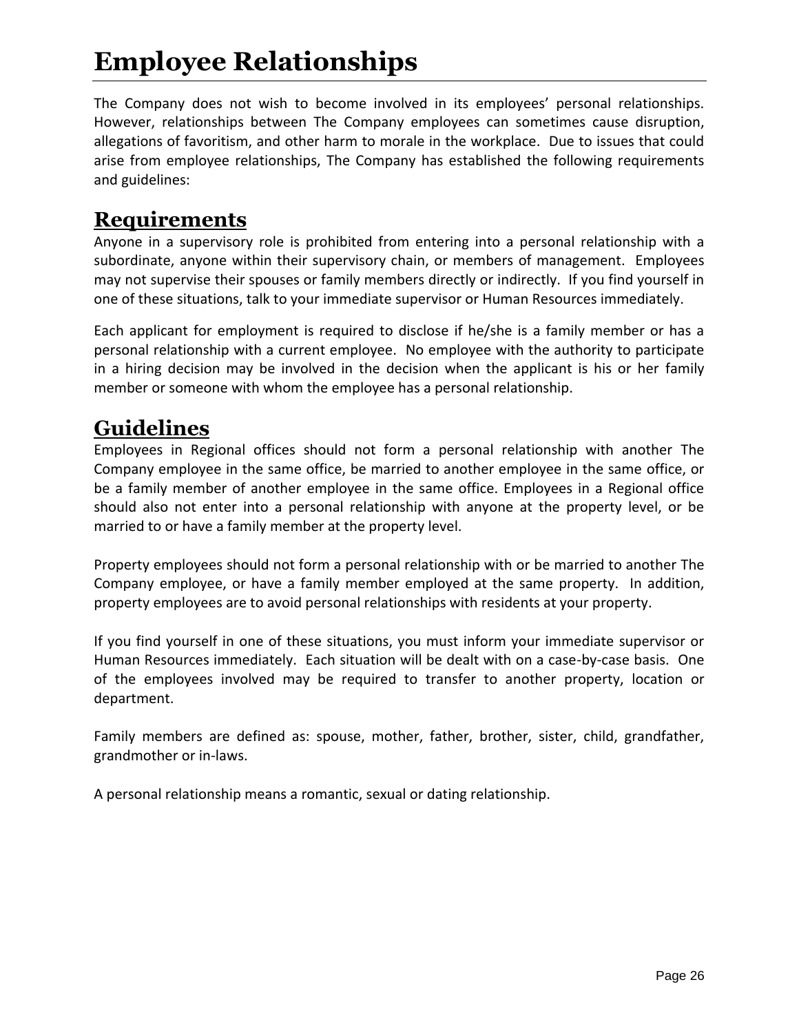# Employee Relationships

The Company does not wish to become involved in its employees' personal relationships. However, relationships between The Company employees can sometimes cause disruption, allegations of favoritism, and other harm to morale in the workplace. Due to issues that could arise from employee relationships, The Company has established the following requirements and guidelines:

## Requirements

Anyone in a supervisory role is prohibited from entering into a personal relationship with a subordinate, anyone within their supervisory chain, or members of management. Employees may not supervise their spouses or family members directly or indirectly. If you find yourself in one of these situations, talk to your immediate supervisor or Human Resources immediately.

Each applicant for employment is required to disclose if he/she is a family member or has a personal relationship with a current employee. No employee with the authority to participate in a hiring decision may be involved in the decision when the applicant is his or her family member or someone with whom the employee has a personal relationship.

## Guidelines

Employees in Regional offices should not form a personal relationship with another The Company employee in the same office, be married to another employee in the same office, or be a family member of another employee in the same office. Employees in a Regional office should also not enter into a personal relationship with anyone at the property level, or be married to or have a family member at the property level.

Property employees should not form a personal relationship with or be married to another The Company employee, or have a family member employed at the same property. In addition, property employees are to avoid personal relationships with residents at your property.

If you find yourself in one of these situations, you must inform your immediate supervisor or Human Resources immediately. Each situation will be dealt with on a case-by-case basis. One of the employees involved may be required to transfer to another property, location or department.

Family members are defined as: spouse, mother, father, brother, sister, child, grandfather, grandmother or in-laws.

A personal relationship means a romantic, sexual or dating relationship.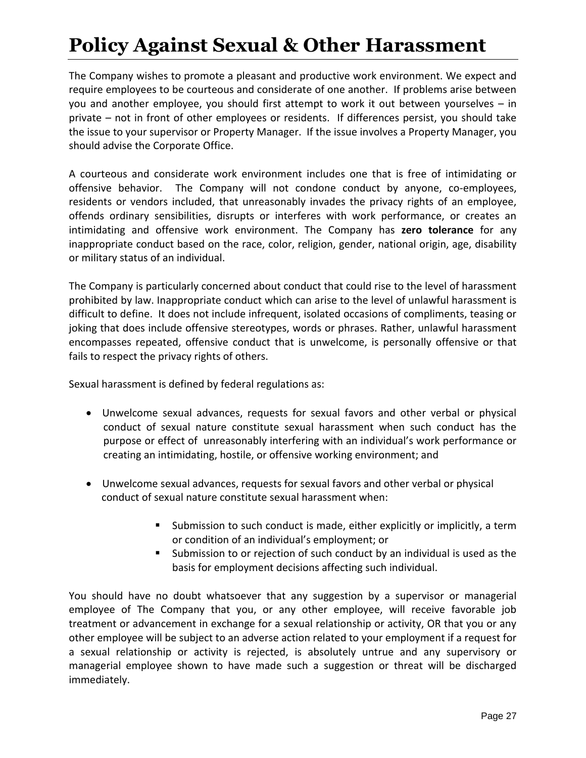# Policy Against Sexual & Other Harassment

The Company wishes to promote a pleasant and productive work environment. We expect and require employees to be courteous and considerate of one another. If problems arise between you and another employee, you should first attempt to work it out between yourselves – in private – not in front of other employees or residents. If differences persist, you should take the issue to your supervisor or Property Manager. If the issue involves a Property Manager, you should advise the Corporate Office.

A courteous and considerate work environment includes one that is free of intimidating or offensive behavior. The Company will not condone conduct by anyone, co-employees, residents or vendors included, that unreasonably invades the privacy rights of an employee, offends ordinary sensibilities, disrupts or interferes with work performance, or creates an intimidating and offensive work environment. The Company has **zero tolerance** for any inappropriate conduct based on the race, color, religion, gender, national origin, age, disability or military status of an individual.

The Company is particularly concerned about conduct that could rise to the level of harassment prohibited by law. Inappropriate conduct which can arise to the level of unlawful harassment is difficult to define. It does not include infrequent, isolated occasions of compliments, teasing or joking that does include offensive stereotypes, words or phrases. Rather, unlawful harassment encompasses repeated, offensive conduct that is unwelcome, is personally offensive or that fails to respect the privacy rights of others.

Sexual harassment is defined by federal regulations as:

- Unwelcome sexual advances, requests for sexual favors and other verbal or physical conduct of sexual nature constitute sexual harassment when such conduct has the purpose or effect of unreasonably interfering with an individual's work performance or creating an intimidating, hostile, or offensive working environment; and

- Unwelcome sexual advances, requests for sexual favors and other verbal or physical conduct of sexual nature constitute sexual harassment when:
    - Submission to such conduct is made, either explicitly or implicitly, a term or condition of an individual's employment; or
    - Submission to or rejection of such conduct by an individual is used as the basis for employment decisions affecting such individual.

You should have no doubt whatsoever that any suggestion by a supervisor or managerial employee of The Company that you, or any other employee, will receive favorable job treatment or advancement in exchange for a sexual relationship or activity, OR that you or any other employee will be subject to an adverse action related to your employment if a request for a sexual relationship or activity is rejected, is absolutely untrue and any supervisory or managerial employee shown to have made such a suggestion or threat will be discharged immediately.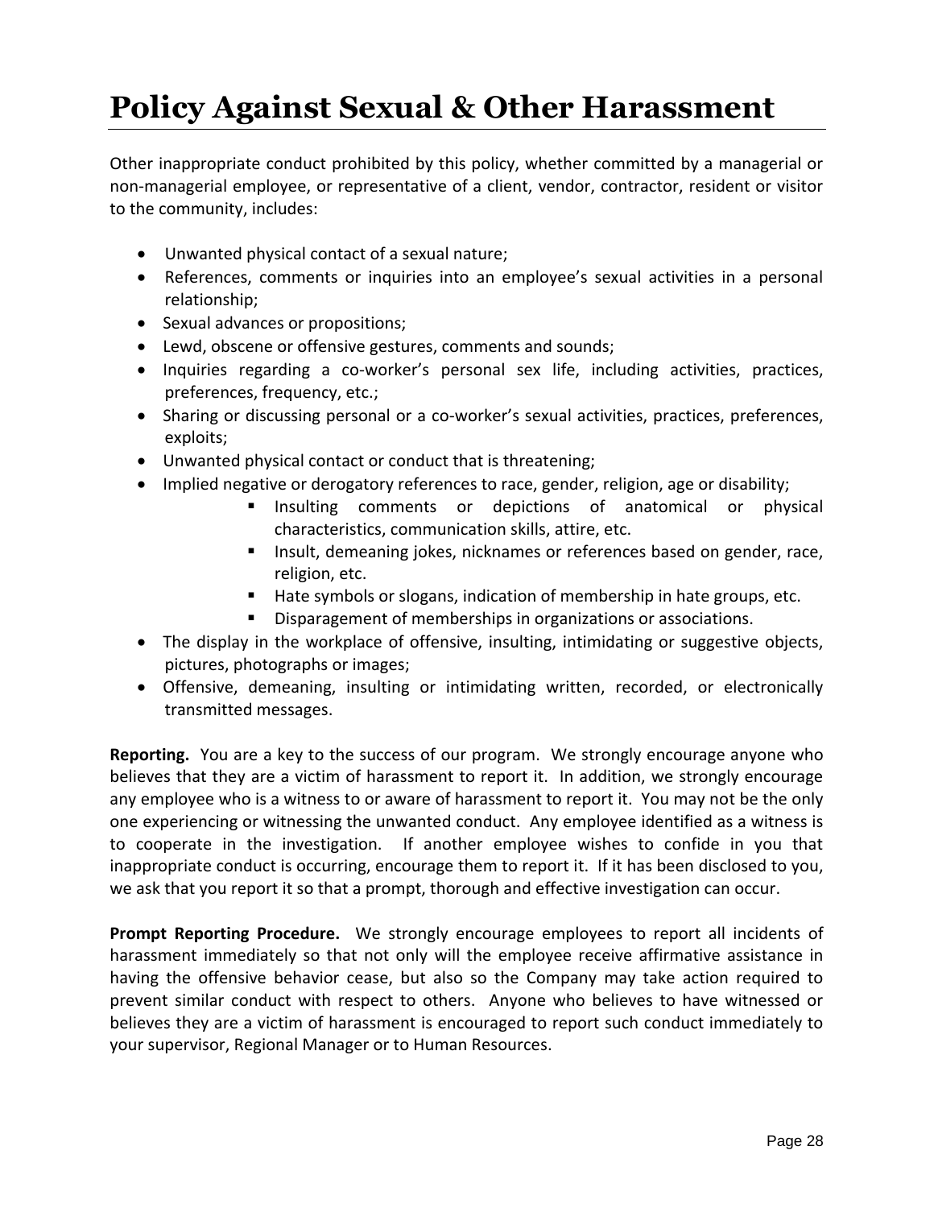# Policy Against Sexual & Other Harassment

Other inappropriate conduct prohibited by this policy, whether committed by a managerial or non-managerial employee, or representative of a client, vendor, contractor, resident or visitor to the community, includes:

- Unwanted physical contact of a sexual nature;
- References, comments or inquiries into an employee's sexual activities in a personal relationship;
- Sexual advances or propositions;
- Lewd, obscene or offensive gestures, comments and sounds;
- Inquiries regarding a co-worker's personal sex life, including activities, practices, preferences, frequency, etc.;
- Sharing or discussing personal or a co-worker's sexual activities, practices, preferences, exploits;
- Unwanted physical contact or conduct that is threatening;
- Implied negative or derogatory references to race, gender, religion, age or disability;
    - Insulting comments or depictions of anatomical or physical characteristics, communication skills, attire, etc.
    - Insult, demeaning jokes, nicknames or references based on gender, race, religion, etc.
    - Hate symbols or slogans, indication of membership in hate groups, etc.
    - Disparagement of memberships in organizations or associations.
- The display in the workplace of offensive, insulting, intimidating or suggestive objects, pictures, photographs or images;
- Offensive, demeaning, insulting or intimidating written, recorded, or electronically transmitted messages.

**Reporting.** You are a key to the success of our program. We strongly encourage anyone who believes that they are a victim of harassment to report it. In addition, we strongly encourage any employee who is a witness to or aware of harassment to report it. You may not be the only one experiencing or witnessing the unwanted conduct. Any employee identified as a witness is to cooperate in the investigation. If another employee wishes to confide in you that inappropriate conduct is occurring, encourage them to report it. If it has been disclosed to you, we ask that you report it so that a prompt, thorough and effective investigation can occur.

**Prompt Reporting Procedure.** We strongly encourage employees to report all incidents of harassment immediately so that not only will the employee receive affirmative assistance in having the offensive behavior cease, but also so the Company may take action required to prevent similar conduct with respect to others. Anyone who believes to have witnessed or believes they are a victim of harassment is encouraged to report such conduct immediately to your supervisor, Regional Manager or to Human Resources.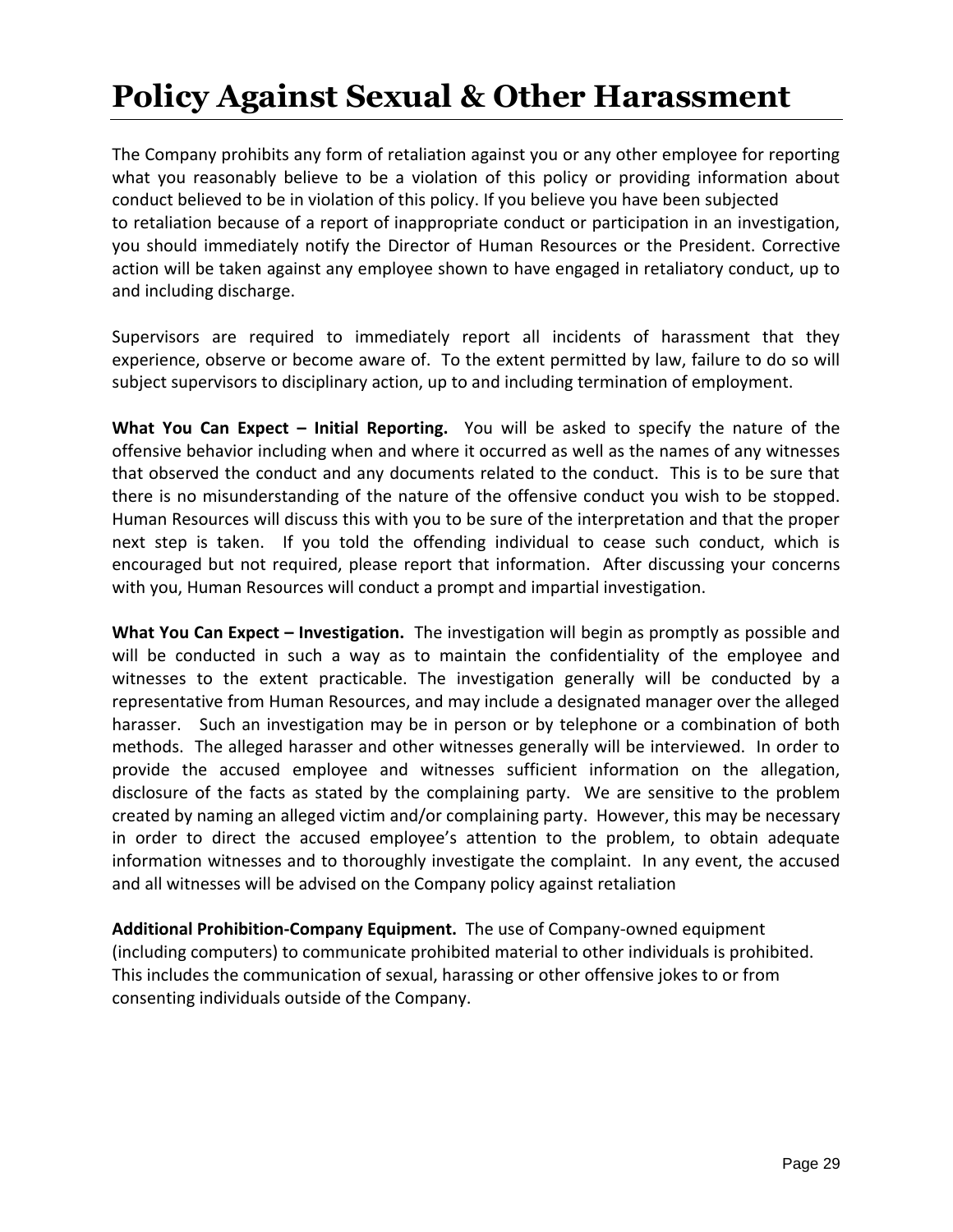# Policy Against Sexual & Other Harassment

The Company prohibits any form of retaliation against you or any other employee for reporting what you reasonably believe to be a violation of this policy or providing information about conduct believed to be in violation of this policy. If you believe you have been subjected to retaliation because of a report of inappropriate conduct or participation in an investigation, you should immediately notify the Director of Human Resources or the President. Corrective action will be taken against any employee shown to have engaged in retaliatory conduct, up to and including discharge.

Supervisors are required to immediately report all incidents of harassment that they experience, observe or become aware of. To the extent permitted by law, failure to do so will subject supervisors to disciplinary action, up to and including termination of employment.

**What You Can Expect – Initial Reporting.** You will be asked to specify the nature of the offensive behavior including when and where it occurred as well as the names of any witnesses that observed the conduct and any documents related to the conduct. This is to be sure that there is no misunderstanding of the nature of the offensive conduct you wish to be stopped. Human Resources will discuss this with you to be sure of the interpretation and that the proper next step is taken. If you told the offending individual to cease such conduct, which is encouraged but not required, please report that information. After discussing your concerns with you, Human Resources will conduct a prompt and impartial investigation.

**What You Can Expect – Investigation.** The investigation will begin as promptly as possible and will be conducted in such a way as to maintain the confidentiality of the employee and witnesses to the extent practicable. The investigation generally will be conducted by a representative from Human Resources, and may include a designated manager over the alleged harasser. Such an investigation may be in person or by telephone or a combination of both methods. The alleged harasser and other witnesses generally will be interviewed. In order to provide the accused employee and witnesses sufficient information on the allegation, disclosure of the facts as stated by the complaining party. We are sensitive to the problem created by naming an alleged victim and/or complaining party. However, this may be necessary in order to direct the accused employee's attention to the problem, to obtain adequate information witnesses and to thoroughly investigate the complaint. In any event, the accused and all witnesses will be advised on the Company policy against retaliation

**Additional Prohibition-Company Equipment.** The use of Company-owned equipment (including computers) to communicate prohibited material to other individuals is prohibited. This includes the communication of sexual, harassing or other offensive jokes to or from consenting individuals outside of the Company.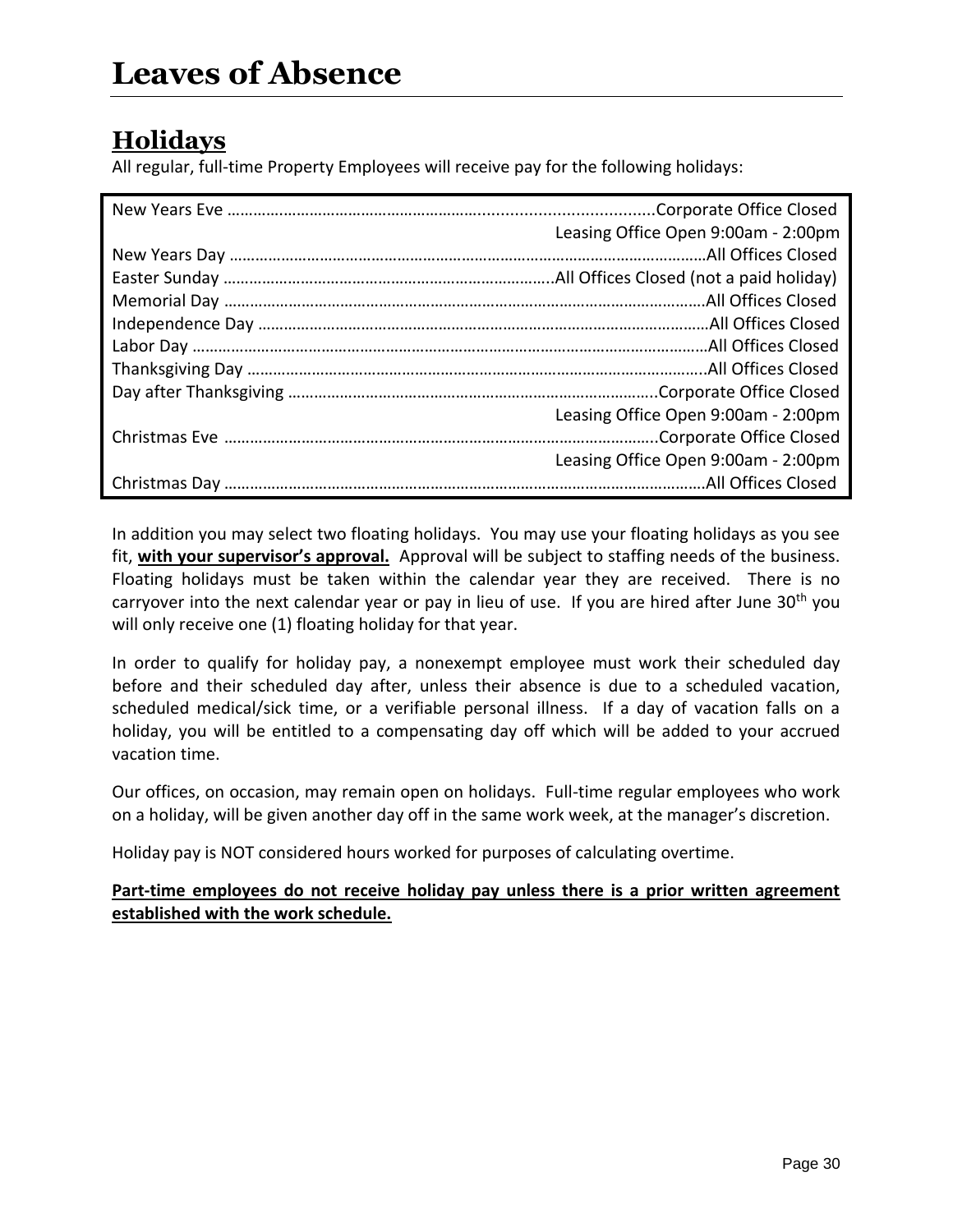# Leaves of Absence

## Holidays

All regular, full-time Property Employees will receive pay for the following holidays:

| Holiday | Status |
|---|---|
| New Years Eve | Corporate Office Closed<br>Leasing Office Open 9:00am - 2:00pm |
| New Years Day | All Offices Closed |
| Easter Sunday | All Offices Closed (not a paid holiday) |
| Memorial Day | All Offices Closed |
| Independence Day | All Offices Closed |
| Labor Day | All Offices Closed |
| Thanksgiving Day | All Offices Closed |
| Day after Thanksgiving | Corporate Office Closed<br>Leasing Office Open 9:00am - 2:00pm |
| Christmas Eve | Corporate Office Closed<br>Leasing Office Open 9:00am - 2:00pm |
| Christmas Day | All Offices Closed |

In addition you may select two floating holidays. You may use your floating holidays as you see fit, **with your supervisor's approval.** Approval will be subject to staffing needs of the business. Floating holidays must be taken within the calendar year they are received. There is no carryover into the next calendar year or pay in lieu of use. If you are hired after June 30th you will only receive one (1) floating holiday for that year.

In order to qualify for holiday pay, a nonexempt employee must work their scheduled day before and their scheduled day after, unless their absence is due to a scheduled vacation, scheduled medical/sick time, or a verifiable personal illness. If a day of vacation falls on a holiday, you will be entitled to a compensating day off which will be added to your accrued vacation time.

Our offices, on occasion, may remain open on holidays. Full-time regular employees who work on a holiday, will be given another day off in the same work week, at the manager's discretion.

Holiday pay is NOT considered hours worked for purposes of calculating overtime.

**Part-time employees do not receive holiday pay unless there is a prior written agreement established with the work schedule.**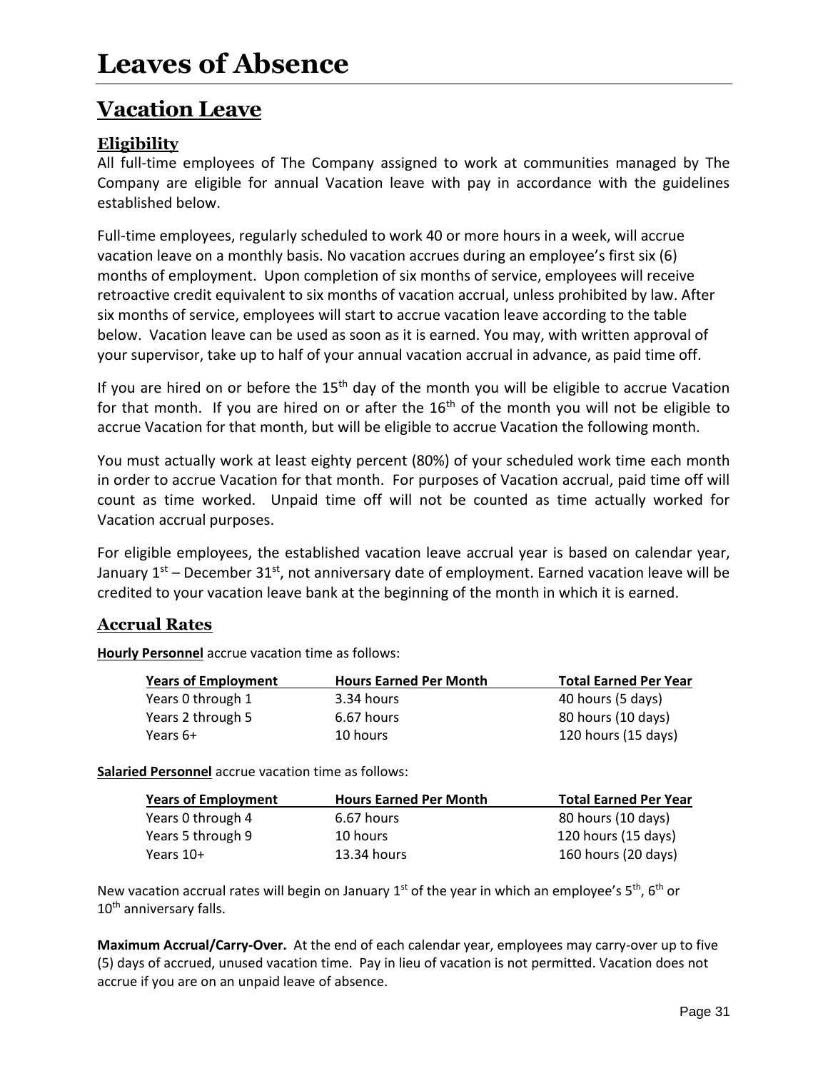# Leaves of Absence

## Vacation Leave

### Eligibility

All full-time employees of The Company assigned to work at communities managed by The Company are eligible for annual Vacation leave with pay in accordance with the guidelines established below.

Full-time employees, regularly scheduled to work 40 or more hours in a week, will accrue vacation leave on a monthly basis. No vacation accrues during an employee's first six (6) months of employment. Upon completion of six months of service, employees will receive retroactive credit equivalent to six months of vacation accrual, unless prohibited by law. After six months of service, employees will start to accrue vacation leave according to the table below. Vacation leave can be used as soon as it is earned. You may, with written approval of your supervisor, take up to half of your annual vacation accrual in advance, as paid time off.

If you are hired on or before the 15th day of the month you will be eligible to accrue Vacation for that month. If you are hired on or after the 16th of the month you will not be eligible to accrue Vacation for that month, but will be eligible to accrue Vacation the following month.

You must actually work at least eighty percent (80%) of your scheduled work time each month in order to accrue Vacation for that month. For purposes of Vacation accrual, paid time off will count as time worked. Unpaid time off will not be counted as time actually worked for Vacation accrual purposes.

For eligible employees, the established vacation leave accrual year is based on calendar year, January 1st – December 31st, not anniversary date of employment. Earned vacation leave will be credited to your vacation leave bank at the beginning of the month in which it is earned.

### Accrual Rates

**Hourly Personnel** accrue vacation time as follows:

| Years of Employment | Hours Earned Per Month | Total Earned Per Year |
|---|---|---|
| Years 0 through 1 | 3.34 hours | 40 hours (5 days) |
| Years 2 through 5 | 6.67 hours | 80 hours (10 days) |
| Years 6+ | 10 hours | 120 hours (15 days) |

**Salaried Personnel** accrue vacation time as follows:

| Years of Employment | Hours Earned Per Month | Total Earned Per Year |
|---|---|---|
| Years 0 through 4 | 6.67 hours | 80 hours (10 days) |
| Years 5 through 9 | 10 hours | 120 hours (15 days) |
| Years 10+ | 13.34 hours | 160 hours (20 days) |

New vacation accrual rates will begin on January 1st of the year in which an employee's 5th, 6th or 10th anniversary falls.

**Maximum Accrual/Carry-Over.** At the end of each calendar year, employees may carry-over up to five (5) days of accrued, unused vacation time. Pay in lieu of vacation is not permitted. Vacation does not accrue if you are on an unpaid leave of absence.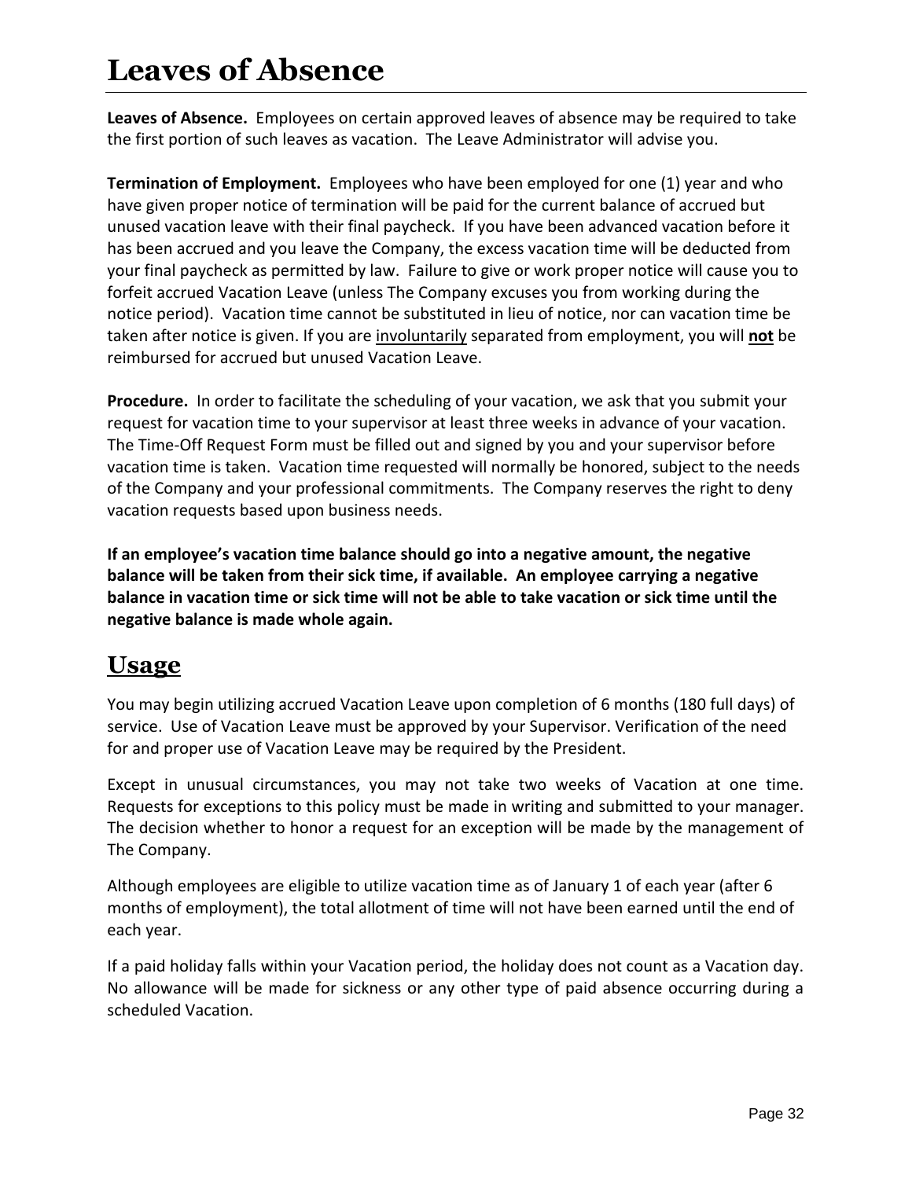# Leaves of Absence

**Leaves of Absence.** Employees on certain approved leaves of absence may be required to take the first portion of such leaves as vacation. The Leave Administrator will advise you.

**Termination of Employment.** Employees who have been employed for one (1) year and who have given proper notice of termination will be paid for the current balance of accrued but unused vacation leave with their final paycheck. If you have been advanced vacation before it has been accrued and you leave the Company, the excess vacation time will be deducted from your final paycheck as permitted by law. Failure to give or work proper notice will cause you to forfeit accrued Vacation Leave (unless The Company excuses you from working during the notice period). Vacation time cannot be substituted in lieu of notice, nor can vacation time be taken after notice is given. If you are <u>involuntarily</u> separated from employment, you will <u>**not**</u> be reimbursed for accrued but unused Vacation Leave.

**Procedure.** In order to facilitate the scheduling of your vacation, we ask that you submit your request for vacation time to your supervisor at least three weeks in advance of your vacation. The Time-Off Request Form must be filled out and signed by you and your supervisor before vacation time is taken. Vacation time requested will normally be honored, subject to the needs of the Company and your professional commitments. The Company reserves the right to deny vacation requests based upon business needs.

**If an employee's vacation time balance should go into a negative amount, the negative balance will be taken from their sick time, if available. An employee carrying a negative balance in vacation time or sick time will not be able to take vacation or sick time until the negative balance is made whole again.**

## Usage

You may begin utilizing accrued Vacation Leave upon completion of 6 months (180 full days) of service. Use of Vacation Leave must be approved by your Supervisor. Verification of the need for and proper use of Vacation Leave may be required by the President.

Except in unusual circumstances, you may not take two weeks of Vacation at one time. Requests for exceptions to this policy must be made in writing and submitted to your manager. The decision whether to honor a request for an exception will be made by the management of The Company.

Although employees are eligible to utilize vacation time as of January 1 of each year (after 6 months of employment), the total allotment of time will not have been earned until the end of each year.

If a paid holiday falls within your Vacation period, the holiday does not count as a Vacation day. No allowance will be made for sickness or any other type of paid absence occurring during a scheduled Vacation.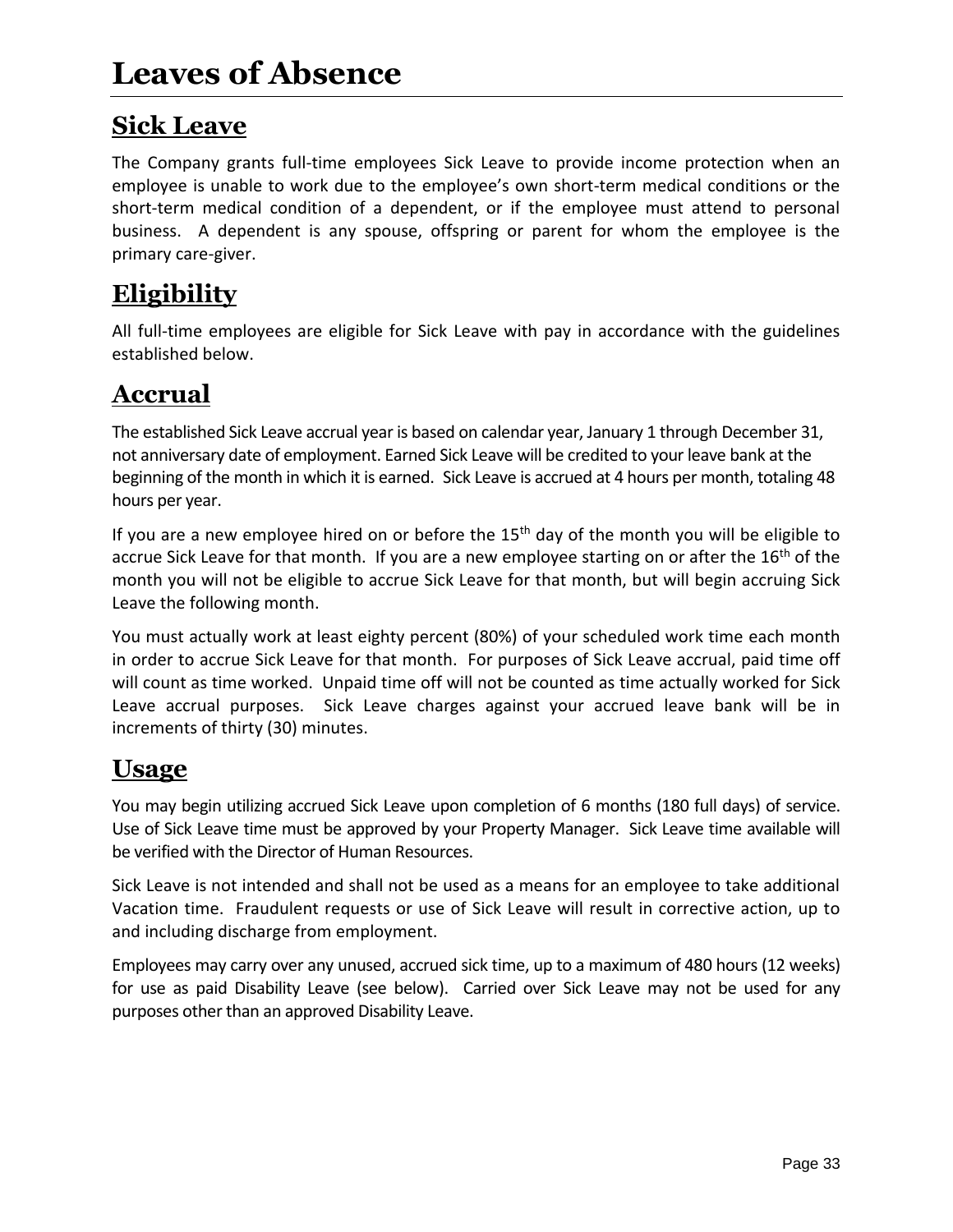# Leaves of Absence

## Sick Leave

The Company grants full-time employees Sick Leave to provide income protection when an employee is unable to work due to the employee's own short-term medical conditions or the short-term medical condition of a dependent, or if the employee must attend to personal business. A dependent is any spouse, offspring or parent for whom the employee is the primary care-giver.

## Eligibility

All full-time employees are eligible for Sick Leave with pay in accordance with the guidelines established below.

## Accrual

The established Sick Leave accrual year is based on calendar year, January 1 through December 31, not anniversary date of employment. Earned Sick Leave will be credited to your leave bank at the beginning of the month in which it is earned. Sick Leave is accrued at 4 hours per month, totaling 48 hours per year.

If you are a new employee hired on or before the 15th day of the month you will be eligible to accrue Sick Leave for that month. If you are a new employee starting on or after the 16th of the month you will not be eligible to accrue Sick Leave for that month, but will begin accruing Sick Leave the following month.

You must actually work at least eighty percent (80%) of your scheduled work time each month in order to accrue Sick Leave for that month. For purposes of Sick Leave accrual, paid time off will count as time worked. Unpaid time off will not be counted as time actually worked for Sick Leave accrual purposes. Sick Leave charges against your accrued leave bank will be in increments of thirty (30) minutes.

## Usage

You may begin utilizing accrued Sick Leave upon completion of 6 months (180 full days) of service. Use of Sick Leave time must be approved by your Property Manager. Sick Leave time available will be verified with the Director of Human Resources.

Sick Leave is not intended and shall not be used as a means for an employee to take additional Vacation time. Fraudulent requests or use of Sick Leave will result in corrective action, up to and including discharge from employment.

Employees may carry over any unused, accrued sick time, up to a maximum of 480 hours (12 weeks) for use as paid Disability Leave (see below). Carried over Sick Leave may not be used for any purposes other than an approved Disability Leave.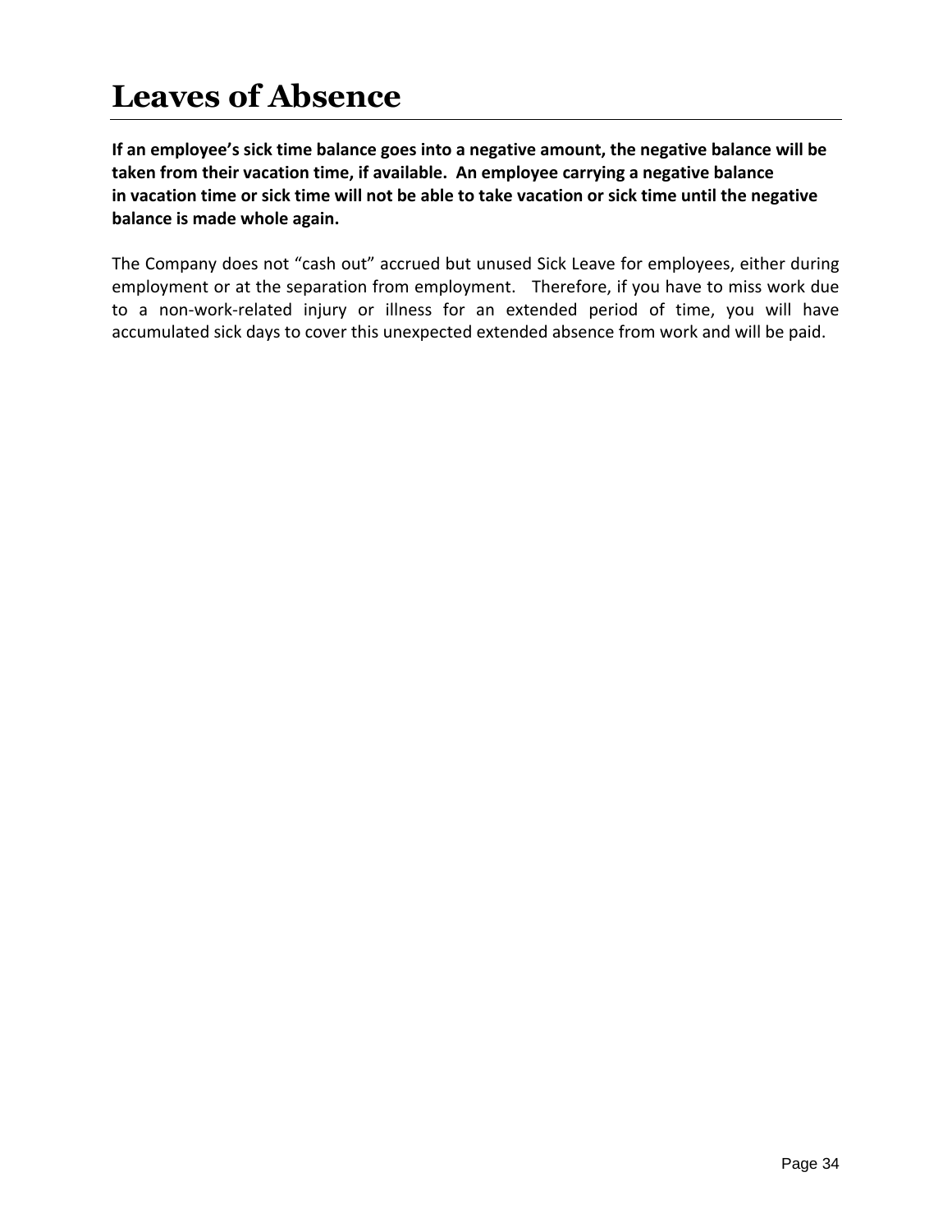# Leaves of Absence

**If an employee's sick time balance goes into a negative amount, the negative balance will be taken from their vacation time, if available. An employee carrying a negative balance in vacation time or sick time will not be able to take vacation or sick time until the negative balance is made whole again.**

The Company does not "cash out" accrued but unused Sick Leave for employees, either during employment or at the separation from employment. Therefore, if you have to miss work due to a non-work-related injury or illness for an extended period of time, you will have accumulated sick days to cover this unexpected extended absence from work and will be paid.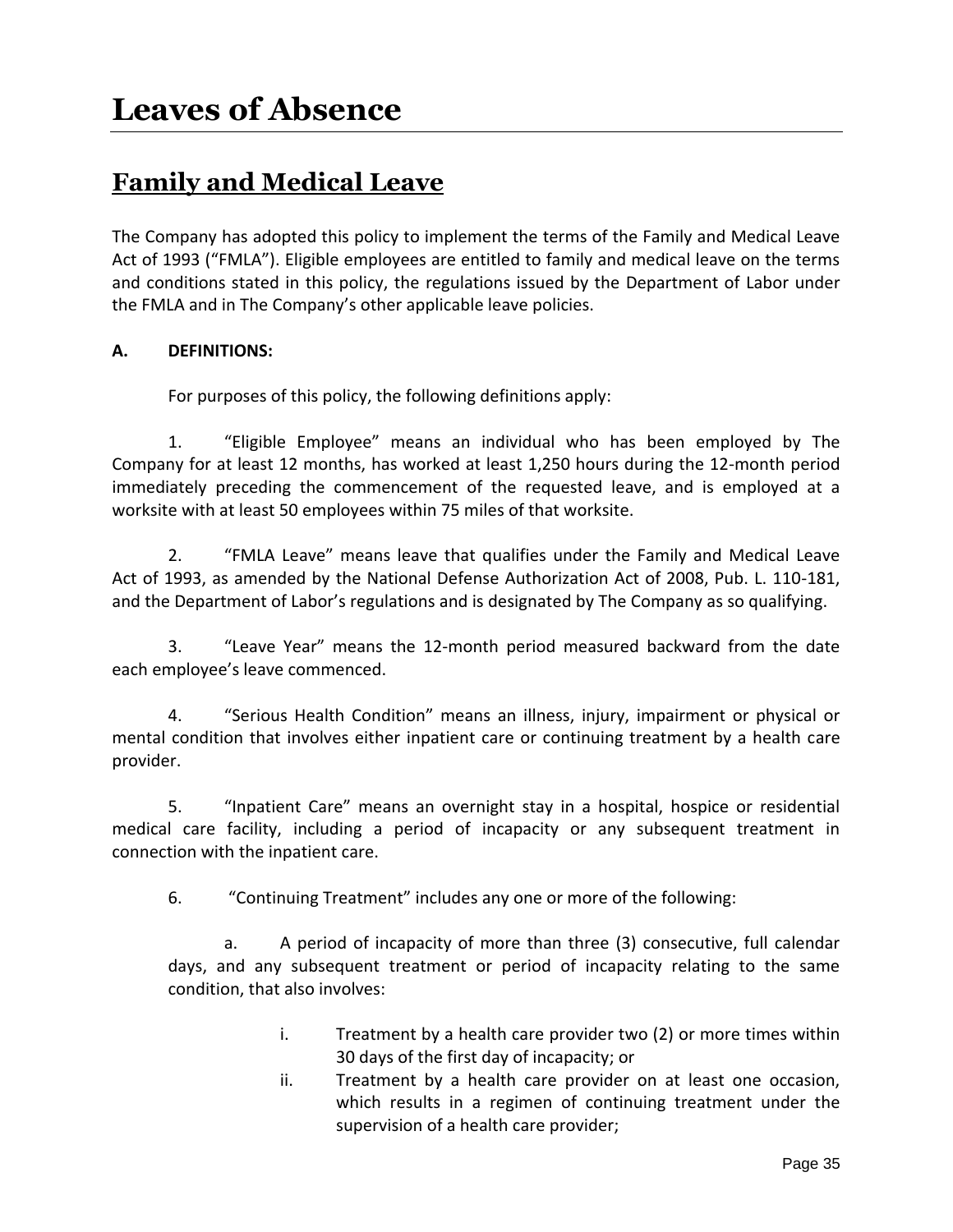# Leaves of Absence

## Family and Medical Leave

The Company has adopted this policy to implement the terms of the Family and Medical Leave Act of 1993 ("FMLA"). Eligible employees are entitled to family and medical leave on the terms and conditions stated in this policy, the regulations issued by the Department of Labor under the FMLA and in The Company's other applicable leave policies.

**A. DEFINITIONS:**

For purposes of this policy, the following definitions apply:

1. "Eligible Employee" means an individual who has been employed by The Company for at least 12 months, has worked at least 1,250 hours during the 12-month period immediately preceding the commencement of the requested leave, and is employed at a worksite with at least 50 employees within 75 miles of that worksite.

2. "FMLA Leave" means leave that qualifies under the Family and Medical Leave Act of 1993, as amended by the National Defense Authorization Act of 2008, Pub. L. 110-181, and the Department of Labor's regulations and is designated by The Company as so qualifying.

3. "Leave Year" means the 12-month period measured backward from the date each employee's leave commenced.

4. "Serious Health Condition" means an illness, injury, impairment or physical or mental condition that involves either inpatient care or continuing treatment by a health care provider.

5. "Inpatient Care" means an overnight stay in a hospital, hospice or residential medical care facility, including a period of incapacity or any subsequent treatment in connection with the inpatient care.

6. "Continuing Treatment" includes any one or more of the following:

   a. A period of incapacity of more than three (3) consecutive, full calendar days, and any subsequent treatment or period of incapacity relating to the same condition, that also involves:

      i. Treatment by a health care provider two (2) or more times within 30 days of the first day of incapacity; or

      ii. Treatment by a health care provider on at least one occasion, which results in a regimen of continuing treatment under the supervision of a health care provider;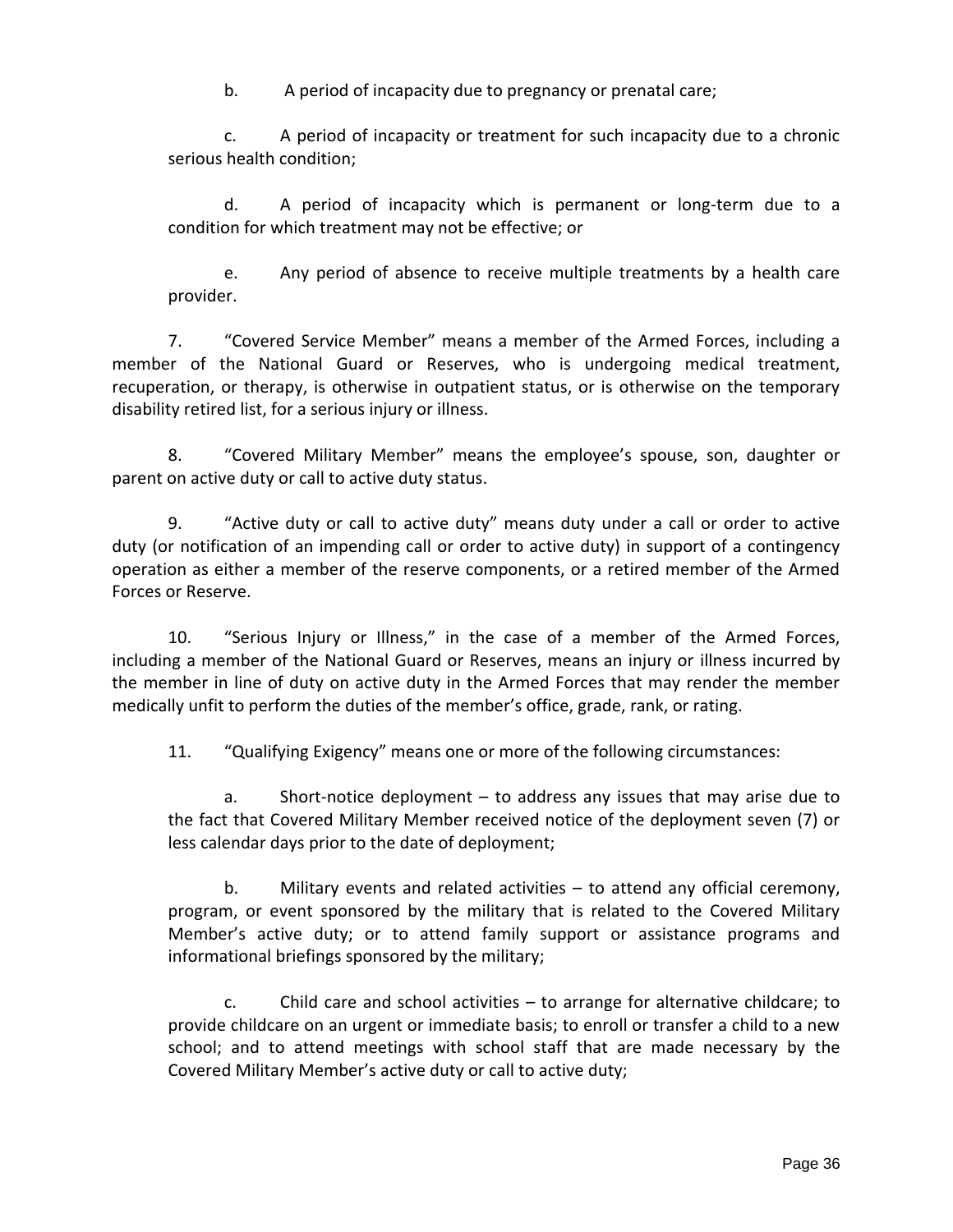b. A period of incapacity due to pregnancy or prenatal care;

c. A period of incapacity or treatment for such incapacity due to a chronic serious health condition;

d. A period of incapacity which is permanent or long-term due to a condition for which treatment may not be effective; or

e. Any period of absence to receive multiple treatments by a health care provider.

7. "Covered Service Member" means a member of the Armed Forces, including a member of the National Guard or Reserves, who is undergoing medical treatment, recuperation, or therapy, is otherwise in outpatient status, or is otherwise on the temporary disability retired list, for a serious injury or illness.

8. "Covered Military Member" means the employee's spouse, son, daughter or parent on active duty or call to active duty status.

9. "Active duty or call to active duty" means duty under a call or order to active duty (or notification of an impending call or order to active duty) in support of a contingency operation as either a member of the reserve components, or a retired member of the Armed Forces or Reserve.

10. "Serious Injury or Illness," in the case of a member of the Armed Forces, including a member of the National Guard or Reserves, means an injury or illness incurred by the member in line of duty on active duty in the Armed Forces that may render the member medically unfit to perform the duties of the member's office, grade, rank, or rating.

11. "Qualifying Exigency" means one or more of the following circumstances:

a. Short-notice deployment – to address any issues that may arise due to the fact that Covered Military Member received notice of the deployment seven (7) or less calendar days prior to the date of deployment;

b. Military events and related activities – to attend any official ceremony, program, or event sponsored by the military that is related to the Covered Military Member's active duty; or to attend family support or assistance programs and informational briefings sponsored by the military;

c. Child care and school activities – to arrange for alternative childcare; to provide childcare on an urgent or immediate basis; to enroll or transfer a child to a new school; and to attend meetings with school staff that are made necessary by the Covered Military Member's active duty or call to active duty;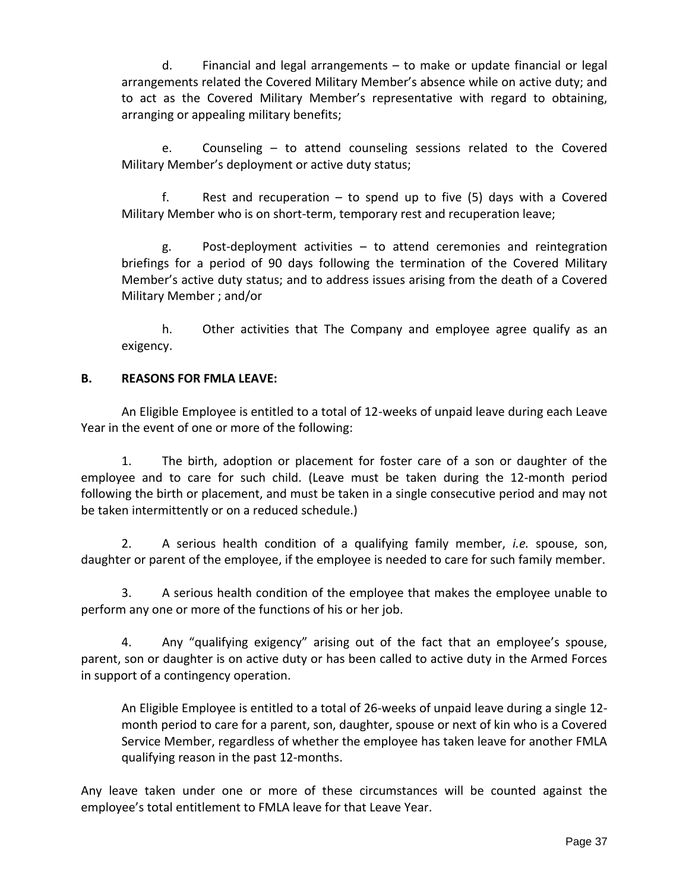d. Financial and legal arrangements – to make or update financial or legal arrangements related the Covered Military Member's absence while on active duty; and to act as the Covered Military Member's representative with regard to obtaining, arranging or appealing military benefits;

e. Counseling – to attend counseling sessions related to the Covered Military Member's deployment or active duty status;

f. Rest and recuperation – to spend up to five (5) days with a Covered Military Member who is on short-term, temporary rest and recuperation leave;

g. Post-deployment activities – to attend ceremonies and reintegration briefings for a period of 90 days following the termination of the Covered Military Member's active duty status; and to address issues arising from the death of a Covered Military Member ; and/or

h. Other activities that The Company and employee agree qualify as an exigency.

**B. REASONS FOR FMLA LEAVE:**

An Eligible Employee is entitled to a total of 12-weeks of unpaid leave during each Leave Year in the event of one or more of the following:

1. The birth, adoption or placement for foster care of a son or daughter of the employee and to care for such child. (Leave must be taken during the 12-month period following the birth or placement, and must be taken in a single consecutive period and may not be taken intermittently or on a reduced schedule.)

2. A serious health condition of a qualifying family member, *i.e.* spouse, son, daughter or parent of the employee, if the employee is needed to care for such family member.

3. A serious health condition of the employee that makes the employee unable to perform any one or more of the functions of his or her job.

4. Any "qualifying exigency" arising out of the fact that an employee's spouse, parent, son or daughter is on active duty or has been called to active duty in the Armed Forces in support of a contingency operation.

An Eligible Employee is entitled to a total of 26-weeks of unpaid leave during a single 12-month period to care for a parent, son, daughter, spouse or next of kin who is a Covered Service Member, regardless of whether the employee has taken leave for another FMLA qualifying reason in the past 12-months.

Any leave taken under one or more of these circumstances will be counted against the employee's total entitlement to FMLA leave for that Leave Year.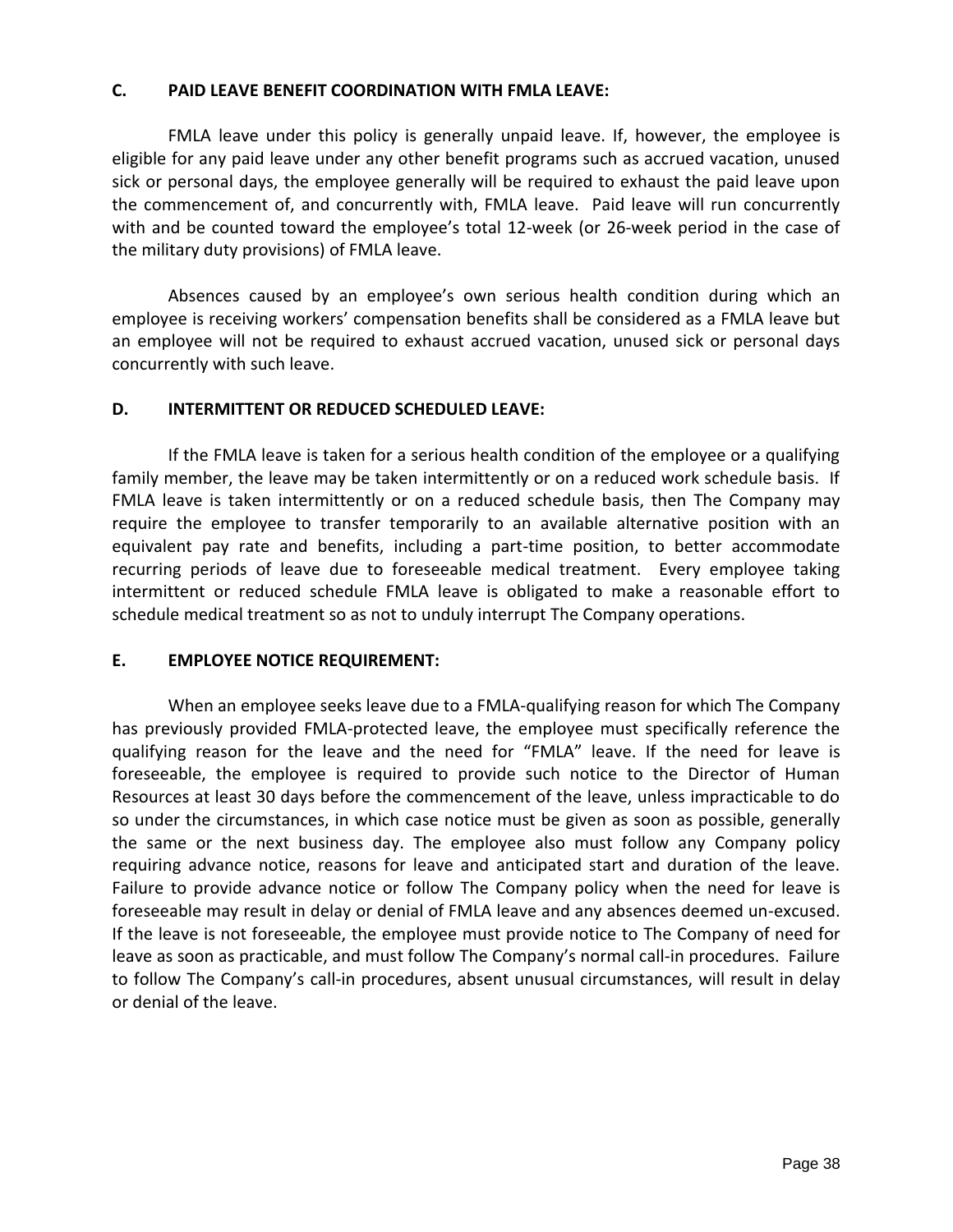### C. PAID LEAVE BENEFIT COORDINATION WITH FMLA LEAVE:

FMLA leave under this policy is generally unpaid leave. If, however, the employee is eligible for any paid leave under any other benefit programs such as accrued vacation, unused sick or personal days, the employee generally will be required to exhaust the paid leave upon the commencement of, and concurrently with, FMLA leave. Paid leave will run concurrently with and be counted toward the employee's total 12-week (or 26-week period in the case of the military duty provisions) of FMLA leave.

Absences caused by an employee's own serious health condition during which an employee is receiving workers' compensation benefits shall be considered as a FMLA leave but an employee will not be required to exhaust accrued vacation, unused sick or personal days concurrently with such leave.

### D. INTERMITTENT OR REDUCED SCHEDULED LEAVE:

If the FMLA leave is taken for a serious health condition of the employee or a qualifying family member, the leave may be taken intermittently or on a reduced work schedule basis. If FMLA leave is taken intermittently or on a reduced schedule basis, then The Company may require the employee to transfer temporarily to an available alternative position with an equivalent pay rate and benefits, including a part-time position, to better accommodate recurring periods of leave due to foreseeable medical treatment. Every employee taking intermittent or reduced schedule FMLA leave is obligated to make a reasonable effort to schedule medical treatment so as not to unduly interrupt The Company operations.

### E. EMPLOYEE NOTICE REQUIREMENT:

When an employee seeks leave due to a FMLA-qualifying reason for which The Company has previously provided FMLA-protected leave, the employee must specifically reference the qualifying reason for the leave and the need for "FMLA" leave. If the need for leave is foreseeable, the employee is required to provide such notice to the Director of Human Resources at least 30 days before the commencement of the leave, unless impracticable to do so under the circumstances, in which case notice must be given as soon as possible, generally the same or the next business day. The employee also must follow any Company policy requiring advance notice, reasons for leave and anticipated start and duration of the leave. Failure to provide advance notice or follow The Company policy when the need for leave is foreseeable may result in delay or denial of FMLA leave and any absences deemed un-excused. If the leave is not foreseeable, the employee must provide notice to The Company of need for leave as soon as practicable, and must follow The Company's normal call-in procedures. Failure to follow The Company's call-in procedures, absent unusual circumstances, will result in delay or denial of the leave.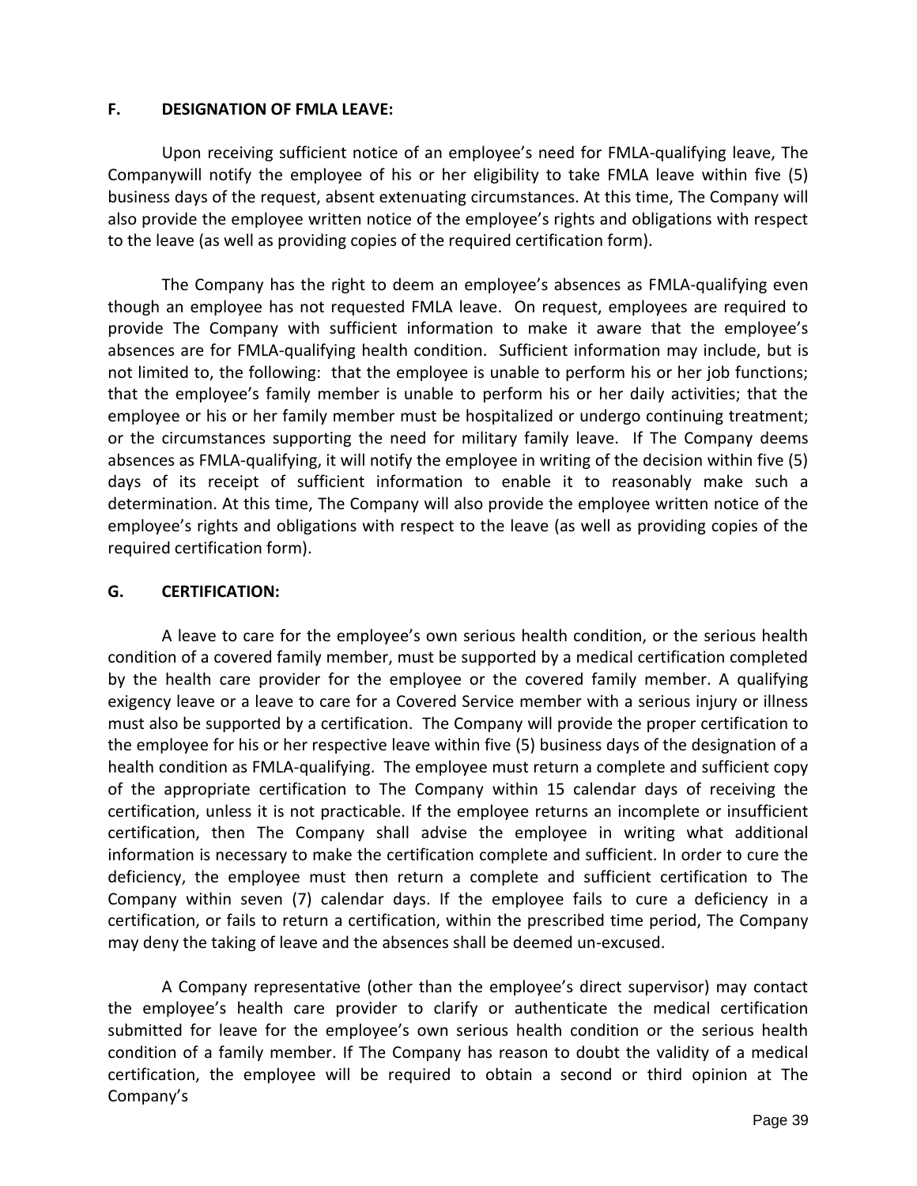**F. DESIGNATION OF FMLA LEAVE:**

Upon receiving sufficient notice of an employee's need for FMLA-qualifying leave, The Companywill notify the employee of his or her eligibility to take FMLA leave within five (5) business days of the request, absent extenuating circumstances. At this time, The Company will also provide the employee written notice of the employee's rights and obligations with respect to the leave (as well as providing copies of the required certification form).

The Company has the right to deem an employee's absences as FMLA-qualifying even though an employee has not requested FMLA leave. On request, employees are required to provide The Company with sufficient information to make it aware that the employee's absences are for FMLA-qualifying health condition. Sufficient information may include, but is not limited to, the following: that the employee is unable to perform his or her job functions; that the employee's family member is unable to perform his or her daily activities; that the employee or his or her family member must be hospitalized or undergo continuing treatment; or the circumstances supporting the need for military family leave. If The Company deems absences as FMLA-qualifying, it will notify the employee in writing of the decision within five (5) days of its receipt of sufficient information to enable it to reasonably make such a determination. At this time, The Company will also provide the employee written notice of the employee's rights and obligations with respect to the leave (as well as providing copies of the required certification form).

**G. CERTIFICATION:**

A leave to care for the employee's own serious health condition, or the serious health condition of a covered family member, must be supported by a medical certification completed by the health care provider for the employee or the covered family member. A qualifying exigency leave or a leave to care for a Covered Service member with a serious injury or illness must also be supported by a certification. The Company will provide the proper certification to the employee for his or her respective leave within five (5) business days of the designation of a health condition as FMLA-qualifying. The employee must return a complete and sufficient copy of the appropriate certification to The Company within 15 calendar days of receiving the certification, unless it is not practicable. If the employee returns an incomplete or insufficient certification, then The Company shall advise the employee in writing what additional information is necessary to make the certification complete and sufficient. In order to cure the deficiency, the employee must then return a complete and sufficient certification to The Company within seven (7) calendar days. If the employee fails to cure a deficiency in a certification, or fails to return a certification, within the prescribed time period, The Company may deny the taking of leave and the absences shall be deemed un-excused.

A Company representative (other than the employee's direct supervisor) may contact the employee's health care provider to clarify or authenticate the medical certification submitted for leave for the employee's own serious health condition or the serious health condition of a family member. If The Company has reason to doubt the validity of a medical certification, the employee will be required to obtain a second or third opinion at The Company's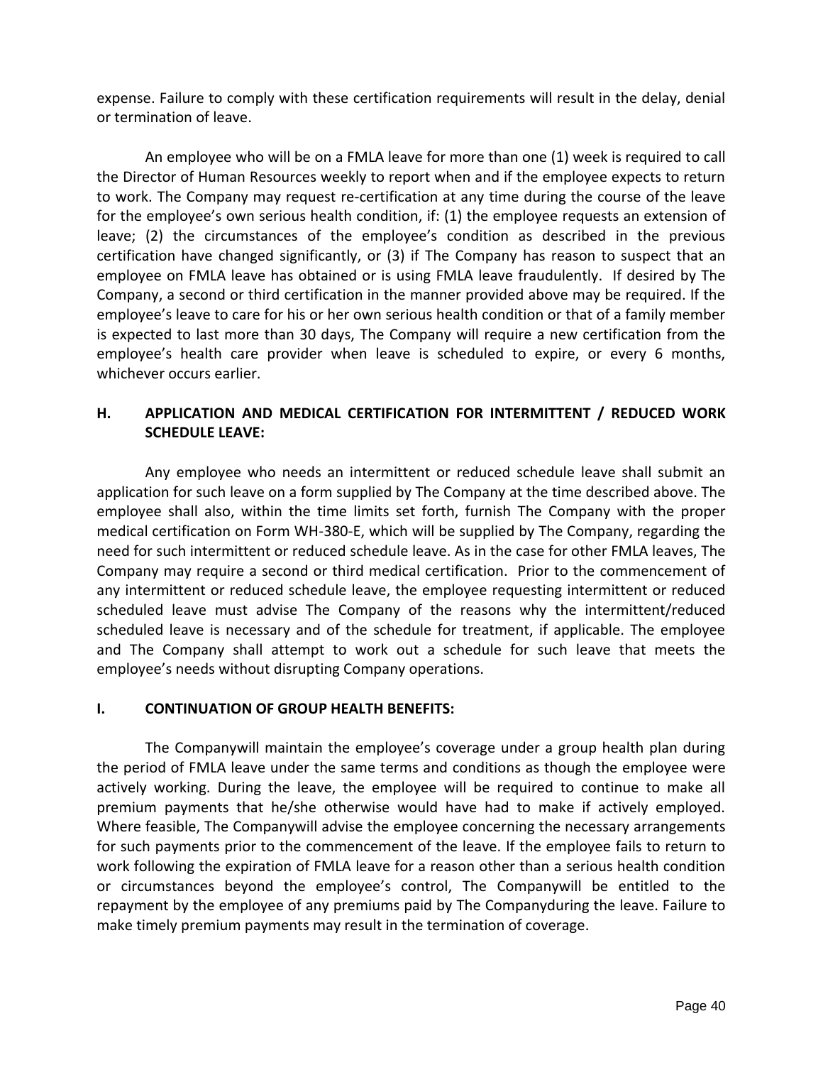expense. Failure to comply with these certification requirements will result in the delay, denial or termination of leave.

An employee who will be on a FMLA leave for more than one (1) week is required to call the Director of Human Resources weekly to report when and if the employee expects to return to work. The Company may request re-certification at any time during the course of the leave for the employee's own serious health condition, if: (1) the employee requests an extension of leave; (2) the circumstances of the employee's condition as described in the previous certification have changed significantly, or (3) if The Company has reason to suspect that an employee on FMLA leave has obtained or is using FMLA leave fraudulently. If desired by The Company, a second or third certification in the manner provided above may be required. If the employee's leave to care for his or her own serious health condition or that of a family member is expected to last more than 30 days, The Company will require a new certification from the employee's health care provider when leave is scheduled to expire, or every 6 months, whichever occurs earlier.

### H. APPLICATION AND MEDICAL CERTIFICATION FOR INTERMITTENT / REDUCED WORK SCHEDULE LEAVE:

Any employee who needs an intermittent or reduced schedule leave shall submit an application for such leave on a form supplied by The Company at the time described above. The employee shall also, within the time limits set forth, furnish The Company with the proper medical certification on Form WH-380-E, which will be supplied by The Company, regarding the need for such intermittent or reduced schedule leave. As in the case for other FMLA leaves, The Company may require a second or third medical certification. Prior to the commencement of any intermittent or reduced schedule leave, the employee requesting intermittent or reduced scheduled leave must advise The Company of the reasons why the intermittent/reduced scheduled leave is necessary and of the schedule for treatment, if applicable. The employee and The Company shall attempt to work out a schedule for such leave that meets the employee's needs without disrupting Company operations.

### I. CONTINUATION OF GROUP HEALTH BENEFITS:

The Companywill maintain the employee's coverage under a group health plan during the period of FMLA leave under the same terms and conditions as though the employee were actively working. During the leave, the employee will be required to continue to make all premium payments that he/she otherwise would have had to make if actively employed. Where feasible, The Companywill advise the employee concerning the necessary arrangements for such payments prior to the commencement of the leave. If the employee fails to return to work following the expiration of FMLA leave for a reason other than a serious health condition or circumstances beyond the employee's control, The Companywill be entitled to the repayment by the employee of any premiums paid by The Companyduring the leave. Failure to make timely premium payments may result in the termination of coverage.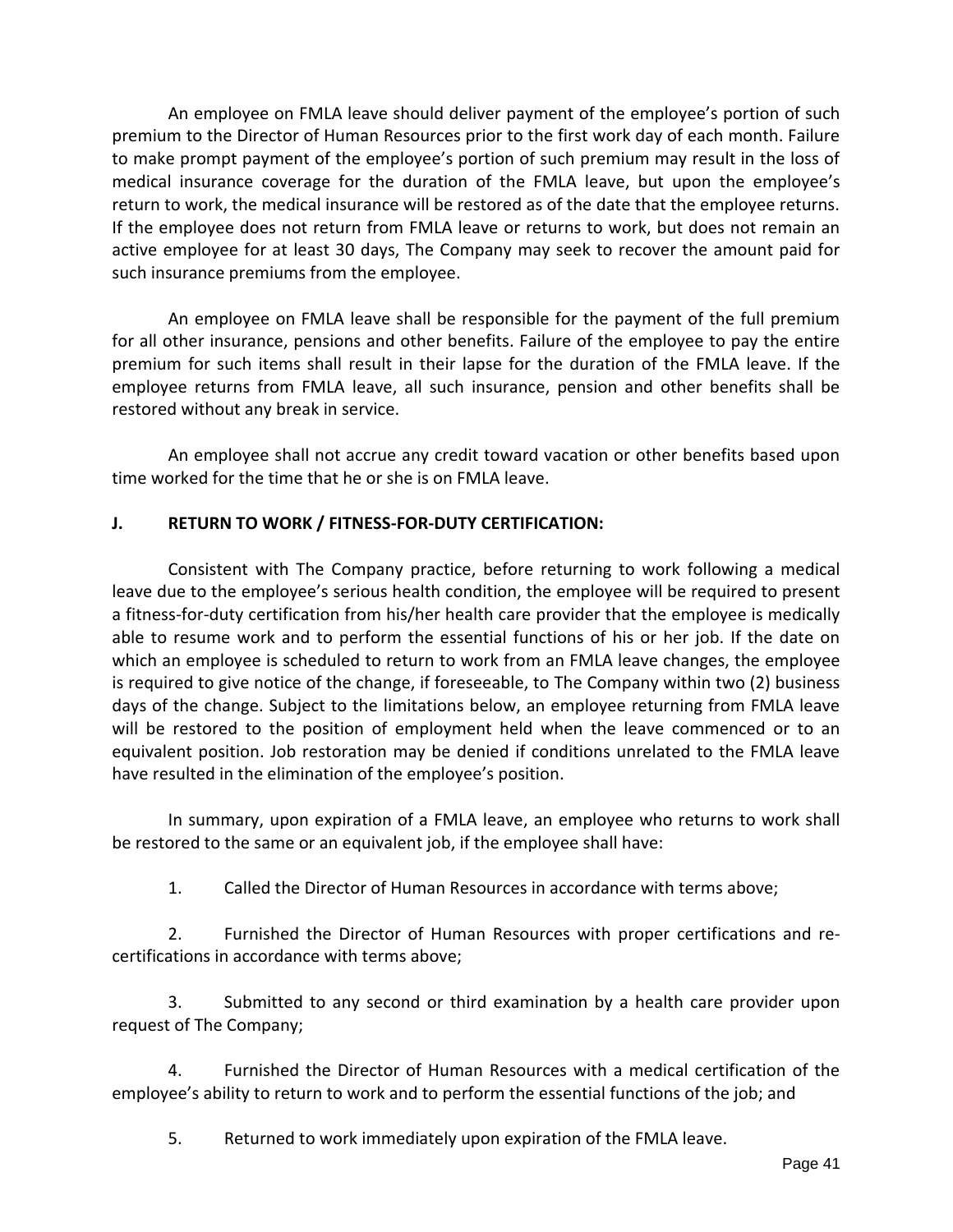An employee on FMLA leave should deliver payment of the employee's portion of such premium to the Director of Human Resources prior to the first work day of each month. Failure to make prompt payment of the employee's portion of such premium may result in the loss of medical insurance coverage for the duration of the FMLA leave, but upon the employee's return to work, the medical insurance will be restored as of the date that the employee returns. If the employee does not return from FMLA leave or returns to work, but does not remain an active employee for at least 30 days, The Company may seek to recover the amount paid for such insurance premiums from the employee.

An employee on FMLA leave shall be responsible for the payment of the full premium for all other insurance, pensions and other benefits. Failure of the employee to pay the entire premium for such items shall result in their lapse for the duration of the FMLA leave. If the employee returns from FMLA leave, all such insurance, pension and other benefits shall be restored without any break in service.

An employee shall not accrue any credit toward vacation or other benefits based upon time worked for the time that he or she is on FMLA leave.

**J. RETURN TO WORK / FITNESS-FOR-DUTY CERTIFICATION:**

Consistent with The Company practice, before returning to work following a medical leave due to the employee's serious health condition, the employee will be required to present a fitness-for-duty certification from his/her health care provider that the employee is medically able to resume work and to perform the essential functions of his or her job. If the date on which an employee is scheduled to return to work from an FMLA leave changes, the employee is required to give notice of the change, if foreseeable, to The Company within two (2) business days of the change. Subject to the limitations below, an employee returning from FMLA leave will be restored to the position of employment held when the leave commenced or to an equivalent position. Job restoration may be denied if conditions unrelated to the FMLA leave have resulted in the elimination of the employee's position.

In summary, upon expiration of a FMLA leave, an employee who returns to work shall be restored to the same or an equivalent job, if the employee shall have:

1. Called the Director of Human Resources in accordance with terms above;

2. Furnished the Director of Human Resources with proper certifications and re-certifications in accordance with terms above;

3. Submitted to any second or third examination by a health care provider upon request of The Company;

4. Furnished the Director of Human Resources with a medical certification of the employee's ability to return to work and to perform the essential functions of the job; and

5. Returned to work immediately upon expiration of the FMLA leave.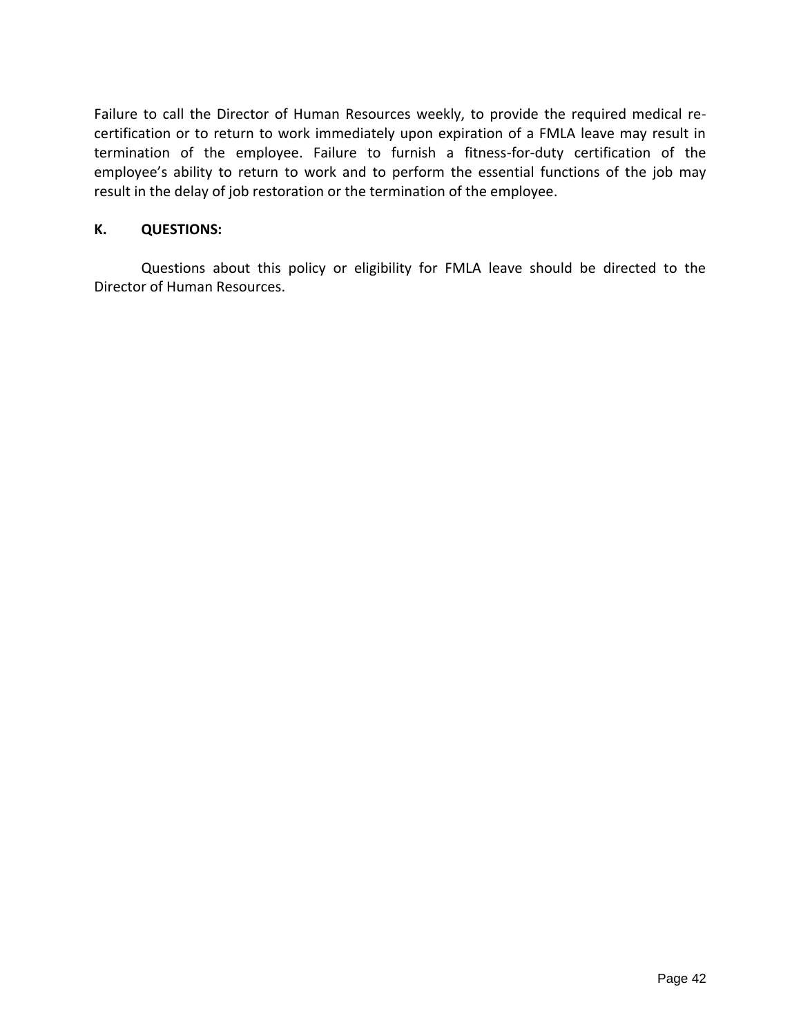Failure to call the Director of Human Resources weekly, to provide the required medical re-certification or to return to work immediately upon expiration of a FMLA leave may result in termination of the employee. Failure to furnish a fitness-for-duty certification of the employee's ability to return to work and to perform the essential functions of the job may result in the delay of job restoration or the termination of the employee.

**K. QUESTIONS:**

Questions about this policy or eligibility for FMLA leave should be directed to the Director of Human Resources.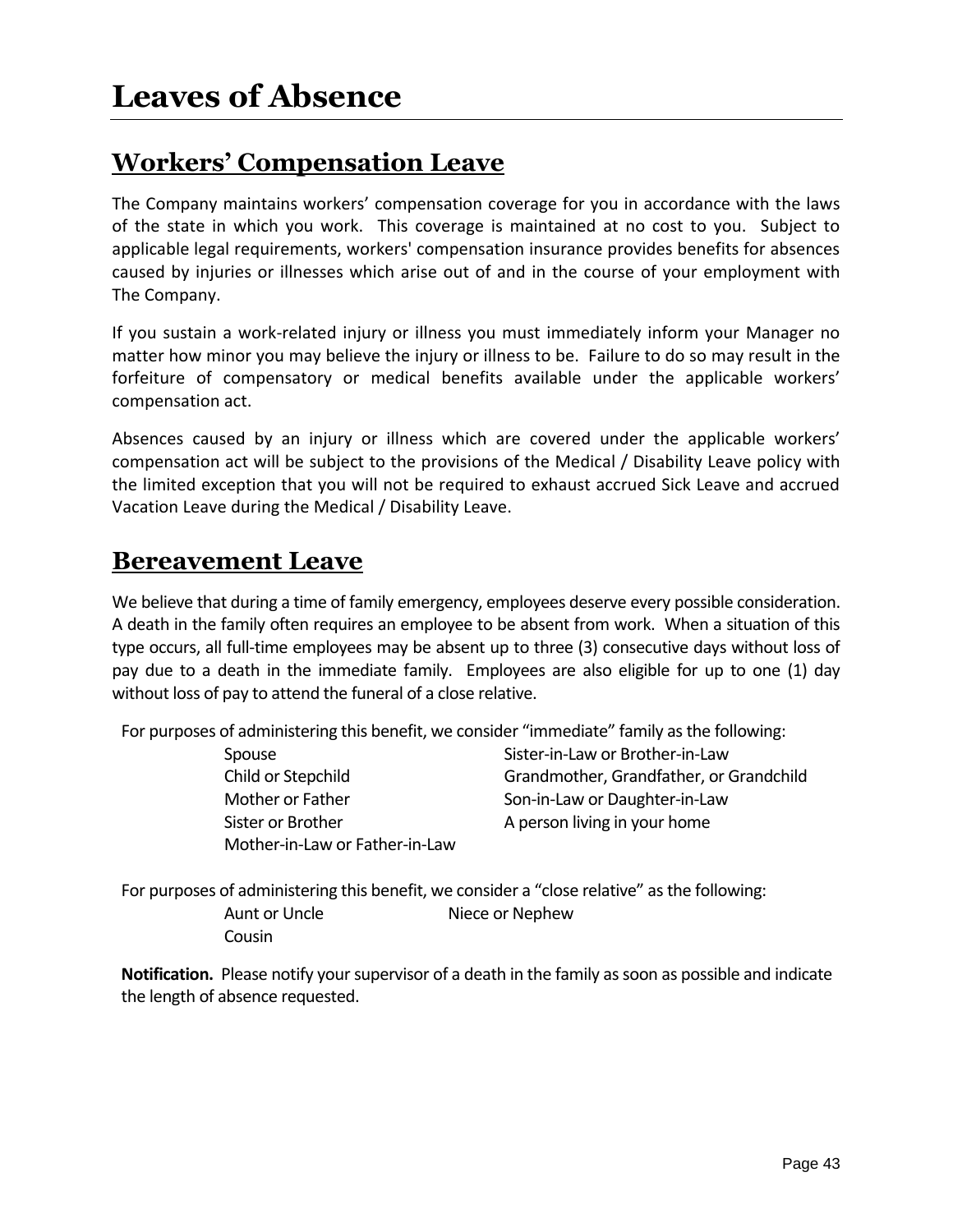# Leaves of Absence

## Workers' Compensation Leave

The Company maintains workers' compensation coverage for you in accordance with the laws of the state in which you work. This coverage is maintained at no cost to you. Subject to applicable legal requirements, workers' compensation insurance provides benefits for absences caused by injuries or illnesses which arise out of and in the course of your employment with The Company.

If you sustain a work-related injury or illness you must immediately inform your Manager no matter how minor you may believe the injury or illness to be. Failure to do so may result in the forfeiture of compensatory or medical benefits available under the applicable workers' compensation act.

Absences caused by an injury or illness which are covered under the applicable workers' compensation act will be subject to the provisions of the Medical / Disability Leave policy with the limited exception that you will not be required to exhaust accrued Sick Leave and accrued Vacation Leave during the Medical / Disability Leave.

## Bereavement Leave

We believe that during a time of family emergency, employees deserve every possible consideration. A death in the family often requires an employee to be absent from work. When a situation of this type occurs, all full-time employees may be absent up to three (3) consecutive days without loss of pay due to a death in the immediate family. Employees are also eligible for up to one (1) day without loss of pay to attend the funeral of a close relative.

For purposes of administering this benefit, we consider "immediate" family as the following:

- Spouse
- Child or Stepchild
- Mother or Father
- Sister or Brother
- Mother-in-Law or Father-in-Law
- Sister-in-Law or Brother-in-Law
- Grandmother, Grandfather, or Grandchild
- Son-in-Law or Daughter-in-Law
- A person living in your home

For purposes of administering this benefit, we consider a "close relative" as the following:

- Aunt or Uncle
- Cousin
- Niece or Nephew

**Notification.** Please notify your supervisor of a death in the family as soon as possible and indicate the length of absence requested.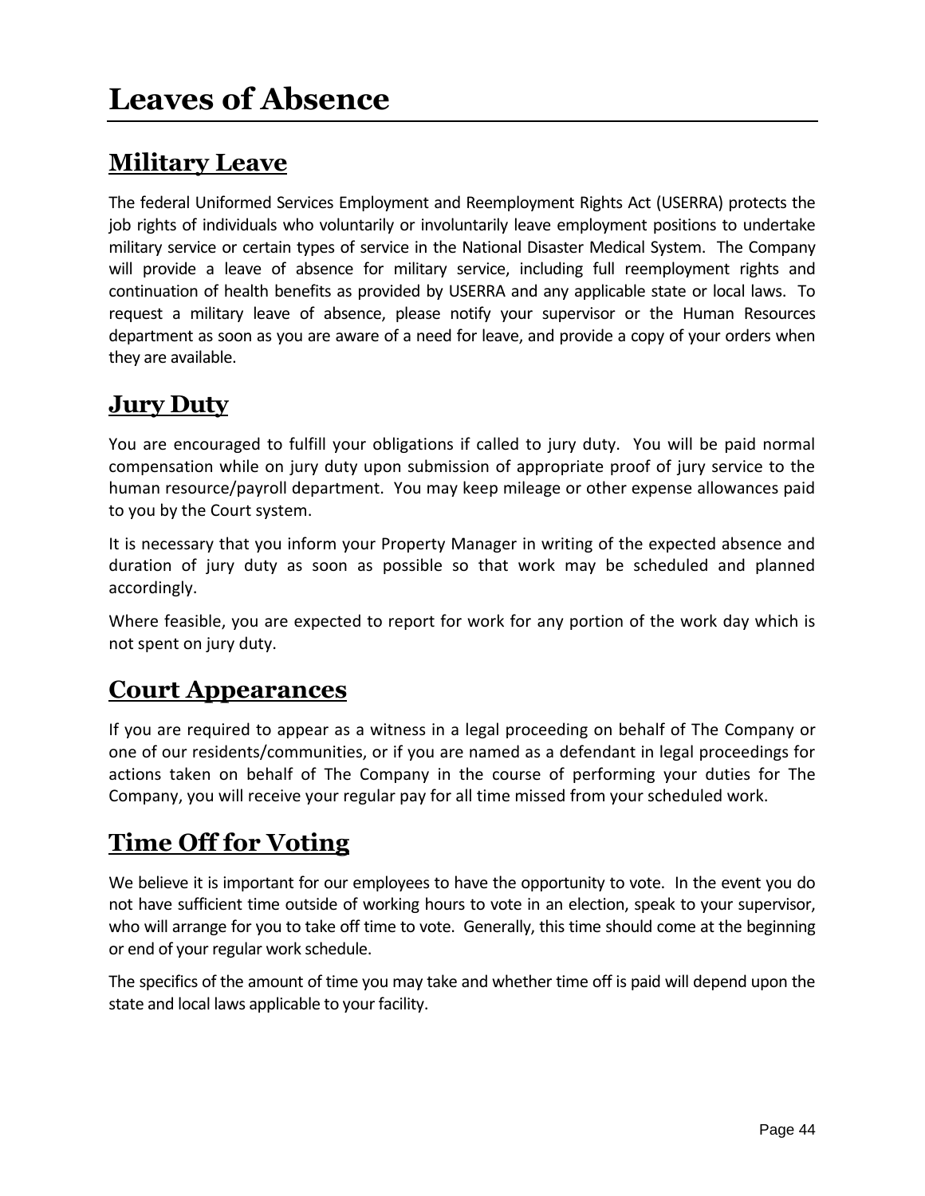# Leaves of Absence

## Military Leave

The federal Uniformed Services Employment and Reemployment Rights Act (USERRA) protects the job rights of individuals who voluntarily or involuntarily leave employment positions to undertake military service or certain types of service in the National Disaster Medical System. The Company will provide a leave of absence for military service, including full reemployment rights and continuation of health benefits as provided by USERRA and any applicable state or local laws. To request a military leave of absence, please notify your supervisor or the Human Resources department as soon as you are aware of a need for leave, and provide a copy of your orders when they are available.

## Jury Duty

You are encouraged to fulfill your obligations if called to jury duty. You will be paid normal compensation while on jury duty upon submission of appropriate proof of jury service to the human resource/payroll department. You may keep mileage or other expense allowances paid to you by the Court system.

It is necessary that you inform your Property Manager in writing of the expected absence and duration of jury duty as soon as possible so that work may be scheduled and planned accordingly.

Where feasible, you are expected to report for work for any portion of the work day which is not spent on jury duty.

## Court Appearances

If you are required to appear as a witness in a legal proceeding on behalf of The Company or one of our residents/communities, or if you are named as a defendant in legal proceedings for actions taken on behalf of The Company in the course of performing your duties for The Company, you will receive your regular pay for all time missed from your scheduled work.

## Time Off for Voting

We believe it is important for our employees to have the opportunity to vote. In the event you do not have sufficient time outside of working hours to vote in an election, speak to your supervisor, who will arrange for you to take off time to vote. Generally, this time should come at the beginning or end of your regular work schedule.

The specifics of the amount of time you may take and whether time off is paid will depend upon the state and local laws applicable to your facility.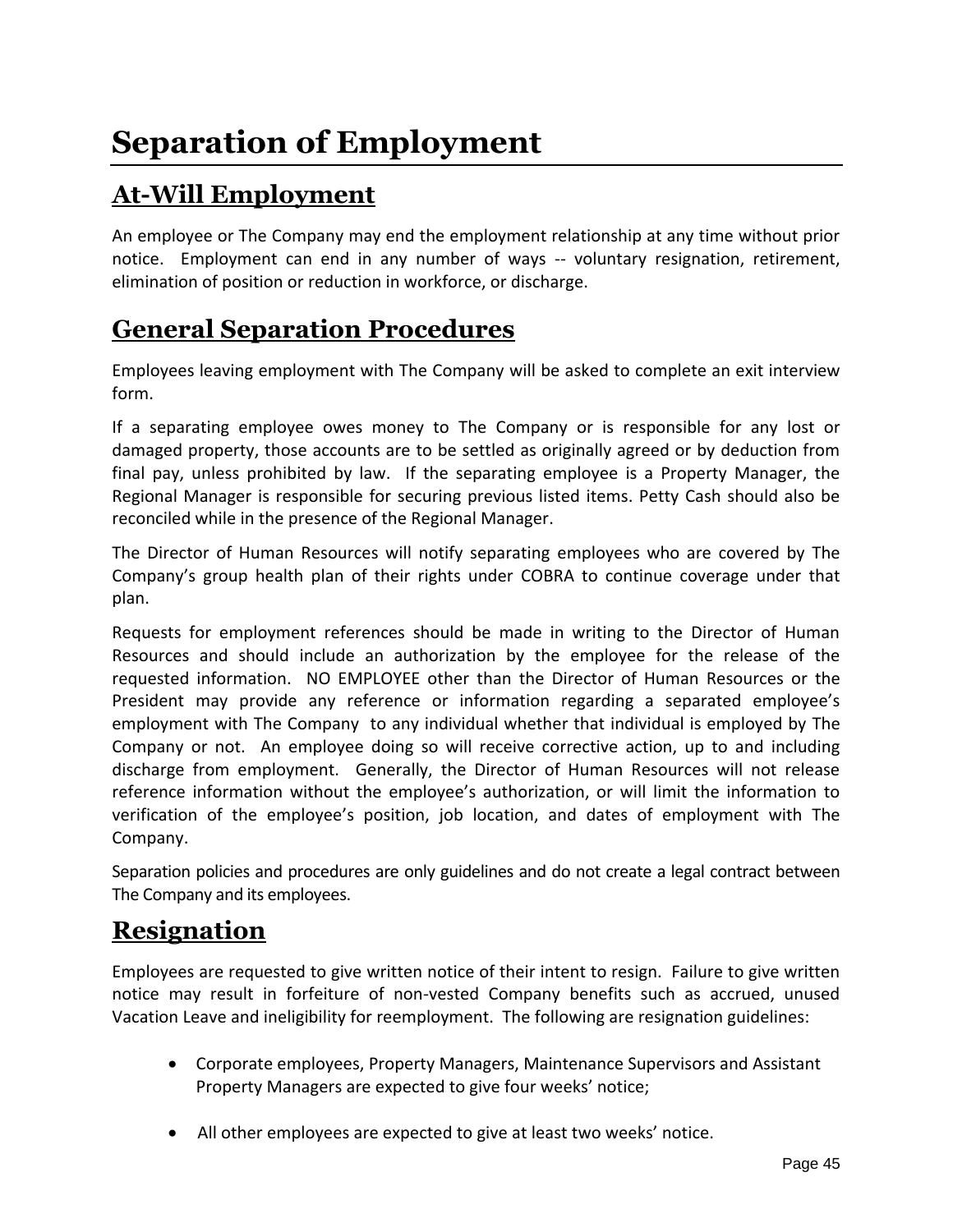# Separation of Employment

## At-Will Employment

An employee or The Company may end the employment relationship at any time without prior notice. Employment can end in any number of ways -- voluntary resignation, retirement, elimination of position or reduction in workforce, or discharge.

## General Separation Procedures

Employees leaving employment with The Company will be asked to complete an exit interview form.

If a separating employee owes money to The Company or is responsible for any lost or damaged property, those accounts are to be settled as originally agreed or by deduction from final pay, unless prohibited by law. If the separating employee is a Property Manager, the Regional Manager is responsible for securing previous listed items. Petty Cash should also be reconciled while in the presence of the Regional Manager.

The Director of Human Resources will notify separating employees who are covered by The Company's group health plan of their rights under COBRA to continue coverage under that plan.

Requests for employment references should be made in writing to the Director of Human Resources and should include an authorization by the employee for the release of the requested information. NO EMPLOYEE other than the Director of Human Resources or the President may provide any reference or information regarding a separated employee's employment with The Company to any individual whether that individual is employed by The Company or not. An employee doing so will receive corrective action, up to and including discharge from employment. Generally, the Director of Human Resources will not release reference information without the employee's authorization, or will limit the information to verification of the employee's position, job location, and dates of employment with The Company.

Separation policies and procedures are only guidelines and do not create a legal contract between The Company and its employees.

## Resignation

Employees are requested to give written notice of their intent to resign. Failure to give written notice may result in forfeiture of non-vested Company benefits such as accrued, unused Vacation Leave and ineligibility for reemployment. The following are resignation guidelines:

- Corporate employees, Property Managers, Maintenance Supervisors and Assistant Property Managers are expected to give four weeks' notice;
- All other employees are expected to give at least two weeks' notice.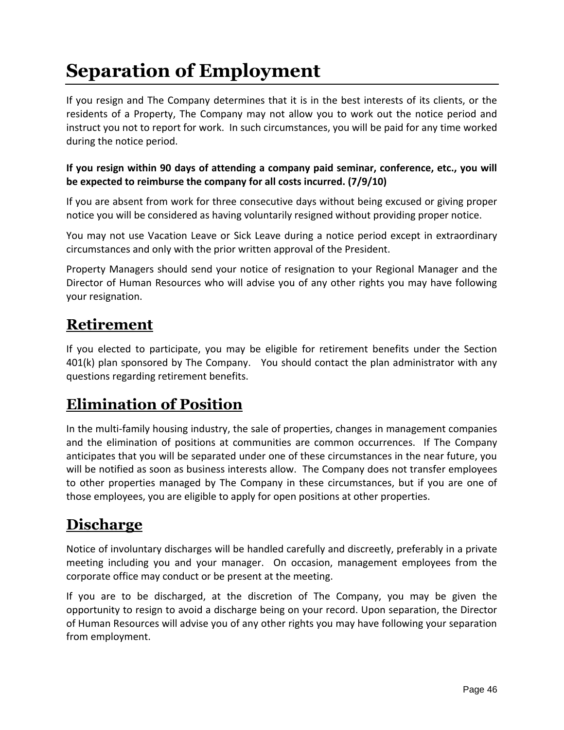# Separation of Employment

If you resign and The Company determines that it is in the best interests of its clients, or the residents of a Property, The Company may not allow you to work out the notice period and instruct you not to report for work. In such circumstances, you will be paid for any time worked during the notice period.

**If you resign within 90 days of attending a company paid seminar, conference, etc., you will be expected to reimburse the company for all costs incurred. (7/9/10)**

If you are absent from work for three consecutive days without being excused or giving proper notice you will be considered as having voluntarily resigned without providing proper notice.

You may not use Vacation Leave or Sick Leave during a notice period except in extraordinary circumstances and only with the prior written approval of the President.

Property Managers should send your notice of resignation to your Regional Manager and the Director of Human Resources who will advise you of any other rights you may have following your resignation.

## Retirement

If you elected to participate, you may be eligible for retirement benefits under the Section 401(k) plan sponsored by The Company. You should contact the plan administrator with any questions regarding retirement benefits.

## Elimination of Position

In the multi-family housing industry, the sale of properties, changes in management companies and the elimination of positions at communities are common occurrences. If The Company anticipates that you will be separated under one of these circumstances in the near future, you will be notified as soon as business interests allow. The Company does not transfer employees to other properties managed by The Company in these circumstances, but if you are one of those employees, you are eligible to apply for open positions at other properties.

## Discharge

Notice of involuntary discharges will be handled carefully and discreetly, preferably in a private meeting including you and your manager. On occasion, management employees from the corporate office may conduct or be present at the meeting.

If you are to be discharged, at the discretion of The Company, you may be given the opportunity to resign to avoid a discharge being on your record. Upon separation, the Director of Human Resources will advise you of any other rights you may have following your separation from employment.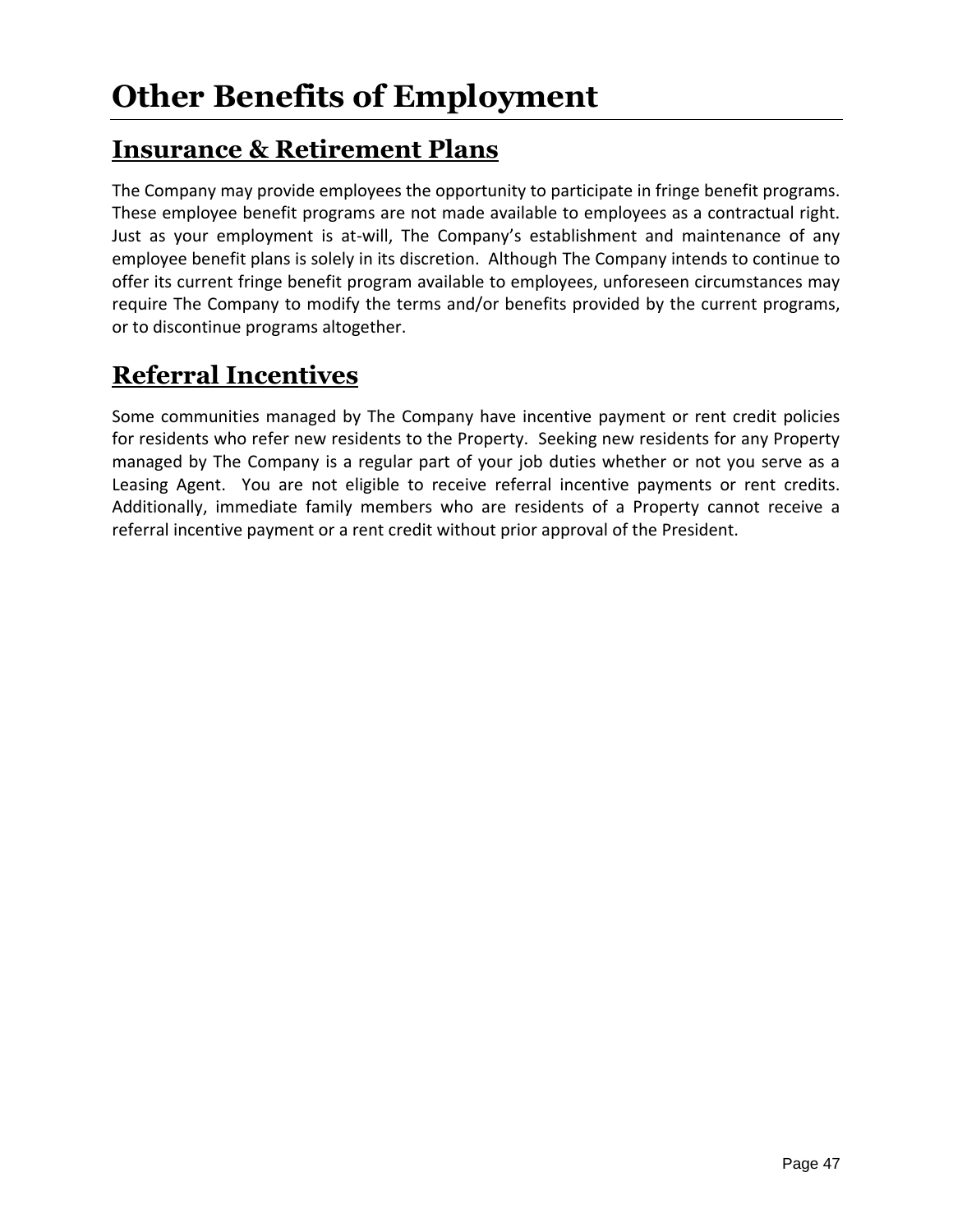# Other Benefits of Employment

## Insurance & Retirement Plans

The Company may provide employees the opportunity to participate in fringe benefit programs. These employee benefit programs are not made available to employees as a contractual right. Just as your employment is at-will, The Company's establishment and maintenance of any employee benefit plans is solely in its discretion. Although The Company intends to continue to offer its current fringe benefit program available to employees, unforeseen circumstances may require The Company to modify the terms and/or benefits provided by the current programs, or to discontinue programs altogether.

## Referral Incentives

Some communities managed by The Company have incentive payment or rent credit policies for residents who refer new residents to the Property. Seeking new residents for any Property managed by The Company is a regular part of your job duties whether or not you serve as a Leasing Agent. You are not eligible to receive referral incentive payments or rent credits. Additionally, immediate family members who are residents of a Property cannot receive a referral incentive payment or a rent credit without prior approval of the President.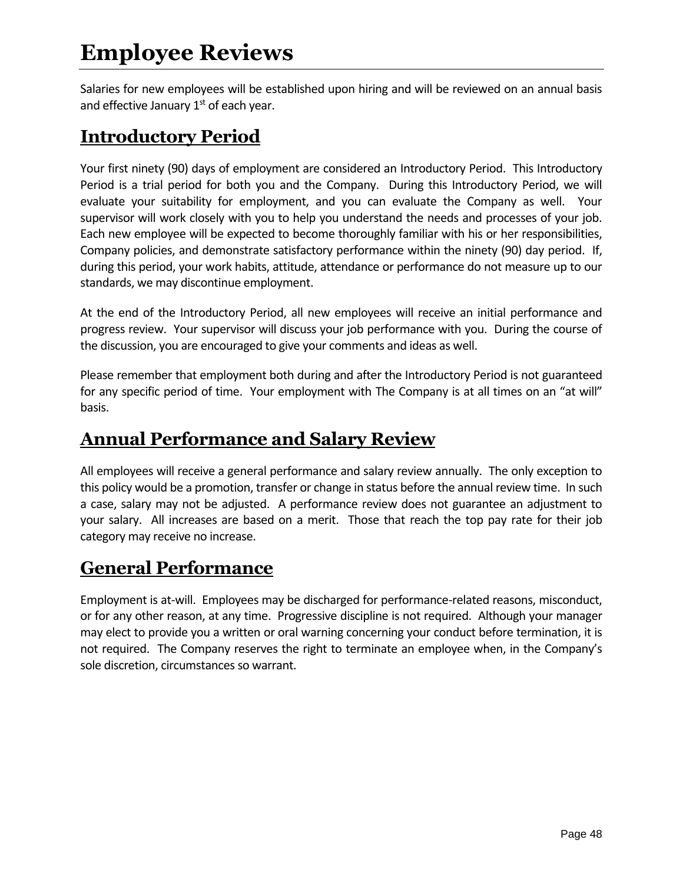# Employee Reviews

Salaries for new employees will be established upon hiring and will be reviewed on an annual basis and effective January 1st of each year.

## Introductory Period

Your first ninety (90) days of employment are considered an Introductory Period. This Introductory Period is a trial period for both you and the Company. During this Introductory Period, we will evaluate your suitability for employment, and you can evaluate the Company as well. Your supervisor will work closely with you to help you understand the needs and processes of your job. Each new employee will be expected to become thoroughly familiar with his or her responsibilities, Company policies, and demonstrate satisfactory performance within the ninety (90) day period. If, during this period, your work habits, attitude, attendance or performance do not measure up to our standards, we may discontinue employment.

At the end of the Introductory Period, all new employees will receive an initial performance and progress review. Your supervisor will discuss your job performance with you. During the course of the discussion, you are encouraged to give your comments and ideas as well.

Please remember that employment both during and after the Introductory Period is not guaranteed for any specific period of time. Your employment with The Company is at all times on an "at will" basis.

## Annual Performance and Salary Review

All employees will receive a general performance and salary review annually. The only exception to this policy would be a promotion, transfer or change in status before the annual review time. In such a case, salary may not be adjusted. A performance review does not guarantee an adjustment to your salary. All increases are based on a merit. Those that reach the top pay rate for their job category may receive no increase.

## General Performance

Employment is at-will. Employees may be discharged for performance-related reasons, misconduct, or for any other reason, at any time. Progressive discipline is not required. Although your manager may elect to provide you a written or oral warning concerning your conduct before termination, it is not required. The Company reserves the right to terminate an employee when, in the Company's sole discretion, circumstances so warrant.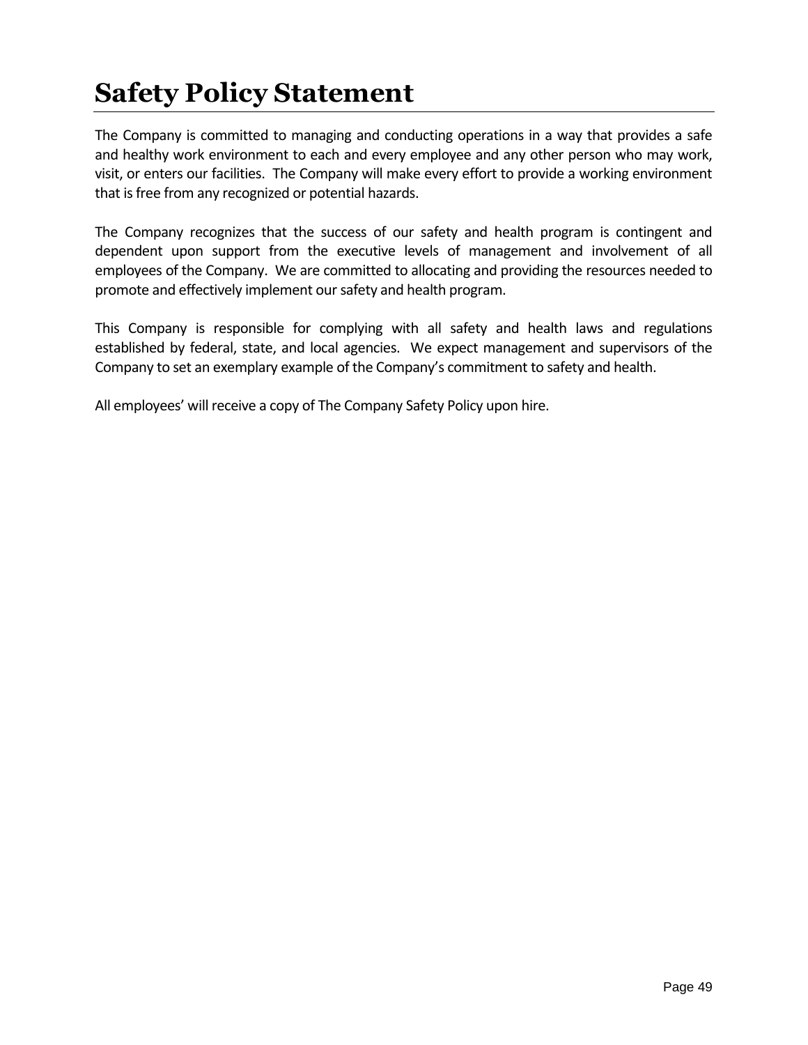# Safety Policy Statement

The Company is committed to managing and conducting operations in a way that provides a safe and healthy work environment to each and every employee and any other person who may work, visit, or enters our facilities. The Company will make every effort to provide a working environment that is free from any recognized or potential hazards.

The Company recognizes that the success of our safety and health program is contingent and dependent upon support from the executive levels of management and involvement of all employees of the Company. We are committed to allocating and providing the resources needed to promote and effectively implement our safety and health program.

This Company is responsible for complying with all safety and health laws and regulations established by federal, state, and local agencies. We expect management and supervisors of the Company to set an exemplary example of the Company's commitment to safety and health.

All employees' will receive a copy of The Company Safety Policy upon hire.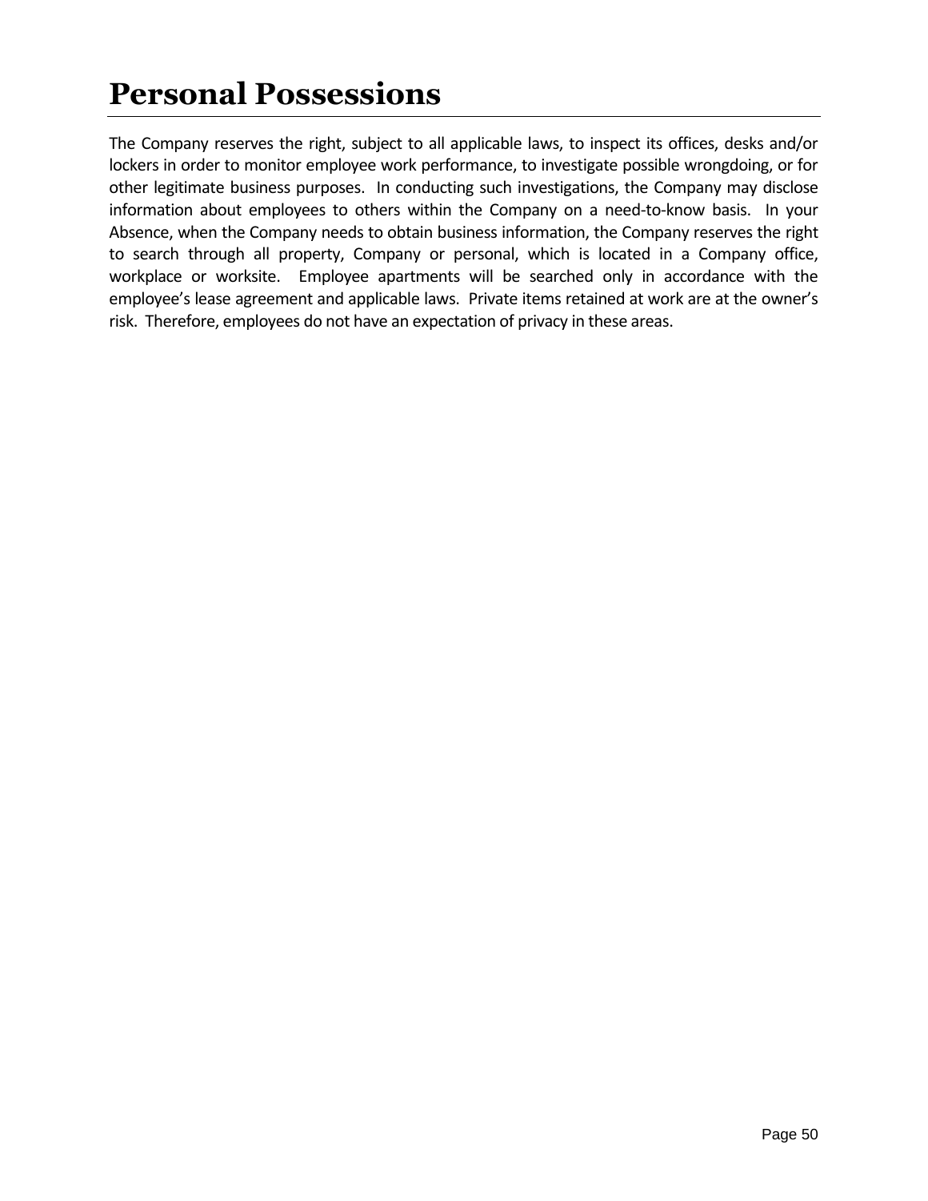# Personal Possessions

The Company reserves the right, subject to all applicable laws, to inspect its offices, desks and/or lockers in order to monitor employee work performance, to investigate possible wrongdoing, or for other legitimate business purposes. In conducting such investigations, the Company may disclose information about employees to others within the Company on a need-to-know basis. In your Absence, when the Company needs to obtain business information, the Company reserves the right to search through all property, Company or personal, which is located in a Company office, workplace or worksite. Employee apartments will be searched only in accordance with the employee's lease agreement and applicable laws. Private items retained at work are at the owner's risk. Therefore, employees do not have an expectation of privacy in these areas.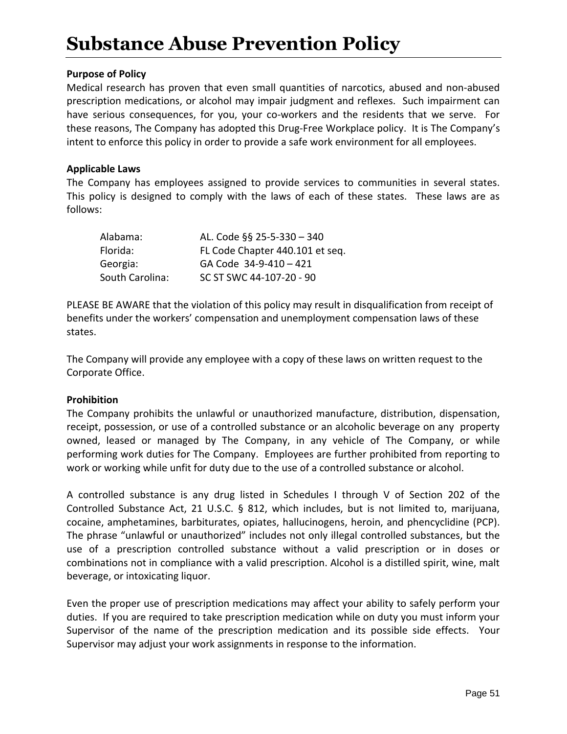# Substance Abuse Prevention Policy

**Purpose of Policy**

Medical research has proven that even small quantities of narcotics, abused and non-abused prescription medications, or alcohol may impair judgment and reflexes. Such impairment can have serious consequences, for you, your co-workers and the residents that we serve. For these reasons, The Company has adopted this Drug-Free Workplace policy. It is The Company's intent to enforce this policy in order to provide a safe work environment for all employees.

**Applicable Laws**

The Company has employees assigned to provide services to communities in several states. This policy is designed to comply with the laws of each of these states. These laws are as follows:

| | |
|---|---|
| Alabama: | AL. Code §§ 25-5-330 – 340 |
| Florida: | FL Code Chapter 440.101 et seq. |
| Georgia: | GA Code 34-9-410 – 421 |
| South Carolina: | SC ST SWC 44-107-20 - 90 |

PLEASE BE AWARE that the violation of this policy may result in disqualification from receipt of benefits under the workers' compensation and unemployment compensation laws of these states.

The Company will provide any employee with a copy of these laws on written request to the Corporate Office.

**Prohibition**

The Company prohibits the unlawful or unauthorized manufacture, distribution, dispensation, receipt, possession, or use of a controlled substance or an alcoholic beverage on any property owned, leased or managed by The Company, in any vehicle of The Company, or while performing work duties for The Company. Employees are further prohibited from reporting to work or working while unfit for duty due to the use of a controlled substance or alcohol.

A controlled substance is any drug listed in Schedules I through V of Section 202 of the Controlled Substance Act, 21 U.S.C. § 812, which includes, but is not limited to, marijuana, cocaine, amphetamines, barbiturates, opiates, hallucinogens, heroin, and phencyclidine (PCP). The phrase "unlawful or unauthorized" includes not only illegal controlled substances, but the use of a prescription controlled substance without a valid prescription or in doses or combinations not in compliance with a valid prescription. Alcohol is a distilled spirit, wine, malt beverage, or intoxicating liquor.

Even the proper use of prescription medications may affect your ability to safely perform your duties. If you are required to take prescription medication while on duty you must inform your Supervisor of the name of the prescription medication and its possible side effects. Your Supervisor may adjust your work assignments in response to the information.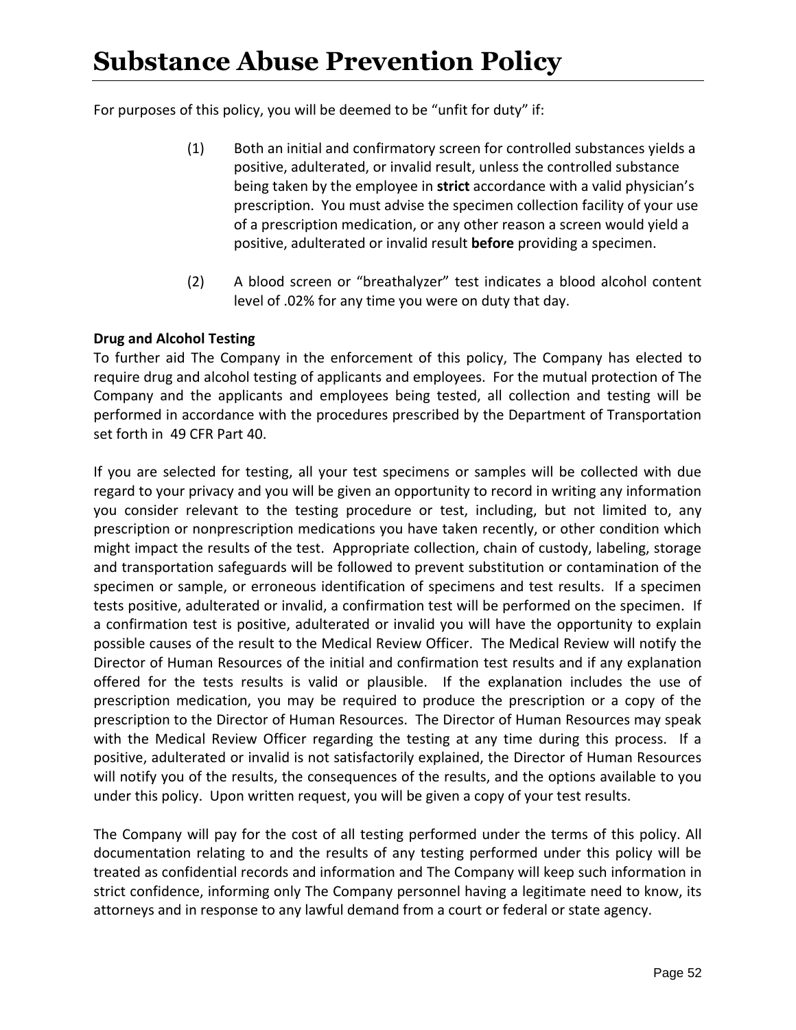# Substance Abuse Prevention Policy

For purposes of this policy, you will be deemed to be “unfit for duty” if:

(1) Both an initial and confirmatory screen for controlled substances yields a positive, adulterated, or invalid result, unless the controlled substance being taken by the employee in **strict** accordance with a valid physician’s prescription. You must advise the specimen collection facility of your use of a prescription medication, or any other reason a screen would yield a positive, adulterated or invalid result **before** providing a specimen.

(2) A blood screen or “breathalyzer” test indicates a blood alcohol content level of .02% for any time you were on duty that day.

**Drug and Alcohol Testing**
To further aid The Company in the enforcement of this policy, The Company has elected to require drug and alcohol testing of applicants and employees. For the mutual protection of The Company and the applicants and employees being tested, all collection and testing will be performed in accordance with the procedures prescribed by the Department of Transportation set forth in 49 CFR Part 40.

If you are selected for testing, all your test specimens or samples will be collected with due regard to your privacy and you will be given an opportunity to record in writing any information you consider relevant to the testing procedure or test, including, but not limited to, any prescription or nonprescription medications you have taken recently, or other condition which might impact the results of the test. Appropriate collection, chain of custody, labeling, storage and transportation safeguards will be followed to prevent substitution or contamination of the specimen or sample, or erroneous identification of specimens and test results. If a specimen tests positive, adulterated or invalid, a confirmation test will be performed on the specimen. If a confirmation test is positive, adulterated or invalid you will have the opportunity to explain possible causes of the result to the Medical Review Officer. The Medical Review will notify the Director of Human Resources of the initial and confirmation test results and if any explanation offered for the tests results is valid or plausible. If the explanation includes the use of prescription medication, you may be required to produce the prescription or a copy of the prescription to the Director of Human Resources. The Director of Human Resources may speak with the Medical Review Officer regarding the testing at any time during this process. If a positive, adulterated or invalid is not satisfactorily explained, the Director of Human Resources will notify you of the results, the consequences of the results, and the options available to you under this policy. Upon written request, you will be given a copy of your test results.

The Company will pay for the cost of all testing performed under the terms of this policy. All documentation relating to and the results of any testing performed under this policy will be treated as confidential records and information and The Company will keep such information in strict confidence, informing only The Company personnel having a legitimate need to know, its attorneys and in response to any lawful demand from a court or federal or state agency.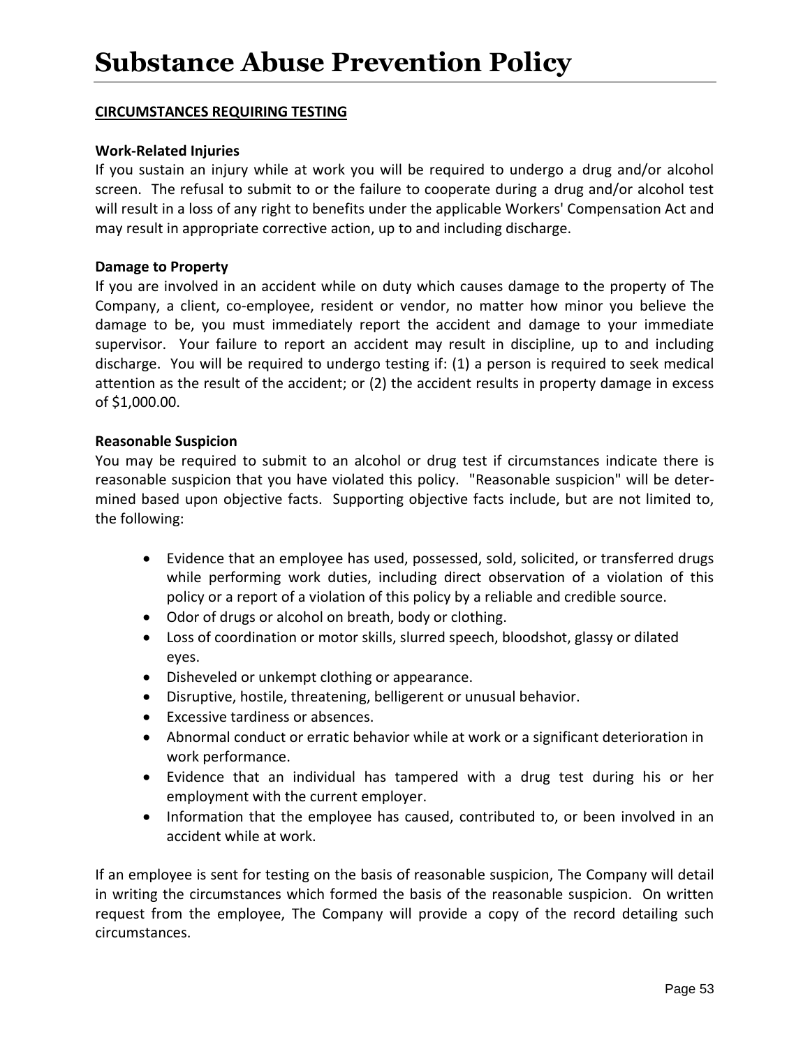# Substance Abuse Prevention Policy

**CIRCUMSTANCES REQUIRING TESTING**

**Work-Related Injuries**

If you sustain an injury while at work you will be required to undergo a drug and/or alcohol screen. The refusal to submit to or the failure to cooperate during a drug and/or alcohol test will result in a loss of any right to benefits under the applicable Workers' Compensation Act and may result in appropriate corrective action, up to and including discharge.

**Damage to Property**

If you are involved in an accident while on duty which causes damage to the property of The Company, a client, co-employee, resident or vendor, no matter how minor you believe the damage to be, you must immediately report the accident and damage to your immediate supervisor. Your failure to report an accident may result in discipline, up to and including discharge. You will be required to undergo testing if: (1) a person is required to seek medical attention as the result of the accident; or (2) the accident results in property damage in excess of $1,000.00.

**Reasonable Suspicion**

You may be required to submit to an alcohol or drug test if circumstances indicate there is reasonable suspicion that you have violated this policy. "Reasonable suspicion" will be determined based upon objective facts. Supporting objective facts include, but are not limited to, the following:

- Evidence that an employee has used, possessed, sold, solicited, or transferred drugs while performing work duties, including direct observation of a violation of this policy or a report of a violation of this policy by a reliable and credible source.
- Odor of drugs or alcohol on breath, body or clothing.
- Loss of coordination or motor skills, slurred speech, bloodshot, glassy or dilated eyes.
- Disheveled or unkempt clothing or appearance.
- Disruptive, hostile, threatening, belligerent or unusual behavior.
- Excessive tardiness or absences.
- Abnormal conduct or erratic behavior while at work or a significant deterioration in work performance.
- Evidence that an individual has tampered with a drug test during his or her employment with the current employer.
- Information that the employee has caused, contributed to, or been involved in an accident while at work.

If an employee is sent for testing on the basis of reasonable suspicion, The Company will detail in writing the circumstances which formed the basis of the reasonable suspicion. On written request from the employee, The Company will provide a copy of the record detailing such circumstances.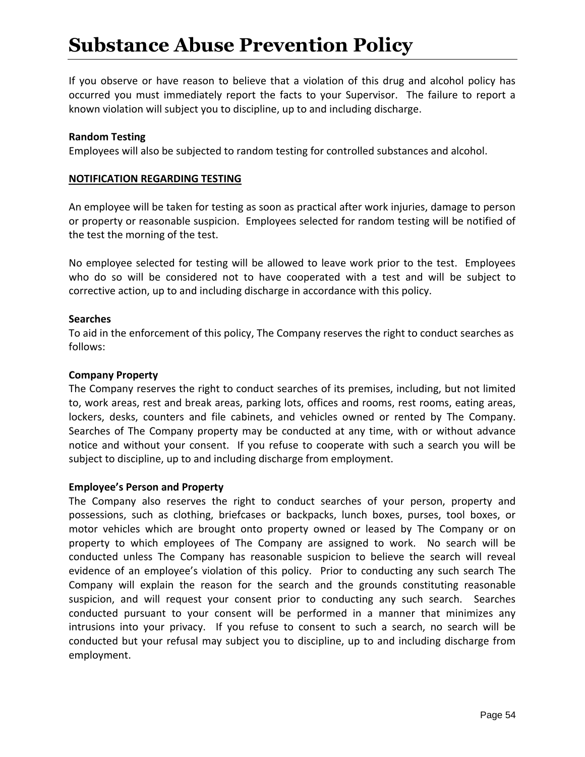# Substance Abuse Prevention Policy

If you observe or have reason to believe that a violation of this drug and alcohol policy has occurred you must immediately report the facts to your Supervisor. The failure to report a known violation will subject you to discipline, up to and including discharge.

**Random Testing**

Employees will also be subjected to random testing for controlled substances and alcohol.

**<u>NOTIFICATION REGARDING TESTING</u>**

An employee will be taken for testing as soon as practical after work injuries, damage to person or property or reasonable suspicion. Employees selected for random testing will be notified of the test the morning of the test.

No employee selected for testing will be allowed to leave work prior to the test. Employees who do so will be considered not to have cooperated with a test and will be subject to corrective action, up to and including discharge in accordance with this policy.

**Searches**

To aid in the enforcement of this policy, The Company reserves the right to conduct searches as follows:

**Company Property**

The Company reserves the right to conduct searches of its premises, including, but not limited to, work areas, rest and break areas, parking lots, offices and rooms, rest rooms, eating areas, lockers, desks, counters and file cabinets, and vehicles owned or rented by The Company. Searches of The Company property may be conducted at any time, with or without advance notice and without your consent. If you refuse to cooperate with such a search you will be subject to discipline, up to and including discharge from employment.

**Employee's Person and Property**

The Company also reserves the right to conduct searches of your person, property and possessions, such as clothing, briefcases or backpacks, lunch boxes, purses, tool boxes, or motor vehicles which are brought onto property owned or leased by The Company or on property to which employees of The Company are assigned to work. No search will be conducted unless The Company has reasonable suspicion to believe the search will reveal evidence of an employee's violation of this policy. Prior to conducting any such search The Company will explain the reason for the search and the grounds constituting reasonable suspicion, and will request your consent prior to conducting any such search. Searches conducted pursuant to your consent will be performed in a manner that minimizes any intrusions into your privacy. If you refuse to consent to such a search, no search will be conducted but your refusal may subject you to discipline, up to and including discharge from employment.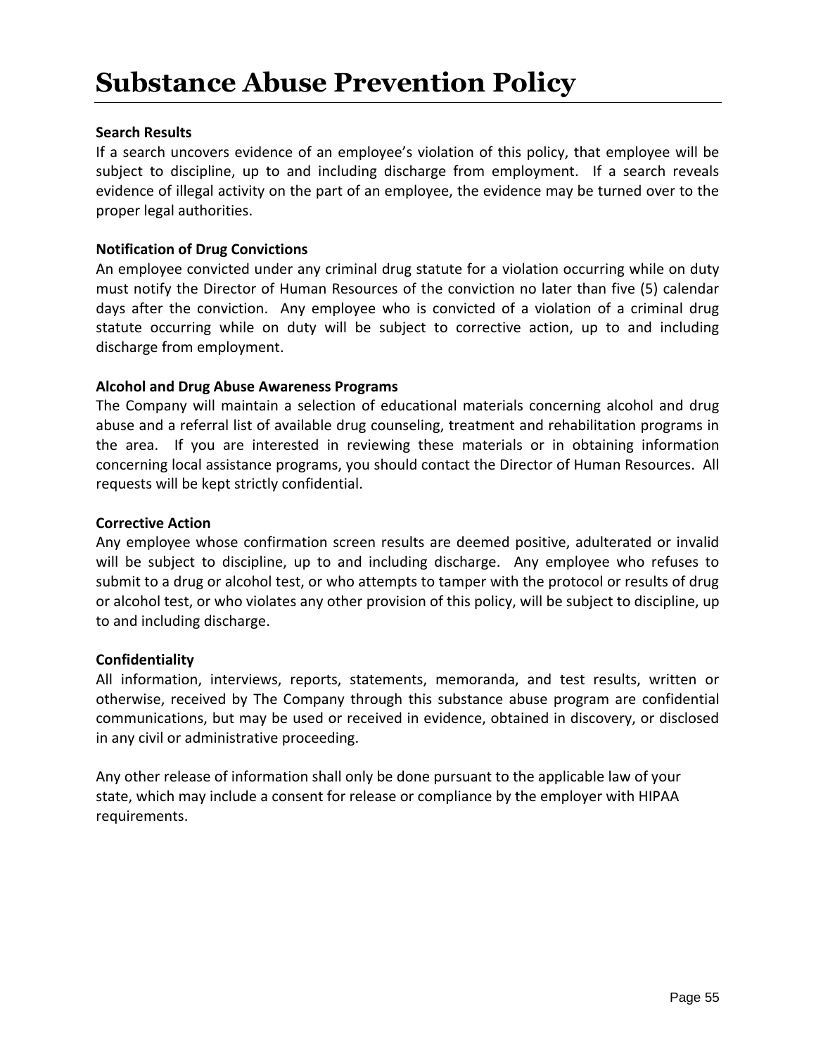# Substance Abuse Prevention Policy

**Search Results**

If a search uncovers evidence of an employee's violation of this policy, that employee will be subject to discipline, up to and including discharge from employment. If a search reveals evidence of illegal activity on the part of an employee, the evidence may be turned over to the proper legal authorities.

**Notification of Drug Convictions**

An employee convicted under any criminal drug statute for a violation occurring while on duty must notify the Director of Human Resources of the conviction no later than five (5) calendar days after the conviction. Any employee who is convicted of a violation of a criminal drug statute occurring while on duty will be subject to corrective action, up to and including discharge from employment.

**Alcohol and Drug Abuse Awareness Programs**

The Company will maintain a selection of educational materials concerning alcohol and drug abuse and a referral list of available drug counseling, treatment and rehabilitation programs in the area. If you are interested in reviewing these materials or in obtaining information concerning local assistance programs, you should contact the Director of Human Resources. All requests will be kept strictly confidential.

**Corrective Action**

Any employee whose confirmation screen results are deemed positive, adulterated or invalid will be subject to discipline, up to and including discharge. Any employee who refuses to submit to a drug or alcohol test, or who attempts to tamper with the protocol or results of drug or alcohol test, or who violates any other provision of this policy, will be subject to discipline, up to and including discharge.

**Confidentiality**

All information, interviews, reports, statements, memoranda, and test results, written or otherwise, received by The Company through this substance abuse program are confidential communications, but may be used or received in evidence, obtained in discovery, or disclosed in any civil or administrative proceeding.

Any other release of information shall only be done pursuant to the applicable law of your state, which may include a consent for release or compliance by the employer with HIPAA requirements.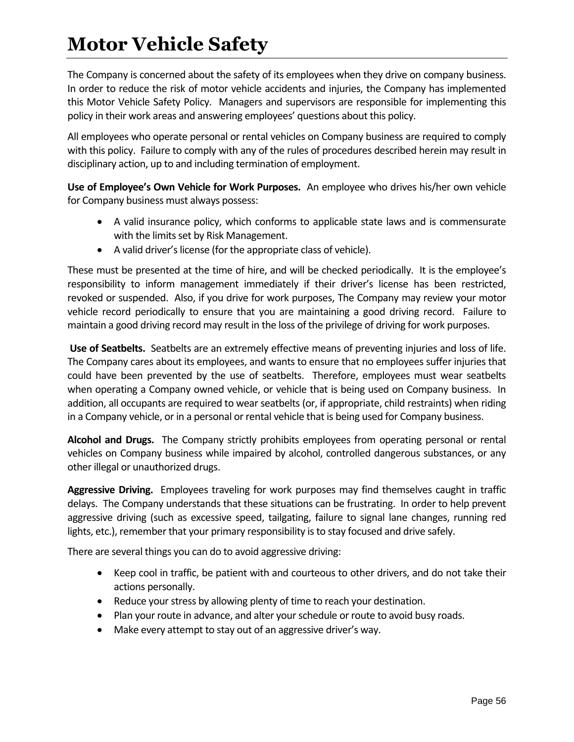# Motor Vehicle Safety

The Company is concerned about the safety of its employees when they drive on company business. In order to reduce the risk of motor vehicle accidents and injuries, the Company has implemented this Motor Vehicle Safety Policy. Managers and supervisors are responsible for implementing this policy in their work areas and answering employees' questions about this policy.

All employees who operate personal or rental vehicles on Company business are required to comply with this policy. Failure to comply with any of the rules of procedures described herein may result in disciplinary action, up to and including termination of employment.

**Use of Employee's Own Vehicle for Work Purposes.** An employee who drives his/her own vehicle for Company business must always possess:

- A valid insurance policy, which conforms to applicable state laws and is commensurate with the limits set by Risk Management.
- A valid driver's license (for the appropriate class of vehicle).

These must be presented at the time of hire, and will be checked periodically. It is the employee's responsibility to inform management immediately if their driver's license has been restricted, revoked or suspended. Also, if you drive for work purposes, The Company may review your motor vehicle record periodically to ensure that you are maintaining a good driving record. Failure to maintain a good driving record may result in the loss of the privilege of driving for work purposes.

**Use of Seatbelts.** Seatbelts are an extremely effective means of preventing injuries and loss of life. The Company cares about its employees, and wants to ensure that no employees suffer injuries that could have been prevented by the use of seatbelts. Therefore, employees must wear seatbelts when operating a Company owned vehicle, or vehicle that is being used on Company business. In addition, all occupants are required to wear seatbelts (or, if appropriate, child restraints) when riding in a Company vehicle, or in a personal or rental vehicle that is being used for Company business.

**Alcohol and Drugs.** The Company strictly prohibits employees from operating personal or rental vehicles on Company business while impaired by alcohol, controlled dangerous substances, or any other illegal or unauthorized drugs.

**Aggressive Driving.** Employees traveling for work purposes may find themselves caught in traffic delays. The Company understands that these situations can be frustrating. In order to help prevent aggressive driving (such as excessive speed, tailgating, failure to signal lane changes, running red lights, etc.), remember that your primary responsibility is to stay focused and drive safely.

There are several things you can do to avoid aggressive driving:

- Keep cool in traffic, be patient with and courteous to other drivers, and do not take their actions personally.
- Reduce your stress by allowing plenty of time to reach your destination.
- Plan your route in advance, and alter your schedule or route to avoid busy roads.
- Make every attempt to stay out of an aggressive driver's way.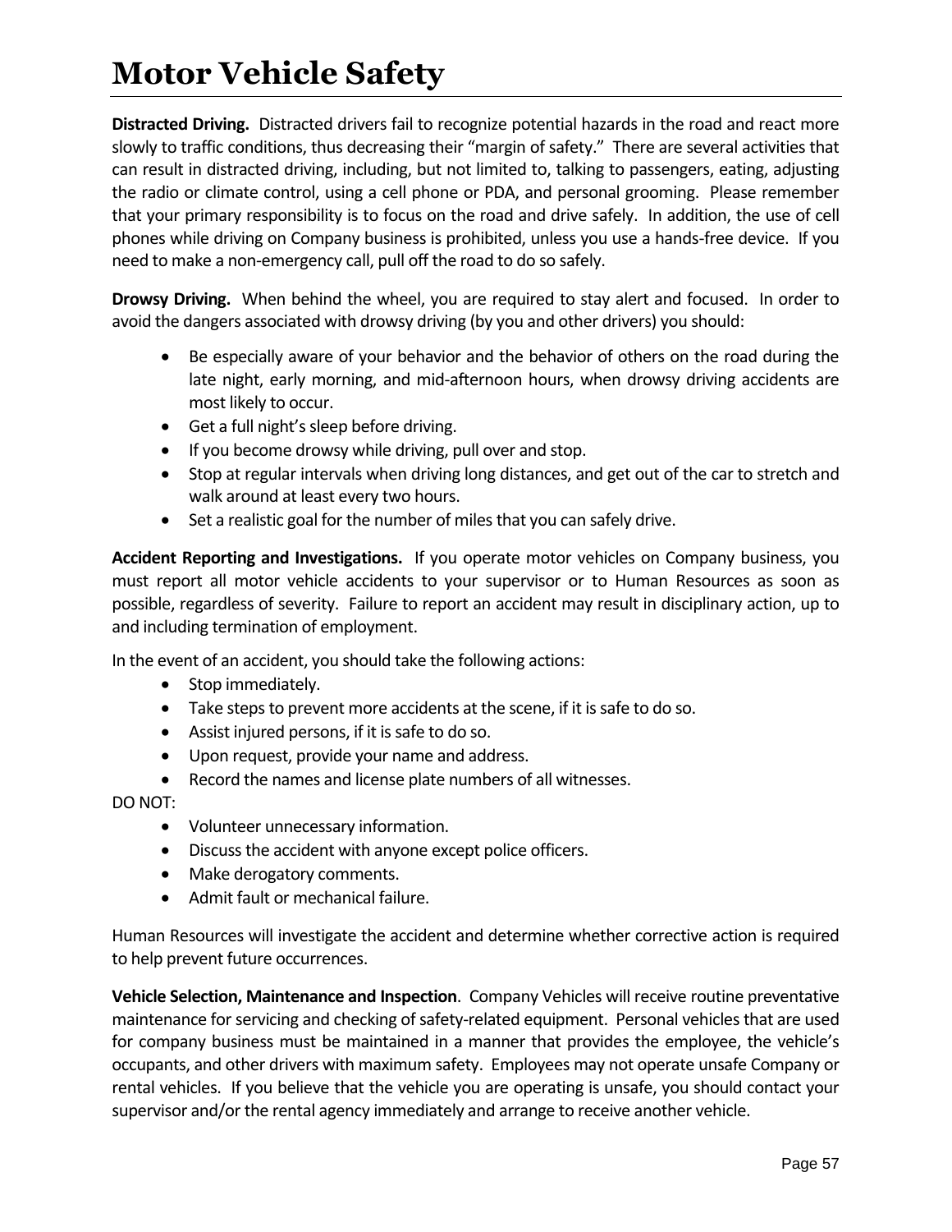# Motor Vehicle Safety

**Distracted Driving.** Distracted drivers fail to recognize potential hazards in the road and react more slowly to traffic conditions, thus decreasing their "margin of safety." There are several activities that can result in distracted driving, including, but not limited to, talking to passengers, eating, adjusting the radio or climate control, using a cell phone or PDA, and personal grooming. Please remember that your primary responsibility is to focus on the road and drive safely. In addition, the use of cell phones while driving on Company business is prohibited, unless you use a hands-free device. If you need to make a non-emergency call, pull off the road to do so safely.

**Drowsy Driving.** When behind the wheel, you are required to stay alert and focused. In order to avoid the dangers associated with drowsy driving (by you and other drivers) you should:

- Be especially aware of your behavior and the behavior of others on the road during the late night, early morning, and mid-afternoon hours, when drowsy driving accidents are most likely to occur.
- Get a full night's sleep before driving.
- If you become drowsy while driving, pull over and stop.
- Stop at regular intervals when driving long distances, and get out of the car to stretch and walk around at least every two hours.
- Set a realistic goal for the number of miles that you can safely drive.

**Accident Reporting and Investigations.** If you operate motor vehicles on Company business, you must report all motor vehicle accidents to your supervisor or to Human Resources as soon as possible, regardless of severity. Failure to report an accident may result in disciplinary action, up to and including termination of employment.

In the event of an accident, you should take the following actions:

- Stop immediately.
- Take steps to prevent more accidents at the scene, if it is safe to do so.
- Assist injured persons, if it is safe to do so.
- Upon request, provide your name and address.
- Record the names and license plate numbers of all witnesses.

DO NOT:

- Volunteer unnecessary information.
- Discuss the accident with anyone except police officers.
- Make derogatory comments.
- Admit fault or mechanical failure.

Human Resources will investigate the accident and determine whether corrective action is required to help prevent future occurrences.

**Vehicle Selection, Maintenance and Inspection**. Company Vehicles will receive routine preventative maintenance for servicing and checking of safety-related equipment. Personal vehicles that are used for company business must be maintained in a manner that provides the employee, the vehicle's occupants, and other drivers with maximum safety. Employees may not operate unsafe Company or rental vehicles. If you believe that the vehicle you are operating is unsafe, you should contact your supervisor and/or the rental agency immediately and arrange to receive another vehicle.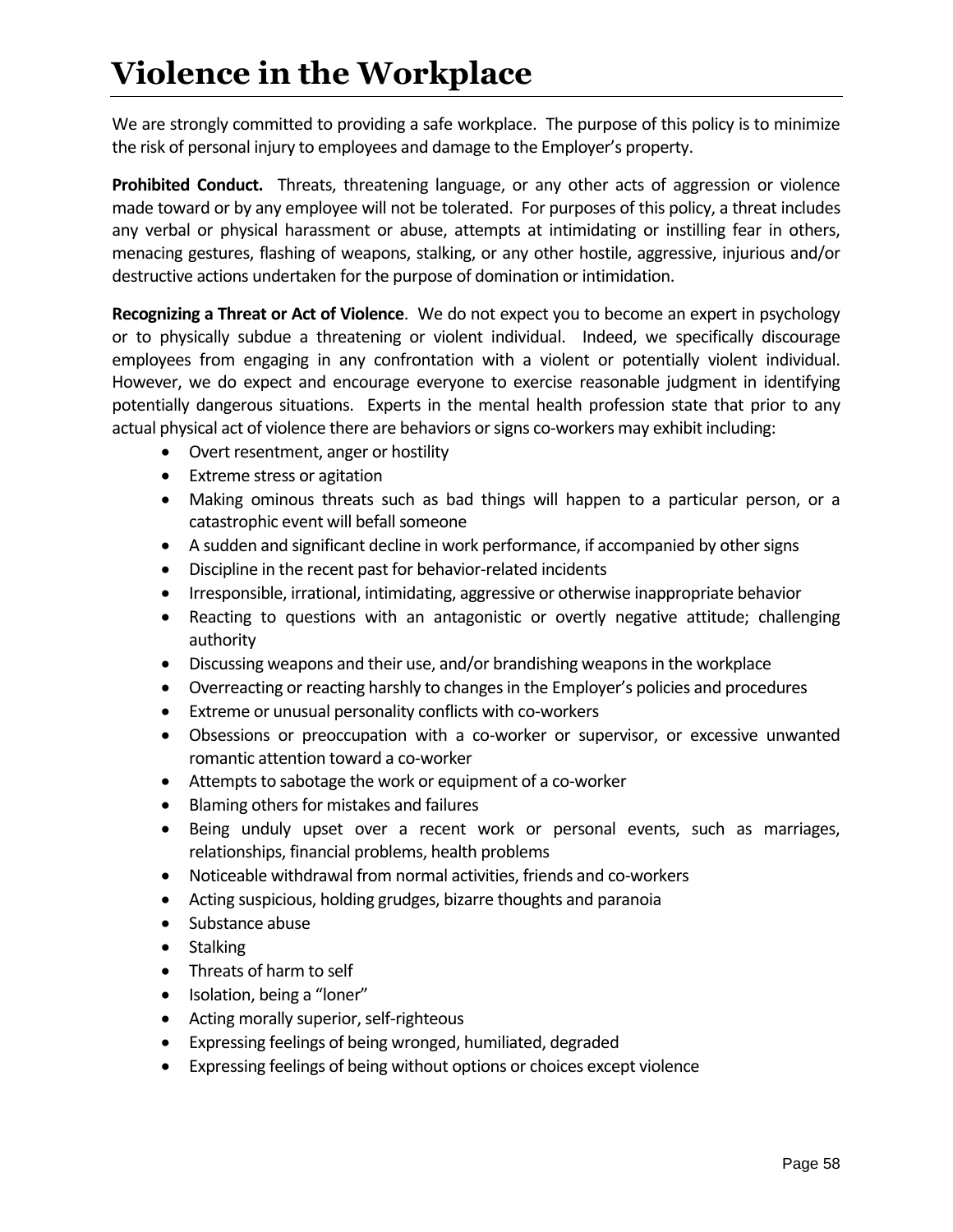# Violence in the Workplace

We are strongly committed to providing a safe workplace. The purpose of this policy is to minimize the risk of personal injury to employees and damage to the Employer's property.

**Prohibited Conduct.** Threats, threatening language, or any other acts of aggression or violence made toward or by any employee will not be tolerated. For purposes of this policy, a threat includes any verbal or physical harassment or abuse, attempts at intimidating or instilling fear in others, menacing gestures, flashing of weapons, stalking, or any other hostile, aggressive, injurious and/or destructive actions undertaken for the purpose of domination or intimidation.

**Recognizing a Threat or Act of Violence**. We do not expect you to become an expert in psychology or to physically subdue a threatening or violent individual. Indeed, we specifically discourage employees from engaging in any confrontation with a violent or potentially violent individual. However, we do expect and encourage everyone to exercise reasonable judgment in identifying potentially dangerous situations. Experts in the mental health profession state that prior to any actual physical act of violence there are behaviors or signs co-workers may exhibit including:

- Overt resentment, anger or hostility
- Extreme stress or agitation
- Making ominous threats such as bad things will happen to a particular person, or a catastrophic event will befall someone
- A sudden and significant decline in work performance, if accompanied by other signs
- Discipline in the recent past for behavior-related incidents
- Irresponsible, irrational, intimidating, aggressive or otherwise inappropriate behavior
- Reacting to questions with an antagonistic or overtly negative attitude; challenging authority
- Discussing weapons and their use, and/or brandishing weapons in the workplace
- Overreacting or reacting harshly to changes in the Employer's policies and procedures
- Extreme or unusual personality conflicts with co-workers
- Obsessions or preoccupation with a co-worker or supervisor, or excessive unwanted romantic attention toward a co-worker
- Attempts to sabotage the work or equipment of a co-worker
- Blaming others for mistakes and failures
- Being unduly upset over a recent work or personal events, such as marriages, relationships, financial problems, health problems
- Noticeable withdrawal from normal activities, friends and co-workers
- Acting suspicious, holding grudges, bizarre thoughts and paranoia
- Substance abuse
- Stalking
- Threats of harm to self
- Isolation, being a "loner"
- Acting morally superior, self-righteous
- Expressing feelings of being wronged, humiliated, degraded
- Expressing feelings of being without options or choices except violence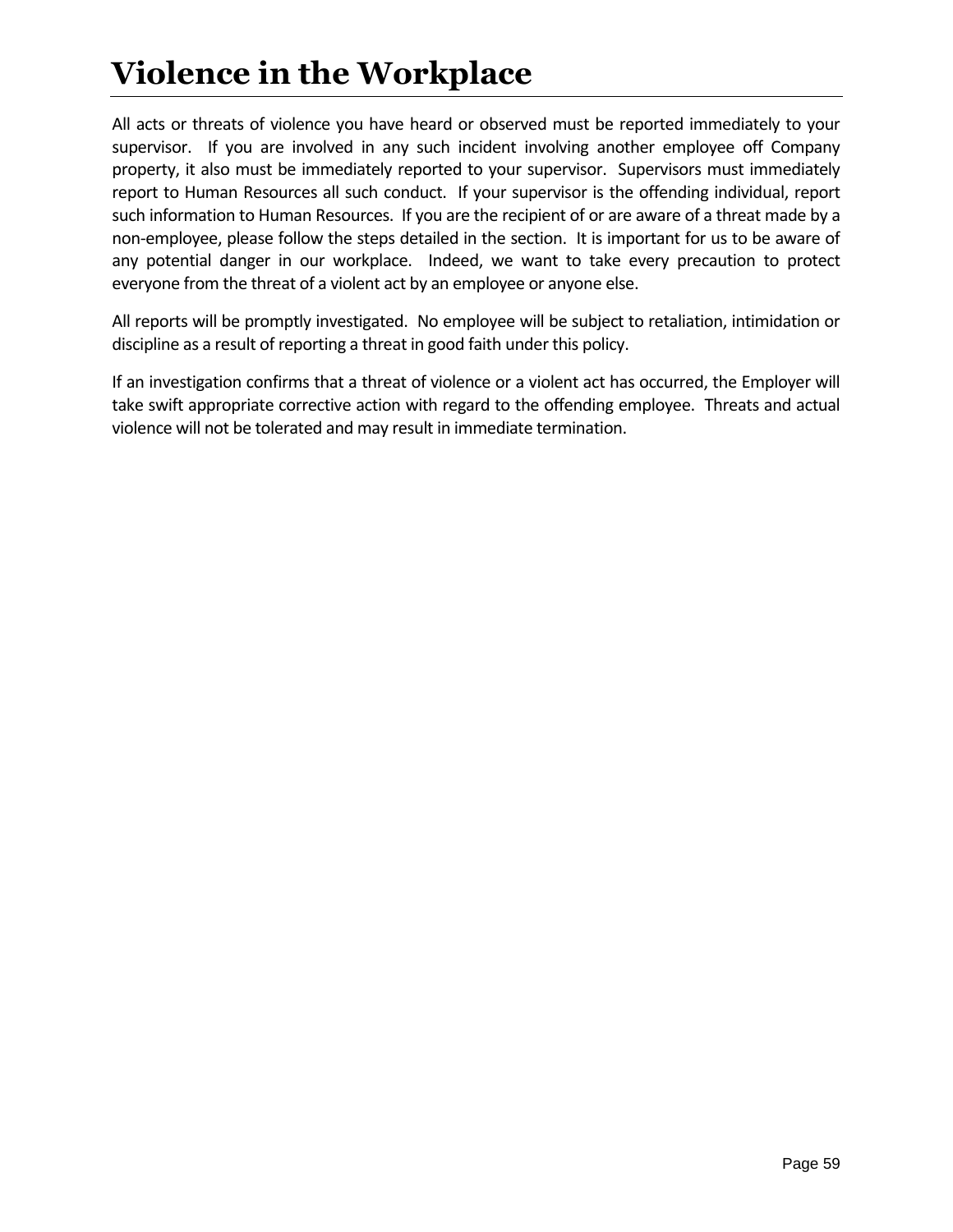# Violence in the Workplace

All acts or threats of violence you have heard or observed must be reported immediately to your supervisor. If you are involved in any such incident involving another employee off Company property, it also must be immediately reported to your supervisor. Supervisors must immediately report to Human Resources all such conduct. If your supervisor is the offending individual, report such information to Human Resources. If you are the recipient of or are aware of a threat made by a non-employee, please follow the steps detailed in the section. It is important for us to be aware of any potential danger in our workplace. Indeed, we want to take every precaution to protect everyone from the threat of a violent act by an employee or anyone else.

All reports will be promptly investigated. No employee will be subject to retaliation, intimidation or discipline as a result of reporting a threat in good faith under this policy.

If an investigation confirms that a threat of violence or a violent act has occurred, the Employer will take swift appropriate corrective action with regard to the offending employee. Threats and actual violence will not be tolerated and may result in immediate termination.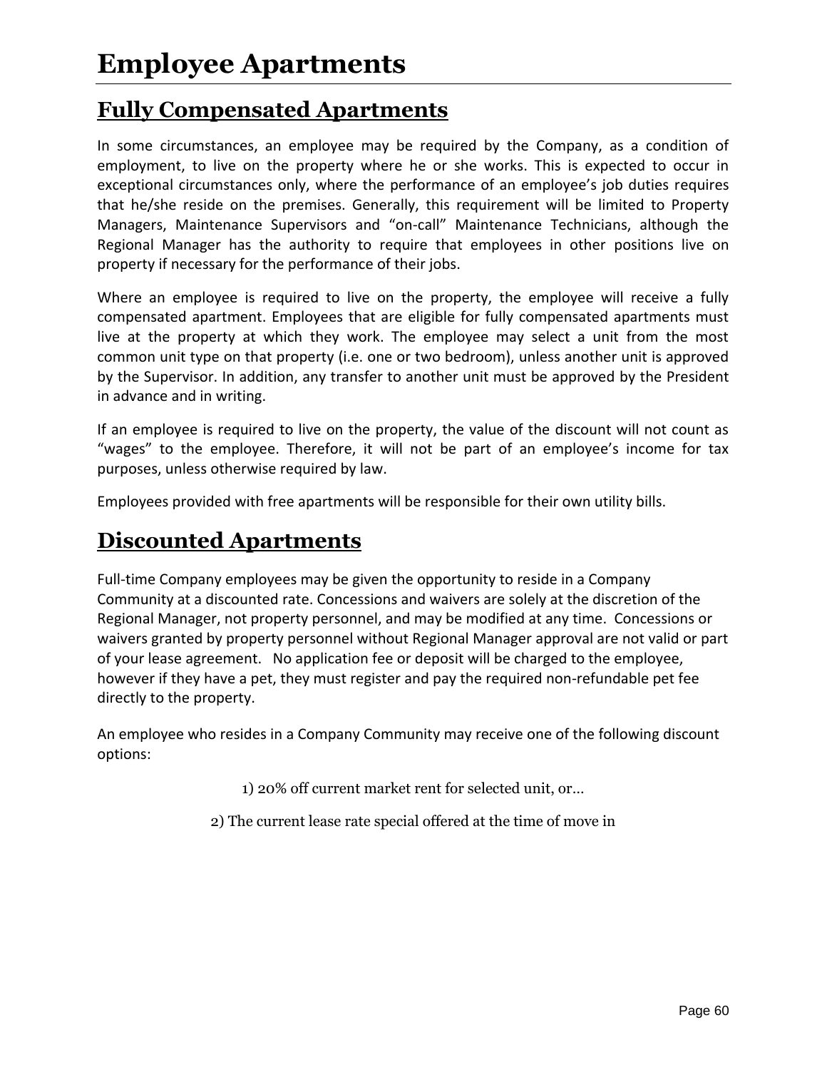# Employee Apartments

## Fully Compensated Apartments

In some circumstances, an employee may be required by the Company, as a condition of employment, to live on the property where he or she works. This is expected to occur in exceptional circumstances only, where the performance of an employee's job duties requires that he/she reside on the premises. Generally, this requirement will be limited to Property Managers, Maintenance Supervisors and "on-call" Maintenance Technicians, although the Regional Manager has the authority to require that employees in other positions live on property if necessary for the performance of their jobs.

Where an employee is required to live on the property, the employee will receive a fully compensated apartment. Employees that are eligible for fully compensated apartments must live at the property at which they work. The employee may select a unit from the most common unit type on that property (i.e. one or two bedroom), unless another unit is approved by the Supervisor. In addition, any transfer to another unit must be approved by the President in advance and in writing.

If an employee is required to live on the property, the value of the discount will not count as "wages" to the employee. Therefore, it will not be part of an employee's income for tax purposes, unless otherwise required by law.

Employees provided with free apartments will be responsible for their own utility bills.

## Discounted Apartments

Full-time Company employees may be given the opportunity to reside in a Company Community at a discounted rate. Concessions and waivers are solely at the discretion of the Regional Manager, not property personnel, and may be modified at any time. Concessions or waivers granted by property personnel without Regional Manager approval are not valid or part of your lease agreement. No application fee or deposit will be charged to the employee, however if they have a pet, they must register and pay the required non-refundable pet fee directly to the property.

An employee who resides in a Company Community may receive one of the following discount options:

1) 20% off current market rent for selected unit, or…

2) The current lease rate special offered at the time of move in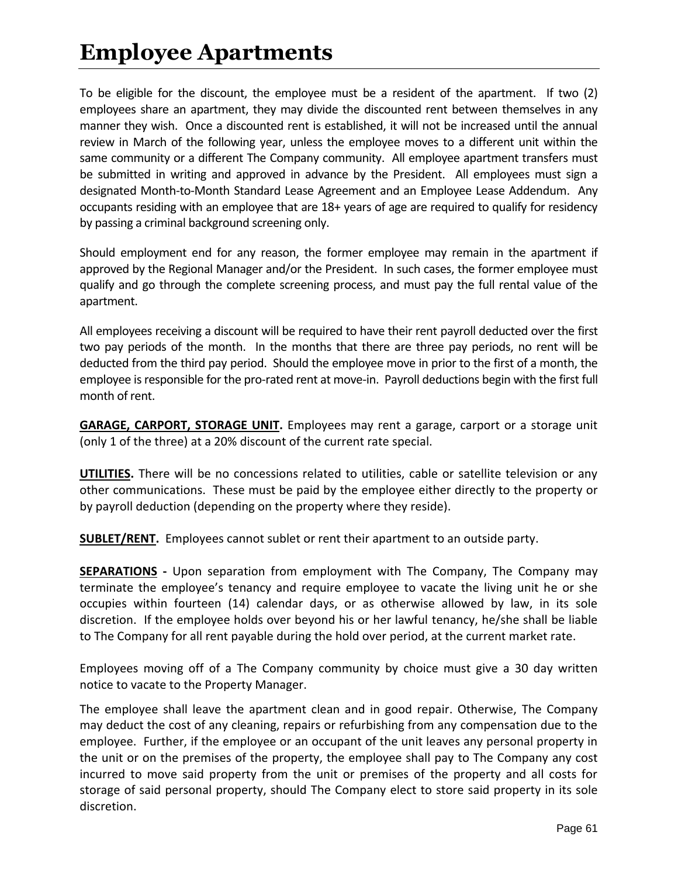# Employee Apartments

To be eligible for the discount, the employee must be a resident of the apartment. If two (2) employees share an apartment, they may divide the discounted rent between themselves in any manner they wish. Once a discounted rent is established, it will not be increased until the annual review in March of the following year, unless the employee moves to a different unit within the same community or a different The Company community. All employee apartment transfers must be submitted in writing and approved in advance by the President. All employees must sign a designated Month-to-Month Standard Lease Agreement and an Employee Lease Addendum. Any occupants residing with an employee that are 18+ years of age are required to qualify for residency by passing a criminal background screening only.

Should employment end for any reason, the former employee may remain in the apartment if approved by the Regional Manager and/or the President. In such cases, the former employee must qualify and go through the complete screening process, and must pay the full rental value of the apartment.

All employees receiving a discount will be required to have their rent payroll deducted over the first two pay periods of the month. In the months that there are three pay periods, no rent will be deducted from the third pay period. Should the employee move in prior to the first of a month, the employee is responsible for the pro-rated rent at move-in. Payroll deductions begin with the first full month of rent.

**GARAGE, CARPORT, STORAGE UNIT.** Employees may rent a garage, carport or a storage unit (only 1 of the three) at a 20% discount of the current rate special.

**UTILITIES.** There will be no concessions related to utilities, cable or satellite television or any other communications. These must be paid by the employee either directly to the property or by payroll deduction (depending on the property where they reside).

**SUBLET/RENT.** Employees cannot sublet or rent their apartment to an outside party.

**SEPARATIONS -** Upon separation from employment with The Company, The Company may terminate the employee's tenancy and require employee to vacate the living unit he or she occupies within fourteen (14) calendar days, or as otherwise allowed by law, in its sole discretion. If the employee holds over beyond his or her lawful tenancy, he/she shall be liable to The Company for all rent payable during the hold over period, at the current market rate.

Employees moving off of a The Company community by choice must give a 30 day written notice to vacate to the Property Manager.

The employee shall leave the apartment clean and in good repair. Otherwise, The Company may deduct the cost of any cleaning, repairs or refurbishing from any compensation due to the employee. Further, if the employee or an occupant of the unit leaves any personal property in the unit or on the premises of the property, the employee shall pay to The Company any cost incurred to move said property from the unit or premises of the property and all costs for storage of said personal property, should The Company elect to store said property in its sole discretion.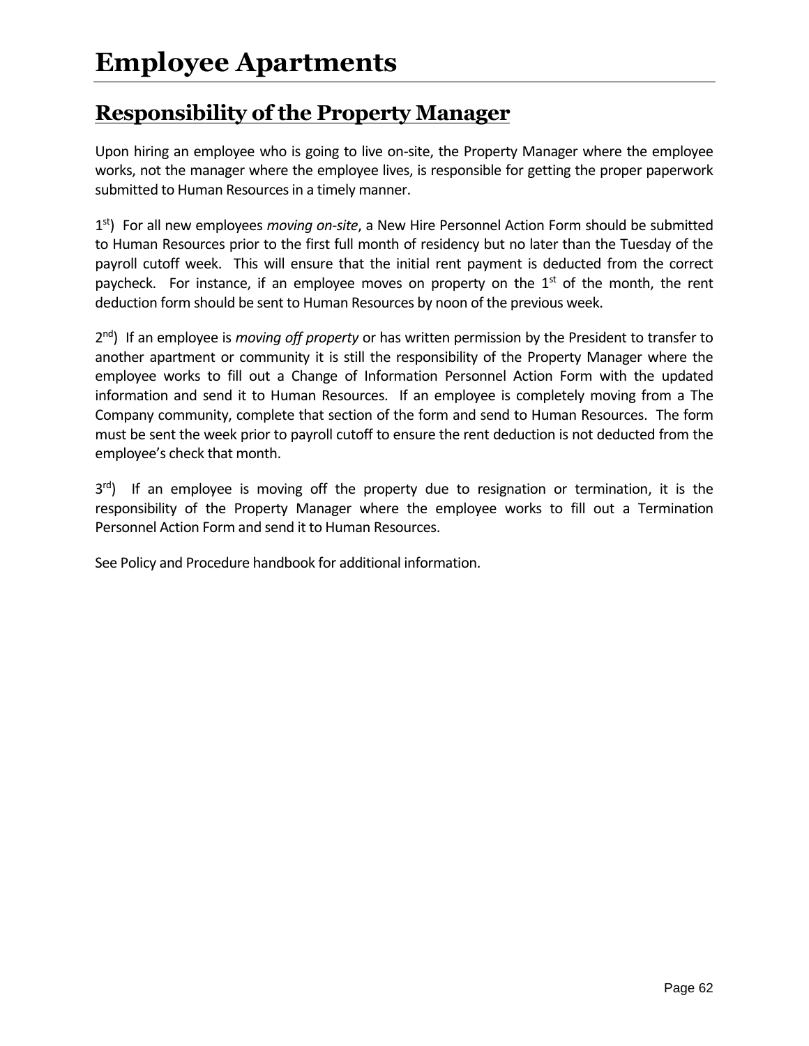# Employee Apartments

## Responsibility of the Property Manager

Upon hiring an employee who is going to live on-site, the Property Manager where the employee works, not the manager where the employee lives, is responsible for getting the proper paperwork submitted to Human Resources in a timely manner.

1st) For all new employees *moving on-site*, a New Hire Personnel Action Form should be submitted to Human Resources prior to the first full month of residency but no later than the Tuesday of the payroll cutoff week. This will ensure that the initial rent payment is deducted from the correct paycheck. For instance, if an employee moves on property on the 1st of the month, the rent deduction form should be sent to Human Resources by noon of the previous week.

2nd) If an employee is *moving off property* or has written permission by the President to transfer to another apartment or community it is still the responsibility of the Property Manager where the employee works to fill out a Change of Information Personnel Action Form with the updated information and send it to Human Resources. If an employee is completely moving from a The Company community, complete that section of the form and send to Human Resources. The form must be sent the week prior to payroll cutoff to ensure the rent deduction is not deducted from the employee's check that month.

3rd) If an employee is moving off the property due to resignation or termination, it is the responsibility of the Property Manager where the employee works to fill out a Termination Personnel Action Form and send it to Human Resources.

See Policy and Procedure handbook for additional information.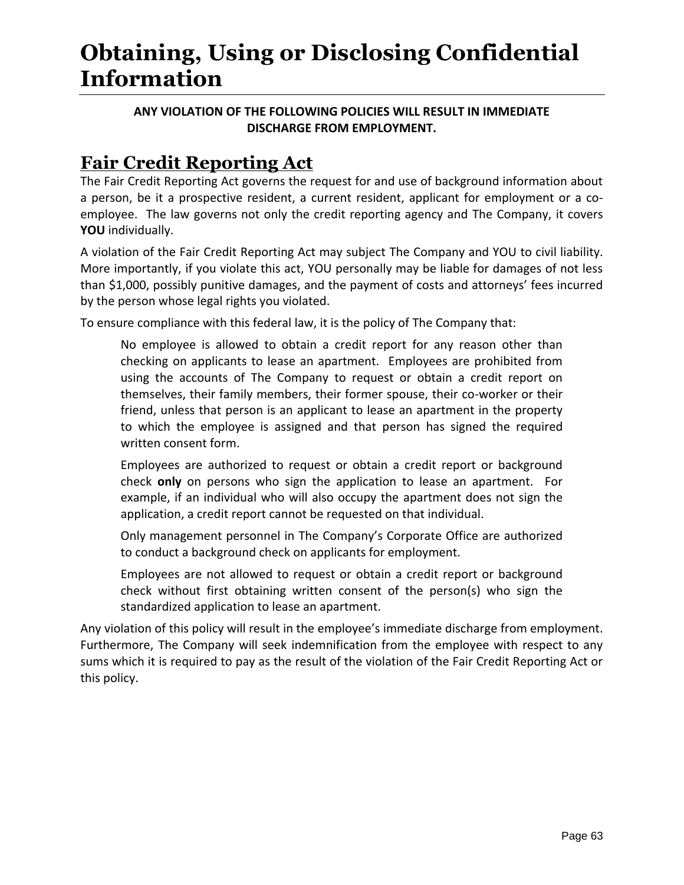# Obtaining, Using or Disclosing Confidential Information

**ANY VIOLATION OF THE FOLLOWING POLICIES WILL RESULT IN IMMEDIATE DISCHARGE FROM EMPLOYMENT.**

## Fair Credit Reporting Act

The Fair Credit Reporting Act governs the request for and use of background information about a person, be it a prospective resident, a current resident, applicant for employment or a co-employee. The law governs not only the credit reporting agency and The Company, it covers **YOU** individually.

A violation of the Fair Credit Reporting Act may subject The Company and YOU to civil liability. More importantly, if you violate this act, YOU personally may be liable for damages of not less than $1,000, possibly punitive damages, and the payment of costs and attorneys' fees incurred by the person whose legal rights you violated.

To ensure compliance with this federal law, it is the policy of The Company that:

> No employee is allowed to obtain a credit report for any reason other than checking on applicants to lease an apartment. Employees are prohibited from using the accounts of The Company to request or obtain a credit report on themselves, their family members, their former spouse, their co-worker or their friend, unless that person is an applicant to lease an apartment in the property to which the employee is assigned and that person has signed the required written consent form.
>
> Employees are authorized to request or obtain a credit report or background check **only** on persons who sign the application to lease an apartment. For example, if an individual who will also occupy the apartment does not sign the application, a credit report cannot be requested on that individual.
>
> Only management personnel in The Company's Corporate Office are authorized to conduct a background check on applicants for employment.
>
> Employees are not allowed to request or obtain a credit report or background check without first obtaining written consent of the person(s) who sign the standardized application to lease an apartment.

Any violation of this policy will result in the employee's immediate discharge from employment. Furthermore, The Company will seek indemnification from the employee with respect to any sums which it is required to pay as the result of the violation of the Fair Credit Reporting Act or this policy.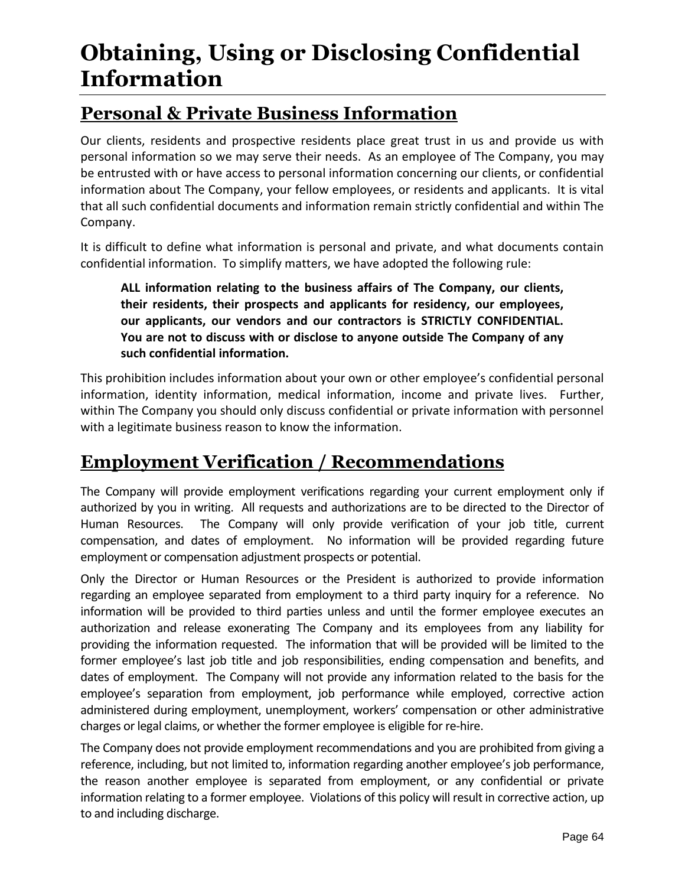# Obtaining, Using or Disclosing Confidential Information

## Personal & Private Business Information

Our clients, residents and prospective residents place great trust in us and provide us with personal information so we may serve their needs. As an employee of The Company, you may be entrusted with or have access to personal information concerning our clients, or confidential information about The Company, your fellow employees, or residents and applicants. It is vital that all such confidential documents and information remain strictly confidential and within The Company.

It is difficult to define what information is personal and private, and what documents contain confidential information. To simplify matters, we have adopted the following rule:

> **ALL information relating to the business affairs of The Company, our clients, their residents, their prospects and applicants for residency, our employees, our applicants, our vendors and our contractors is STRICTLY CONFIDENTIAL. You are not to discuss with or disclose to anyone outside The Company of any such confidential information.**

This prohibition includes information about your own or other employee's confidential personal information, identity information, medical information, income and private lives. Further, within The Company you should only discuss confidential or private information with personnel with a legitimate business reason to know the information.

## Employment Verification / Recommendations

The Company will provide employment verifications regarding your current employment only if authorized by you in writing. All requests and authorizations are to be directed to the Director of Human Resources. The Company will only provide verification of your job title, current compensation, and dates of employment. No information will be provided regarding future employment or compensation adjustment prospects or potential.

Only the Director or Human Resources or the President is authorized to provide information regarding an employee separated from employment to a third party inquiry for a reference. No information will be provided to third parties unless and until the former employee executes an authorization and release exonerating The Company and its employees from any liability for providing the information requested. The information that will be provided will be limited to the former employee's last job title and job responsibilities, ending compensation and benefits, and dates of employment. The Company will not provide any information related to the basis for the employee's separation from employment, job performance while employed, corrective action administered during employment, unemployment, workers' compensation or other administrative charges or legal claims, or whether the former employee is eligible for re-hire.

The Company does not provide employment recommendations and you are prohibited from giving a reference, including, but not limited to, information regarding another employee's job performance, the reason another employee is separated from employment, or any confidential or private information relating to a former employee. Violations of this policy will result in corrective action, up to and including discharge.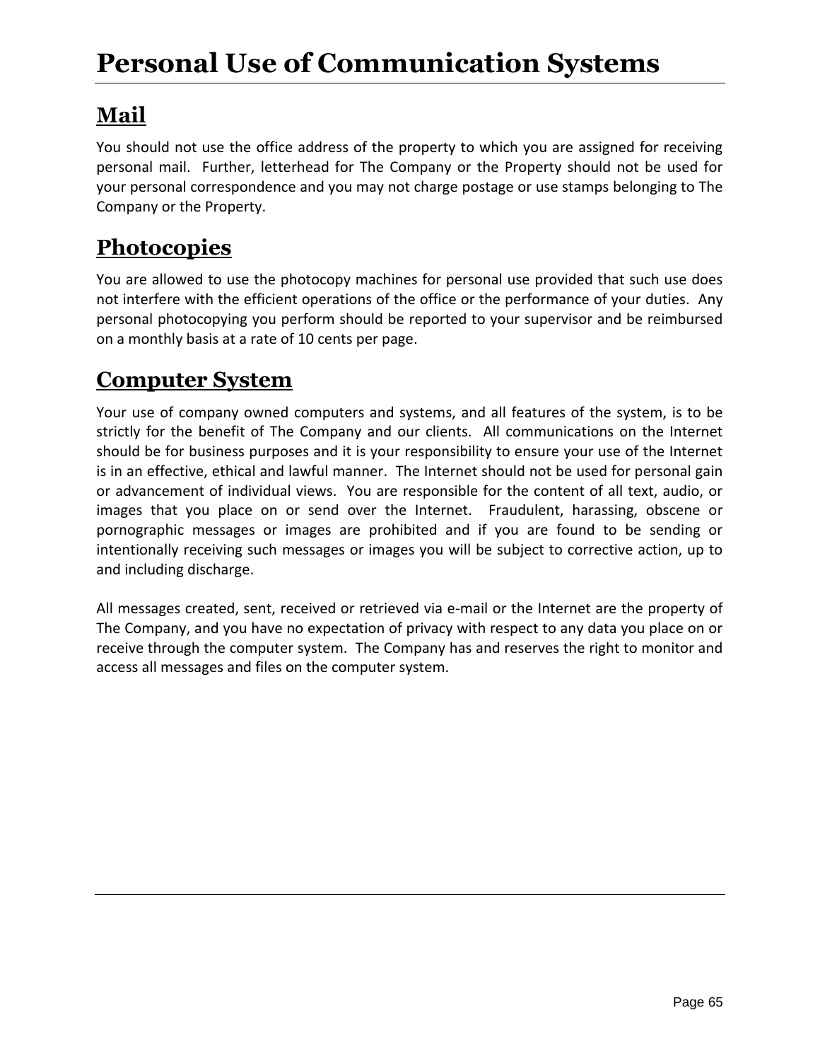# Personal Use of Communication Systems

## Mail

You should not use the office address of the property to which you are assigned for receiving personal mail. Further, letterhead for The Company or the Property should not be used for your personal correspondence and you may not charge postage or use stamps belonging to The Company or the Property.

## Photocopies

You are allowed to use the photocopy machines for personal use provided that such use does not interfere with the efficient operations of the office or the performance of your duties. Any personal photocopying you perform should be reported to your supervisor and be reimbursed on a monthly basis at a rate of 10 cents per page.

## Computer System

Your use of company owned computers and systems, and all features of the system, is to be strictly for the benefit of The Company and our clients. All communications on the Internet should be for business purposes and it is your responsibility to ensure your use of the Internet is in an effective, ethical and lawful manner. The Internet should not be used for personal gain or advancement of individual views. You are responsible for the content of all text, audio, or images that you place on or send over the Internet. Fraudulent, harassing, obscene or pornographic messages or images are prohibited and if you are found to be sending or intentionally receiving such messages or images you will be subject to corrective action, up to and including discharge.

All messages created, sent, received or retrieved via e-mail or the Internet are the property of The Company, and you have no expectation of privacy with respect to any data you place on or receive through the computer system. The Company has and reserves the right to monitor and access all messages and files on the computer system.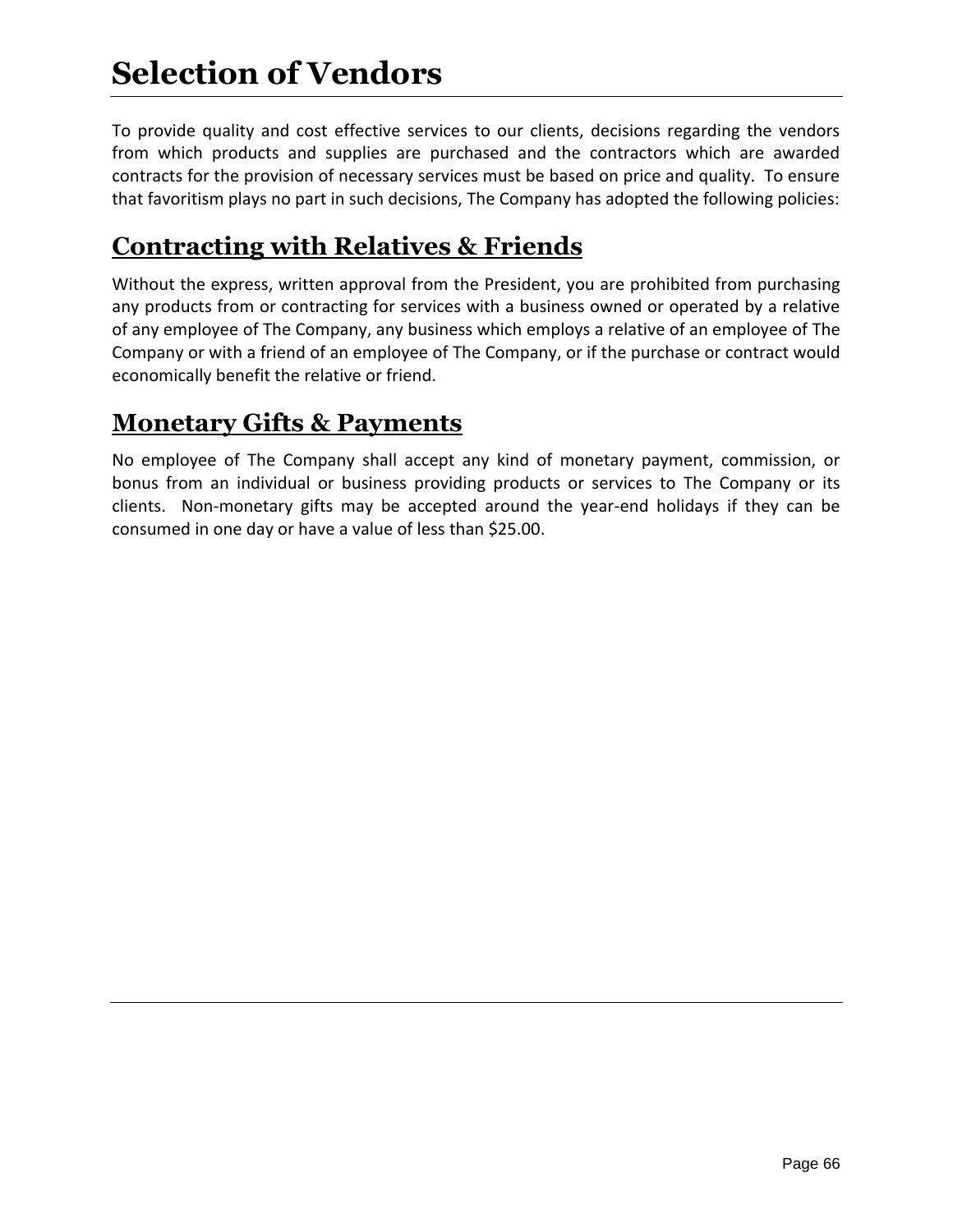# Selection of Vendors

To provide quality and cost effective services to our clients, decisions regarding the vendors from which products and supplies are purchased and the contractors which are awarded contracts for the provision of necessary services must be based on price and quality. To ensure that favoritism plays no part in such decisions, The Company has adopted the following policies:

## Contracting with Relatives & Friends

Without the express, written approval from the President, you are prohibited from purchasing any products from or contracting for services with a business owned or operated by a relative of any employee of The Company, any business which employs a relative of an employee of The Company or with a friend of an employee of The Company, or if the purchase or contract would economically benefit the relative or friend.

## Monetary Gifts & Payments

No employee of The Company shall accept any kind of monetary payment, commission, or bonus from an individual or business providing products or services to The Company or its clients. Non-monetary gifts may be accepted around the year-end holidays if they can be consumed in one day or have a value of less than $25.00.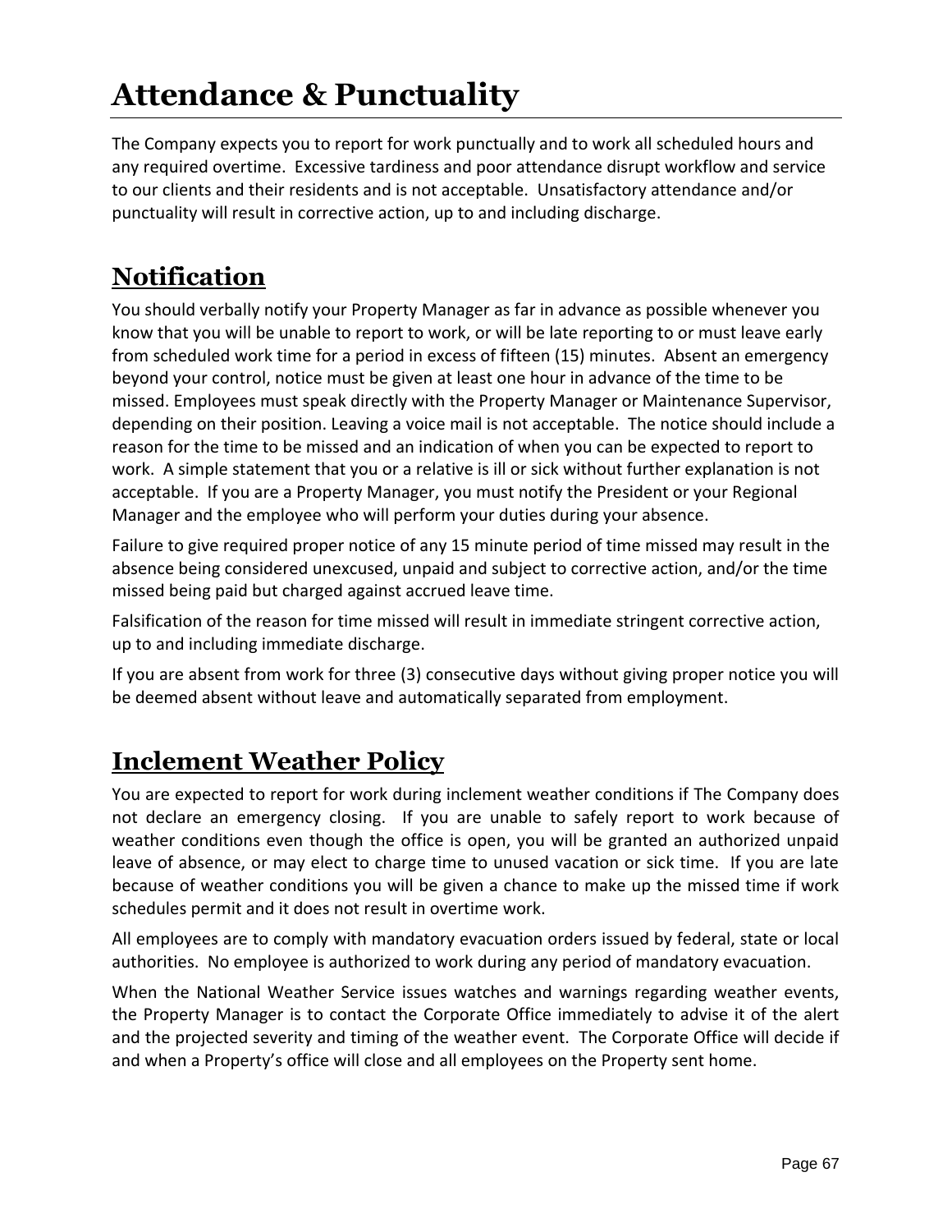# Attendance & Punctuality

The Company expects you to report for work punctually and to work all scheduled hours and any required overtime. Excessive tardiness and poor attendance disrupt workflow and service to our clients and their residents and is not acceptable. Unsatisfactory attendance and/or punctuality will result in corrective action, up to and including discharge.

## Notification

You should verbally notify your Property Manager as far in advance as possible whenever you know that you will be unable to report to work, or will be late reporting to or must leave early from scheduled work time for a period in excess of fifteen (15) minutes. Absent an emergency beyond your control, notice must be given at least one hour in advance of the time to be missed. Employees must speak directly with the Property Manager or Maintenance Supervisor, depending on their position. Leaving a voice mail is not acceptable. The notice should include a reason for the time to be missed and an indication of when you can be expected to report to work. A simple statement that you or a relative is ill or sick without further explanation is not acceptable. If you are a Property Manager, you must notify the President or your Regional Manager and the employee who will perform your duties during your absence.

Failure to give required proper notice of any 15 minute period of time missed may result in the absence being considered unexcused, unpaid and subject to corrective action, and/or the time missed being paid but charged against accrued leave time.

Falsification of the reason for time missed will result in immediate stringent corrective action, up to and including immediate discharge.

If you are absent from work for three (3) consecutive days without giving proper notice you will be deemed absent without leave and automatically separated from employment.

## Inclement Weather Policy

You are expected to report for work during inclement weather conditions if The Company does not declare an emergency closing. If you are unable to safely report to work because of weather conditions even though the office is open, you will be granted an authorized unpaid leave of absence, or may elect to charge time to unused vacation or sick time. If you are late because of weather conditions you will be given a chance to make up the missed time if work schedules permit and it does not result in overtime work.

All employees are to comply with mandatory evacuation orders issued by federal, state or local authorities. No employee is authorized to work during any period of mandatory evacuation.

When the National Weather Service issues watches and warnings regarding weather events, the Property Manager is to contact the Corporate Office immediately to advise it of the alert and the projected severity and timing of the weather event. The Corporate Office will decide if and when a Property's office will close and all employees on the Property sent home.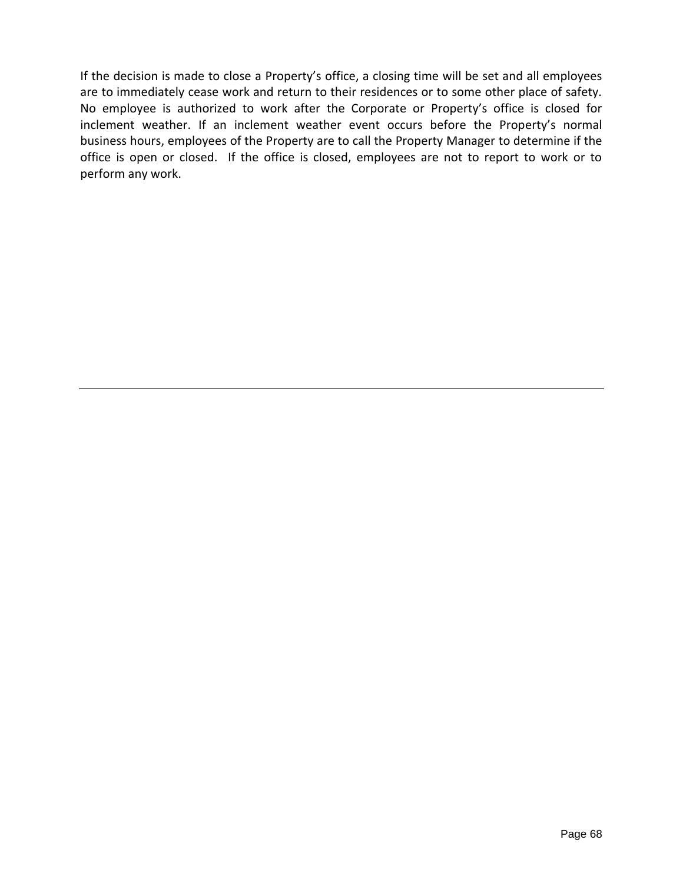If the decision is made to close a Property's office, a closing time will be set and all employees are to immediately cease work and return to their residences or to some other place of safety. No employee is authorized to work after the Corporate or Property's office is closed for inclement weather. If an inclement weather event occurs before the Property's normal business hours, employees of the Property are to call the Property Manager to determine if the office is open or closed. If the office is closed, employees are not to report to work or to perform any work.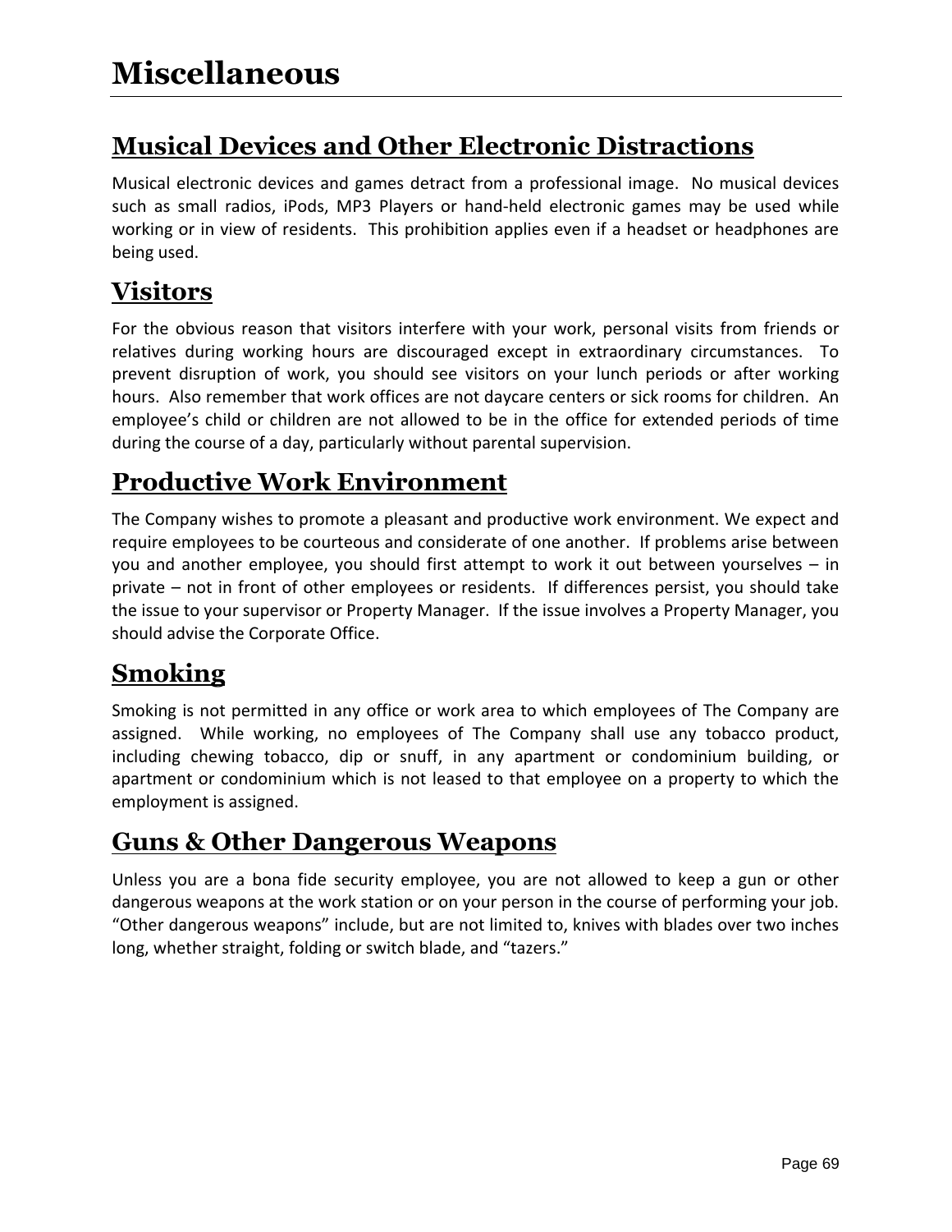# Miscellaneous

## Musical Devices and Other Electronic Distractions

Musical electronic devices and games detract from a professional image. No musical devices such as small radios, iPods, MP3 Players or hand-held electronic games may be used while working or in view of residents. This prohibition applies even if a headset or headphones are being used.

## Visitors

For the obvious reason that visitors interfere with your work, personal visits from friends or relatives during working hours are discouraged except in extraordinary circumstances. To prevent disruption of work, you should see visitors on your lunch periods or after working hours. Also remember that work offices are not daycare centers or sick rooms for children. An employee's child or children are not allowed to be in the office for extended periods of time during the course of a day, particularly without parental supervision.

## Productive Work Environment

The Company wishes to promote a pleasant and productive work environment. We expect and require employees to be courteous and considerate of one another. If problems arise between you and another employee, you should first attempt to work it out between yourselves – in private – not in front of other employees or residents. If differences persist, you should take the issue to your supervisor or Property Manager. If the issue involves a Property Manager, you should advise the Corporate Office.

## Smoking

Smoking is not permitted in any office or work area to which employees of The Company are assigned. While working, no employees of The Company shall use any tobacco product, including chewing tobacco, dip or snuff, in any apartment or condominium building, or apartment or condominium which is not leased to that employee on a property to which the employment is assigned.

## Guns & Other Dangerous Weapons

Unless you are a bona fide security employee, you are not allowed to keep a gun or other dangerous weapons at the work station or on your person in the course of performing your job. "Other dangerous weapons" include, but are not limited to, knives with blades over two inches long, whether straight, folding or switch blade, and "tazers."